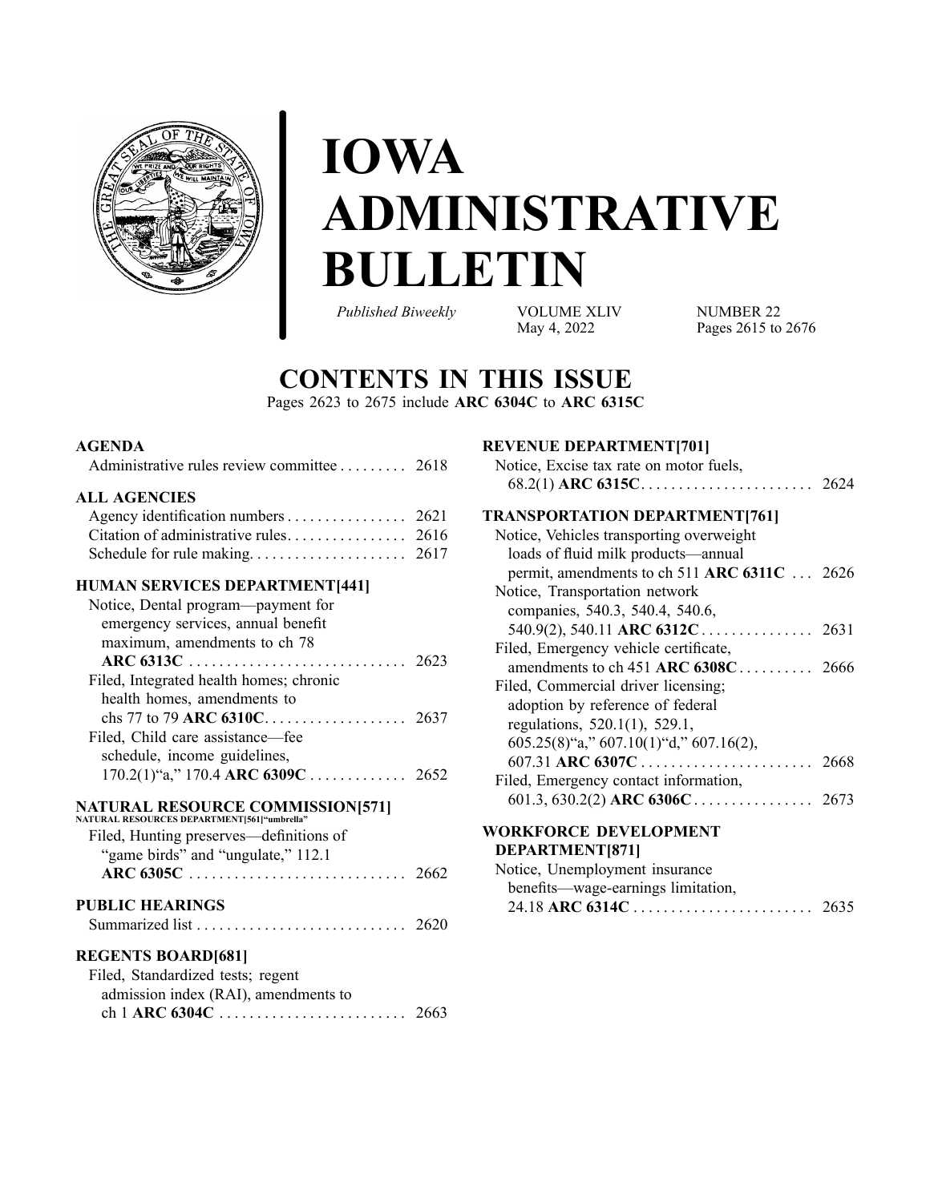# IOWA ADMINISTRATIVE BULLETIN

*Published Biweekly* VOLUME XLIV NUMBER 22
May 4, 2022 Pages 2615 to 2676

## CONTENTS IN THIS ISSUE

Pages 2623 to 2675 include **ARC 6304C** to **ARC 6315C**

**AGENDA**

Administrative rules review committee . . . . . . . . . 2618

**ALL AGENCIES**

Agency identification numbers . . . . . . . . . . . . . . . . 2621
Citation of administrative rules. . . . . . . . . . . . . . . . 2616
Schedule for rule making. . . . . . . . . . . . . . . . . . . . . 2617

**HUMAN SERVICES DEPARTMENT[441]**

Notice, Dental program—payment for emergency services, annual benefit maximum, amendments to ch 78 **ARC 6313C** . . . . . . . . . . . . . . . . . . . . . . . . . . . . 2623
Filed, Integrated health homes; chronic health homes, amendments to chs 77 to 79 **ARC 6310C**. . . . . . . . . . . . . . . . . . . 2637
Filed, Child care assistance—fee schedule, income guidelines, 170.2(1)"a," 170.4 **ARC 6309C** . . . . . . . . . . . . . 2652

**NATURAL RESOURCE COMMISSION[571]**
NATURAL RESOURCES DEPARTMENT[561]"umbrella"

Filed, Hunting preserves—definitions of "game birds" and "ungulate," 112.1 **ARC 6305C** . . . . . . . . . . . . . . . . . . . . . . . . . . . . 2662

**PUBLIC HEARINGS**

Summarized list . . . . . . . . . . . . . . . . . . . . . . . . . . . . 2620

**REGENTS BOARD[681]**

Filed, Standardized tests; regent admission index (RAI), amendments to ch 1 **ARC 6304C** . . . . . . . . . . . . . . . . . . . . . . . . . 2663

**REVENUE DEPARTMENT[701]**

Notice, Excise tax rate on motor fuels, 68.2(1) **ARC 6315C**. . . . . . . . . . . . . . . . . . . . . . . 2624

**TRANSPORTATION DEPARTMENT[761]**

Notice, Vehicles transporting overweight loads of fluid milk products—annual permit, amendments to ch 511 **ARC 6311C** . . . 2626
Notice, Transportation network companies, 540.3, 540.4, 540.6, 540.9(2), 540.11 **ARC 6312C** . . . . . . . . . . . . . . . 2631
Filed, Emergency vehicle certificate, amendments to ch 451 **ARC 6308C**. . . . . . . . . . 2666
Filed, Commercial driver licensing; adoption by reference of federal regulations, 520.1(1), 529.1, 605.25(8)"a," 607.10(1)"d," 607.16(2), 607.31 **ARC 6307C** . . . . . . . . . . . . . . . . . . . . . . . 2668
Filed, Emergency contact information, 601.3, 630.2(2) **ARC 6306C** . . . . . . . . . . . . . . . . 2673

**WORKFORCE DEVELOPMENT DEPARTMENT[871]**

Notice, Unemployment insurance benefits—wage-earnings limitation, 24.18 **ARC 6314C** . . . . . . . . . . . . . . . . . . . . . . . . 2635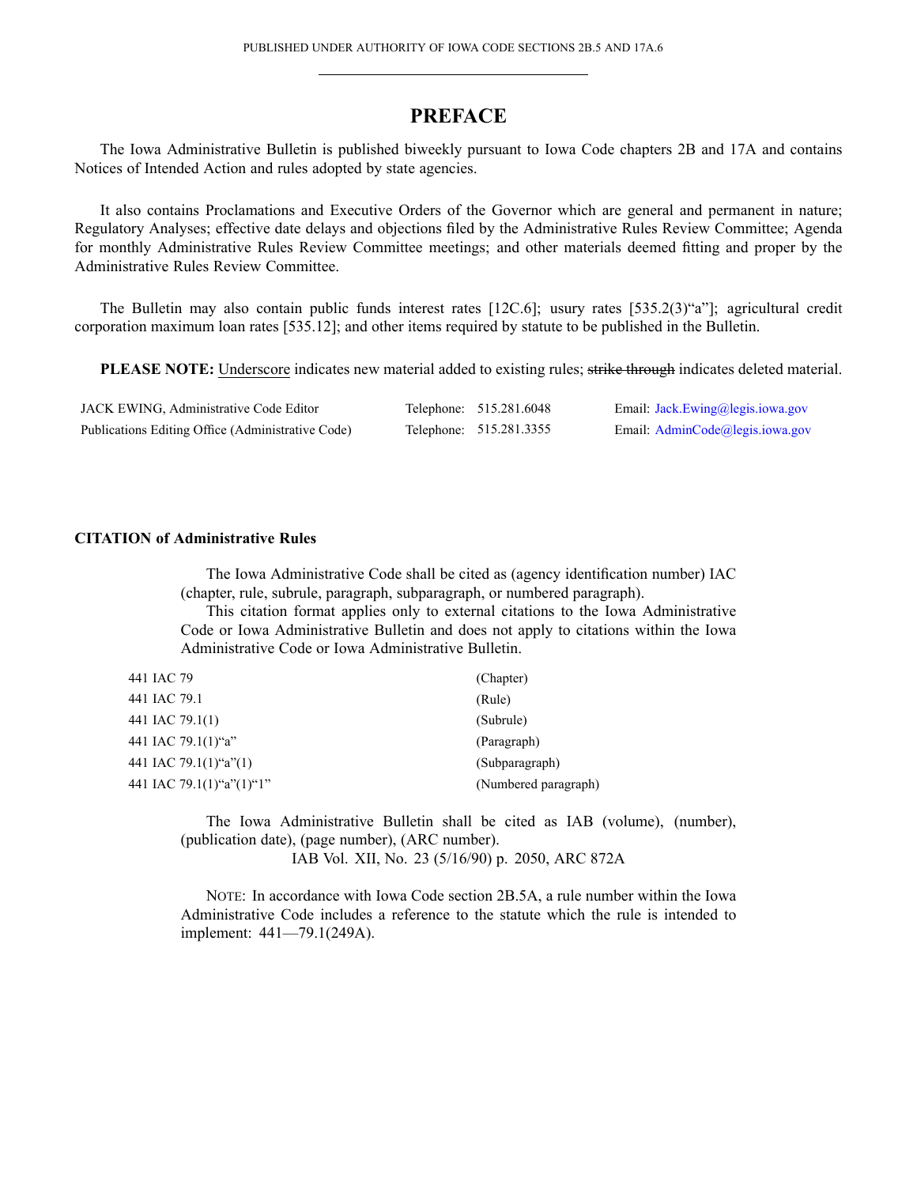PUBLISHED UNDER AUTHORITY OF IOWA CODE SECTIONS 2B.5 AND 17A.6

# PREFACE

The Iowa Administrative Bulletin is published biweekly pursuant to Iowa Code chapters 2B and 17A and contains Notices of Intended Action and rules adopted by state agencies.

It also contains Proclamations and Executive Orders of the Governor which are general and permanent in nature; Regulatory Analyses; effective date delays and objections filed by the Administrative Rules Review Committee; Agenda for monthly Administrative Rules Review Committee meetings; and other materials deemed fitting and proper by the Administrative Rules Review Committee.

The Bulletin may also contain public funds interest rates [12C.6]; usury rates [535.2(3)"a"]; agricultural credit corporation maximum loan rates [535.12]; and other items required by statute to be published in the Bulletin.

**PLEASE NOTE:** Underscore indicates new material added to existing rules; ~~strike through~~ indicates deleted material.

| | | |
|---|---|---|
| JACK EWING, Administrative Code Editor | Telephone: 515.281.6048 | Email: Jack.Ewing@legis.iowa.gov |
| Publications Editing Office (Administrative Code) | Telephone: 515.281.3355 | Email: AdminCode@legis.iowa.gov |

**CITATION of Administrative Rules**

The Iowa Administrative Code shall be cited as (agency identification number) IAC (chapter, rule, subrule, paragraph, subparagraph, or numbered paragraph).

This citation format applies only to external citations to the Iowa Administrative Code or Iowa Administrative Bulletin and does not apply to citations within the Iowa Administrative Code or Iowa Administrative Bulletin.

| | |
|---|---|
| 441 IAC 79 | (Chapter) |
| 441 IAC 79.1 | (Rule) |
| 441 IAC 79.1(1) | (Subrule) |
| 441 IAC 79.1(1)"a" | (Paragraph) |
| 441 IAC 79.1(1)"a"(1) | (Subparagraph) |
| 441 IAC 79.1(1)"a"(1)"1" | (Numbered paragraph) |

The Iowa Administrative Bulletin shall be cited as IAB (volume), (number), (publication date), (page number), (ARC number).

IAB Vol. XII, No. 23 (5/16/90) p. 2050, ARC 872A

NOTE: In accordance with Iowa Code section 2B.5A, a rule number within the Iowa Administrative Code includes a reference to the statute which the rule is intended to implement: 441—79.1(249A).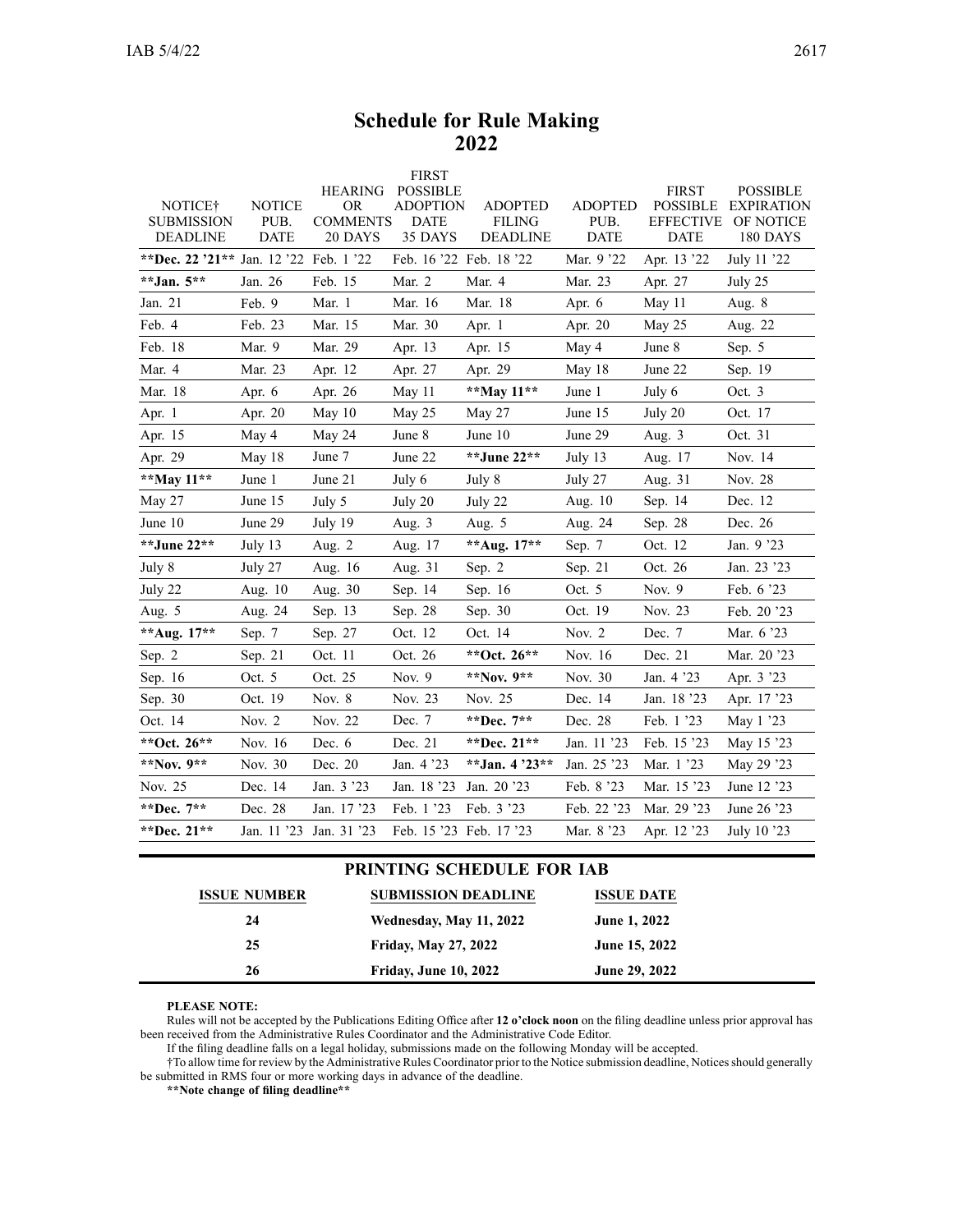# Schedule for Rule Making 2022

| NOTICE† SUBMISSION DEADLINE | NOTICE PUB. DATE | HEARING OR COMMENTS 20 DAYS | FIRST POSSIBLE ADOPTION DATE 35 DAYS | ADOPTED FILING DEADLINE | ADOPTED PUB. DATE | FIRST POSSIBLE EFFECTIVE DATE | POSSIBLE EXPIRATION OF NOTICE 180 DAYS |
|---|---|---|---|---|---|---|---|
| **Dec. 22 '21** | Jan. 12 '22 | Feb. 1 '22 | Feb. 16 '22 | Feb. 18 '22 | Mar. 9 '22 | Apr. 13 '22 | July 11 '22 |
| **Jan. 5** | Jan. 26 | Feb. 15 | Mar. 2 | Mar. 4 | Mar. 23 | Apr. 27 | July 25 |
| Jan. 21 | Feb. 9 | Mar. 1 | Mar. 16 | Mar. 18 | Apr. 6 | May 11 | Aug. 8 |
| Feb. 4 | Feb. 23 | Mar. 15 | Mar. 30 | Apr. 1 | Apr. 20 | May 25 | Aug. 22 |
| Feb. 18 | Mar. 9 | Mar. 29 | Apr. 13 | Apr. 15 | May 4 | June 8 | Sep. 5 |
| Mar. 4 | Mar. 23 | Apr. 12 | Apr. 27 | Apr. 29 | May 18 | June 22 | Sep. 19 |
| Mar. 18 | Apr. 6 | Apr. 26 | May 11 | **May 11** | June 1 | July 6 | Oct. 3 |
| Apr. 1 | Apr. 20 | May 10 | May 25 | May 27 | June 15 | July 20 | Oct. 17 |
| Apr. 15 | May 4 | May 24 | June 8 | June 10 | June 29 | Aug. 3 | Oct. 31 |
| Apr. 29 | May 18 | June 7 | June 22 | **June 22** | July 13 | Aug. 17 | Nov. 14 |
| **May 11** | June 1 | June 21 | July 6 | July 8 | July 27 | Aug. 31 | Nov. 28 |
| May 27 | June 15 | July 5 | July 20 | July 22 | Aug. 10 | Sep. 14 | Dec. 12 |
| June 10 | June 29 | July 19 | Aug. 3 | Aug. 5 | Aug. 24 | Sep. 28 | Dec. 26 |
| **June 22** | July 13 | Aug. 2 | Aug. 17 | **Aug. 17** | Sep. 7 | Oct. 12 | Jan. 9 '23 |
| July 8 | July 27 | Aug. 16 | Aug. 31 | Sep. 2 | Sep. 21 | Oct. 26 | Jan. 23 '23 |
| July 22 | Aug. 10 | Aug. 30 | Sep. 14 | Sep. 16 | Oct. 5 | Nov. 9 | Feb. 6 '23 |
| Aug. 5 | Aug. 24 | Sep. 13 | Sep. 28 | Sep. 30 | Oct. 19 | Nov. 23 | Feb. 20 '23 |
| **Aug. 17** | Sep. 7 | Sep. 27 | Oct. 12 | Oct. 14 | Nov. 2 | Dec. 7 | Mar. 6 '23 |
| Sep. 2 | Sep. 21 | Oct. 11 | Oct. 26 | **Oct. 26** | Nov. 16 | Dec. 21 | Mar. 20 '23 |
| Sep. 16 | Oct. 5 | Oct. 25 | Nov. 9 | **Nov. 9** | Nov. 30 | Jan. 4 '23 | Apr. 3 '23 |
| Sep. 30 | Oct. 19 | Nov. 8 | Nov. 23 | Nov. 25 | Dec. 14 | Jan. 18 '23 | Apr. 17 '23 |
| Oct. 14 | Nov. 2 | Nov. 22 | Dec. 7 | **Dec. 7** | Dec. 28 | Feb. 1 '23 | May 1 '23 |
| **Oct. 26** | Nov. 16 | Dec. 6 | Dec. 21 | **Dec. 21** | Jan. 11 '23 | Feb. 15 '23 | May 15 '23 |
| **Nov. 9** | Nov. 30 | Dec. 20 | Jan. 4 '23 | **Jan. 4 '23** | Jan. 25 '23 | Mar. 1 '23 | May 29 '23 |
| Nov. 25 | Dec. 14 | Jan. 3 '23 | Jan. 18 '23 | Jan. 20 '23 | Feb. 8 '23 | Mar. 15 '23 | June 12 '23 |
| **Dec. 7** | Dec. 28 | Jan. 17 '23 | Feb. 1 '23 | Feb. 3 '23 | Feb. 22 '23 | Mar. 29 '23 | June 26 '23 |
| **Dec. 21** | Jan. 11 '23 | Jan. 31 '23 | Feb. 15 '23 | Feb. 17 '23 | Mar. 8 '23 | Apr. 12 '23 | July 10 '23 |

## PRINTING SCHEDULE FOR IAB

| ISSUE NUMBER | SUBMISSION DEADLINE | ISSUE DATE |
|---|---|---|
| **24** | **Wednesday, May 11, 2022** | **June 1, 2022** |
| **25** | **Friday, May 27, 2022** | **June 15, 2022** |
| **26** | **Friday, June 10, 2022** | **June 29, 2022** |

**PLEASE NOTE:**

Rules will not be accepted by the Publications Editing Office after **12 o'clock noon** on the filing deadline unless prior approval has been received from the Administrative Rules Coordinator and the Administrative Code Editor.

If the filing deadline falls on a legal holiday, submissions made on the following Monday will be accepted.

†To allow time for review by the Administrative Rules Coordinator prior to the Notice submission deadline, Notices should generally be submitted in RMS four or more working days in advance of the deadline.

**Note change of filing deadline**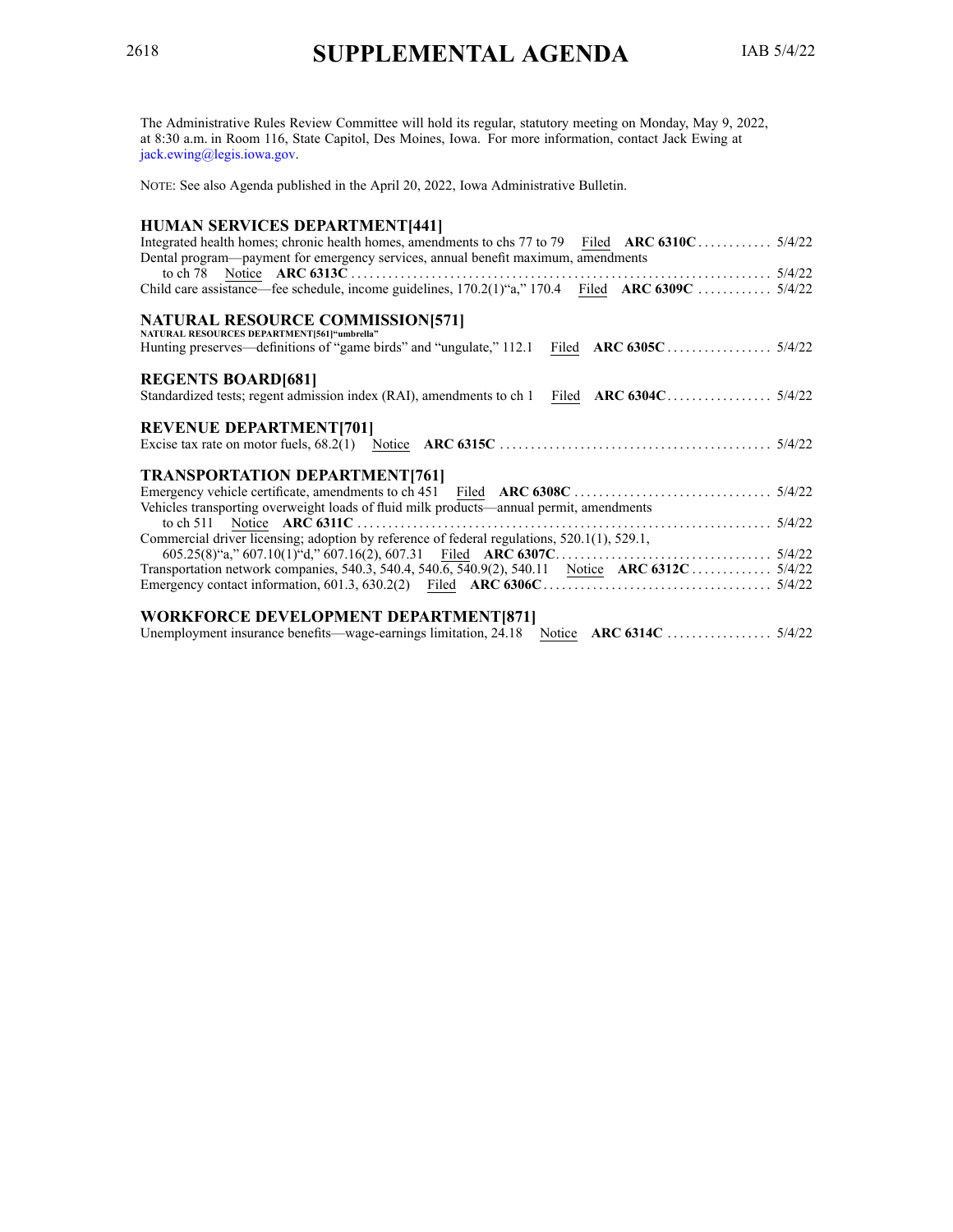# SUPPLEMENTAL AGENDA

The Administrative Rules Review Committee will hold its regular, statutory meeting on Monday, May 9, 2022, at 8:30 a.m. in Room 116, State Capitol, Des Moines, Iowa. For more information, contact Jack Ewing at jack.ewing@legis.iowa.gov.

NOTE: See also Agenda published in the April 20, 2022, Iowa Administrative Bulletin.

## HUMAN SERVICES DEPARTMENT[441]

Integrated health homes; chronic health homes, amendments to chs 77 to 79 Filed **ARC 6310C** ............ 5/4/22

Dental program—payment for emergency services, annual benefit maximum, amendments to ch 78 Notice **ARC 6313C** .................................................................... 5/4/22

Child care assistance—fee schedule, income guidelines, 170.2(1)"a," 170.4 Filed **ARC 6309C** ............ 5/4/22

## NATURAL RESOURCE COMMISSION[571]

NATURAL RESOURCES DEPARTMENT[561]"umbrella"

Hunting preserves—definitions of "game birds" and "ungulate," 112.1 Filed **ARC 6305C** ................. 5/4/22

## REGENTS BOARD[681]

Standardized tests; regent admission index (RAI), amendments to ch 1 Filed **ARC 6304C** ................. 5/4/22

## REVENUE DEPARTMENT[701]

Excise tax rate on motor fuels, 68.2(1) Notice **ARC 6315C** ............................................ 5/4/22

## TRANSPORTATION DEPARTMENT[761]

Emergency vehicle certificate, amendments to ch 451 Filed **ARC 6308C** ................................ 5/4/22

Vehicles transporting overweight loads of fluid milk products—annual permit, amendments to ch 511 Notice **ARC 6311C** .................................................................. 5/4/22

Commercial driver licensing; adoption by reference of federal regulations, 520.1(1), 529.1, 605.25(8)"a," 607.10(1)"d," 607.16(2), 607.31 Filed **ARC 6307C** .................................. 5/4/22

Transportation network companies, 540.3, 540.4, 540.6, 540.9(2), 540.11 Notice **ARC 6312C** ............. 5/4/22

Emergency contact information, 601.3, 630.2(2) Filed **ARC 6306C** ..................................... 5/4/22

## WORKFORCE DEVELOPMENT DEPARTMENT[871]

Unemployment insurance benefits—wage-earnings limitation, 24.18 Notice **ARC 6314C** ................. 5/4/22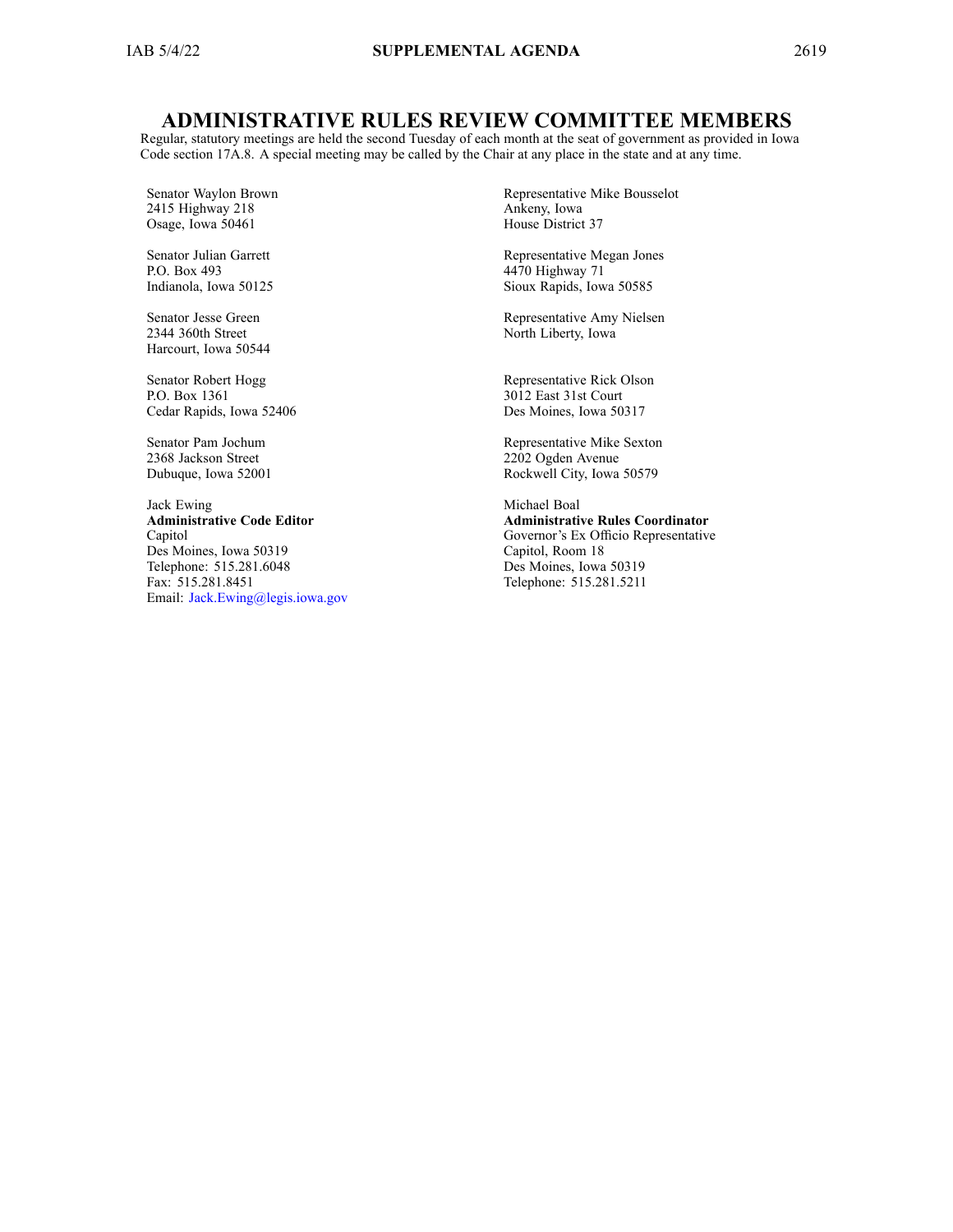# ADMINISTRATIVE RULES REVIEW COMMITTEE MEMBERS

Regular, statutory meetings are held the second Tuesday of each month at the seat of government as provided in Iowa Code section 17A.8. A special meeting may be called by the Chair at any place in the state and at any time.

Senator Waylon Brown
2415 Highway 218
Osage, Iowa 50461

Senator Julian Garrett
P.O. Box 493
Indianola, Iowa 50125

Senator Jesse Green
2344 360th Street
Harcourt, Iowa 50544

Senator Robert Hogg
P.O. Box 1361
Cedar Rapids, Iowa 52406

Senator Pam Jochum
2368 Jackson Street
Dubuque, Iowa 52001

Jack Ewing
**Administrative Code Editor**
Capitol
Des Moines, Iowa 50319
Telephone: 515.281.6048
Fax: 515.281.8451
Email: Jack.Ewing@legis.iowa.gov

Representative Mike Bousselot
Ankeny, Iowa
House District 37

Representative Megan Jones
4470 Highway 71
Sioux Rapids, Iowa 50585

Representative Amy Nielsen
North Liberty, Iowa

Representative Rick Olson
3012 East 31st Court
Des Moines, Iowa 50317

Representative Mike Sexton
2202 Ogden Avenue
Rockwell City, Iowa 50579

Michael Boal
**Administrative Rules Coordinator**
Governor's Ex Officio Representative
Capitol, Room 18
Des Moines, Iowa 50319
Telephone: 515.281.5211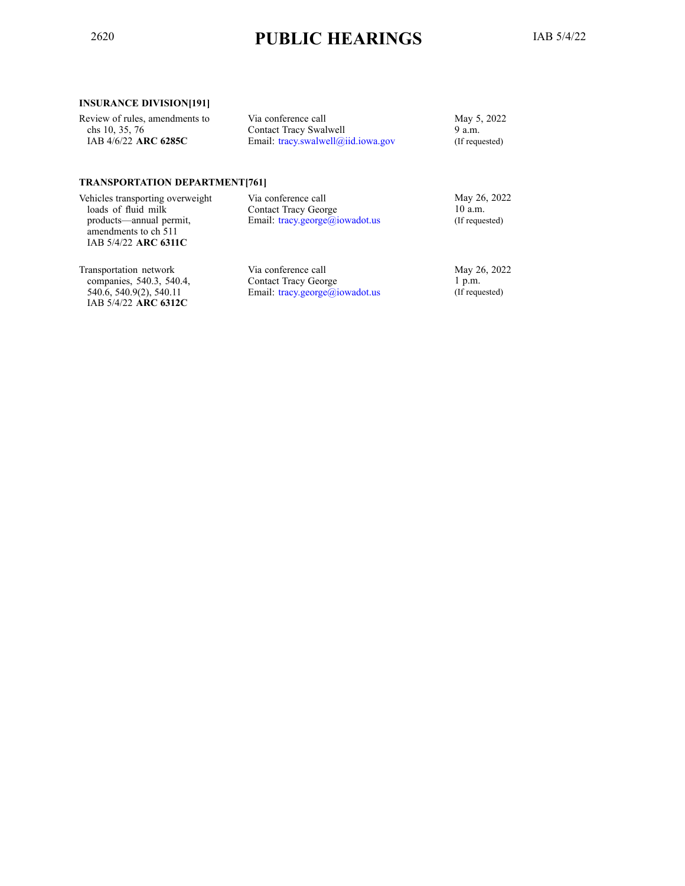**INSURANCE DIVISION[191]**

| | | |
|---|---|---|
| Review of rules, amendments to chs 10, 35, 76 IAB 4/6/22 **ARC 6285C** | Via conference call Contact Tracy Swalwell Email: tracy.swalwell@iid.iowa.gov | May 5, 2022 9 a.m. (If requested) |

**TRANSPORTATION DEPARTMENT[761]**

| | | |
|---|---|---|
| Vehicles transporting overweight loads of fluid milk products—annual permit, amendments to ch 511 IAB 5/4/22 **ARC 6311C** | Via conference call Contact Tracy George Email: tracy.george@iowadot.us | May 26, 2022 10 a.m. (If requested) |
| Transportation network companies, 540.3, 540.4, 540.6, 540.9(2), 540.11 IAB 5/4/22 **ARC 6312C** | Via conference call Contact Tracy George Email: tracy.george@iowadot.us | May 26, 2022 1 p.m. (If requested) |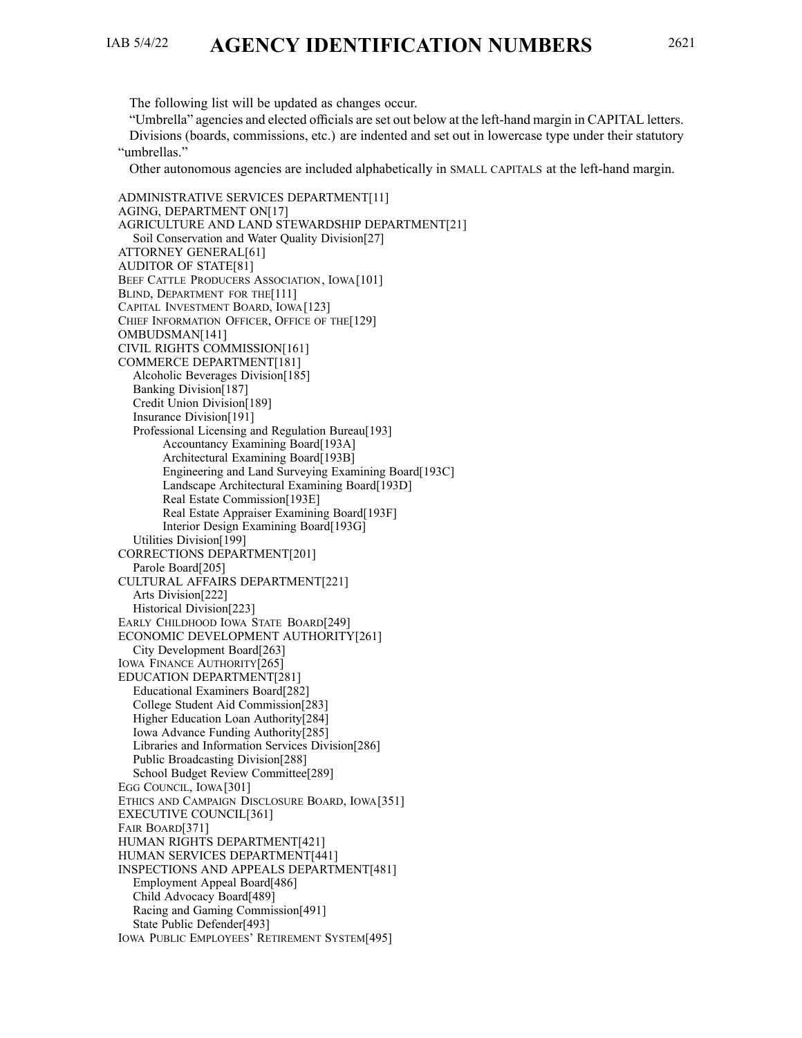# AGENCY IDENTIFICATION NUMBERS

The following list will be updated as changes occur.

"Umbrella" agencies and elected officials are set out below at the left-hand margin in CAPITAL letters.

Divisions (boards, commissions, etc.) are indented and set out in lowercase type under their statutory "umbrellas."

Other autonomous agencies are included alphabetically in SMALL CAPITALS at the left-hand margin.

ADMINISTRATIVE SERVICES DEPARTMENT[11]
AGING, DEPARTMENT ON[17]
AGRICULTURE AND LAND STEWARDSHIP DEPARTMENT[21]
  Soil Conservation and Water Quality Division[27]
ATTORNEY GENERAL[61]
AUDITOR OF STATE[81]
BEEF CATTLE PRODUCERS ASSOCIATION, IOWA[101]
BLIND, DEPARTMENT FOR THE[111]
CAPITAL INVESTMENT BOARD, IOWA[123]
CHIEF INFORMATION OFFICER, OFFICE OF THE[129]
OMBUDSMAN[141]
CIVIL RIGHTS COMMISSION[161]
COMMERCE DEPARTMENT[181]
  Alcoholic Beverages Division[185]
  Banking Division[187]
  Credit Union Division[189]
  Insurance Division[191]
  Professional Licensing and Regulation Bureau[193]
    Accountancy Examining Board[193A]
    Architectural Examining Board[193B]
    Engineering and Land Surveying Examining Board[193C]
    Landscape Architectural Examining Board[193D]
    Real Estate Commission[193E]
    Real Estate Appraiser Examining Board[193F]
    Interior Design Examining Board[193G]
  Utilities Division[199]
CORRECTIONS DEPARTMENT[201]
  Parole Board[205]
CULTURAL AFFAIRS DEPARTMENT[221]
  Arts Division[222]
  Historical Division[223]
EARLY CHILDHOOD IOWA STATE BOARD[249]
ECONOMIC DEVELOPMENT AUTHORITY[261]
  City Development Board[263]
IOWA FINANCE AUTHORITY[265]
EDUCATION DEPARTMENT[281]
  Educational Examiners Board[282]
  College Student Aid Commission[283]
  Higher Education Loan Authority[284]
  Iowa Advance Funding Authority[285]
  Libraries and Information Services Division[286]
  Public Broadcasting Division[288]
  School Budget Review Committee[289]
EGG COUNCIL, IOWA[301]
ETHICS AND CAMPAIGN DISCLOSURE BOARD, IOWA[351]
EXECUTIVE COUNCIL[361]
FAIR BOARD[371]
HUMAN RIGHTS DEPARTMENT[421]
HUMAN SERVICES DEPARTMENT[441]
INSPECTIONS AND APPEALS DEPARTMENT[481]
  Employment Appeal Board[486]
  Child Advocacy Board[489]
  Racing and Gaming Commission[491]
  State Public Defender[493]
IOWA PUBLIC EMPLOYEES' RETIREMENT SYSTEM[495]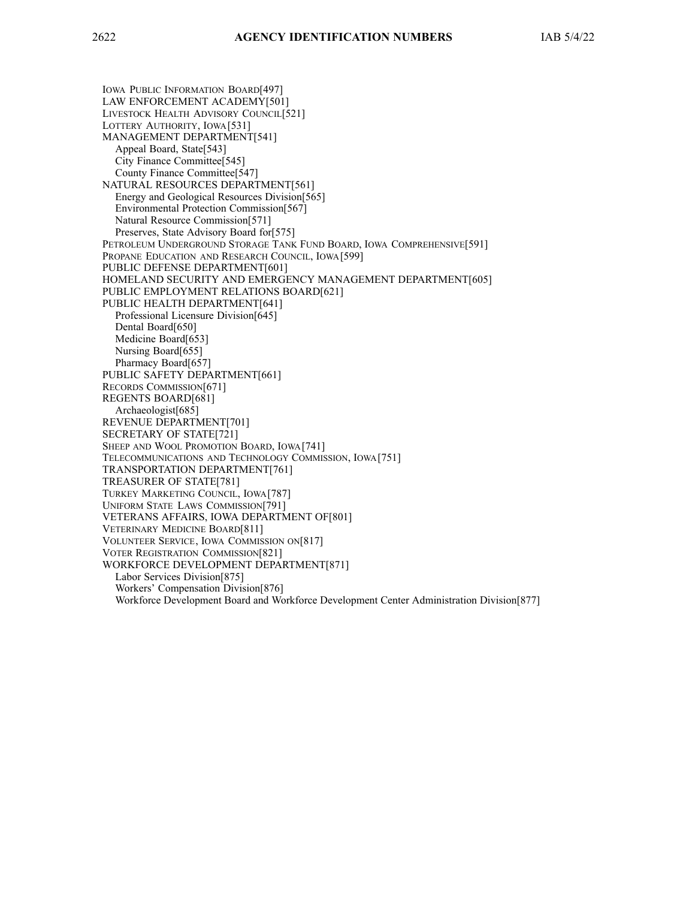IOWA PUBLIC INFORMATION BOARD[497]
LAW ENFORCEMENT ACADEMY[501]
LIVESTOCK HEALTH ADVISORY COUNCIL[521]
LOTTERY AUTHORITY, IOWA[531]
MANAGEMENT DEPARTMENT[541]
   Appeal Board, State[543]
   City Finance Committee[545]
   County Finance Committee[547]
NATURAL RESOURCES DEPARTMENT[561]
   Energy and Geological Resources Division[565]
   Environmental Protection Commission[567]
   Natural Resource Commission[571]
   Preserves, State Advisory Board for[575]
PETROLEUM UNDERGROUND STORAGE TANK FUND BOARD, IOWA COMPREHENSIVE[591]
PROPANE EDUCATION AND RESEARCH COUNCIL, IOWA[599]
PUBLIC DEFENSE DEPARTMENT[601]
HOMELAND SECURITY AND EMERGENCY MANAGEMENT DEPARTMENT[605]
PUBLIC EMPLOYMENT RELATIONS BOARD[621]
PUBLIC HEALTH DEPARTMENT[641]
   Professional Licensure Division[645]
   Dental Board[650]
   Medicine Board[653]
   Nursing Board[655]
   Pharmacy Board[657]
PUBLIC SAFETY DEPARTMENT[661]
RECORDS COMMISSION[671]
REGENTS BOARD[681]
   Archaeologist[685]
REVENUE DEPARTMENT[701]
SECRETARY OF STATE[721]
SHEEP AND WOOL PROMOTION BOARD, IOWA[741]
TELECOMMUNICATIONS AND TECHNOLOGY COMMISSION, IOWA[751]
TRANSPORTATION DEPARTMENT[761]
TREASURER OF STATE[781]
TURKEY MARKETING COUNCIL, IOWA[787]
UNIFORM STATE LAWS COMMISSION[791]
VETERANS AFFAIRS, IOWA DEPARTMENT OF[801]
VETERINARY MEDICINE BOARD[811]
VOLUNTEER SERVICE, IOWA COMMISSION ON[817]
VOTER REGISTRATION COMMISSION[821]
WORKFORCE DEVELOPMENT DEPARTMENT[871]
   Labor Services Division[875]
   Workers' Compensation Division[876]
   Workforce Development Board and Workforce Development Center Administration Division[877]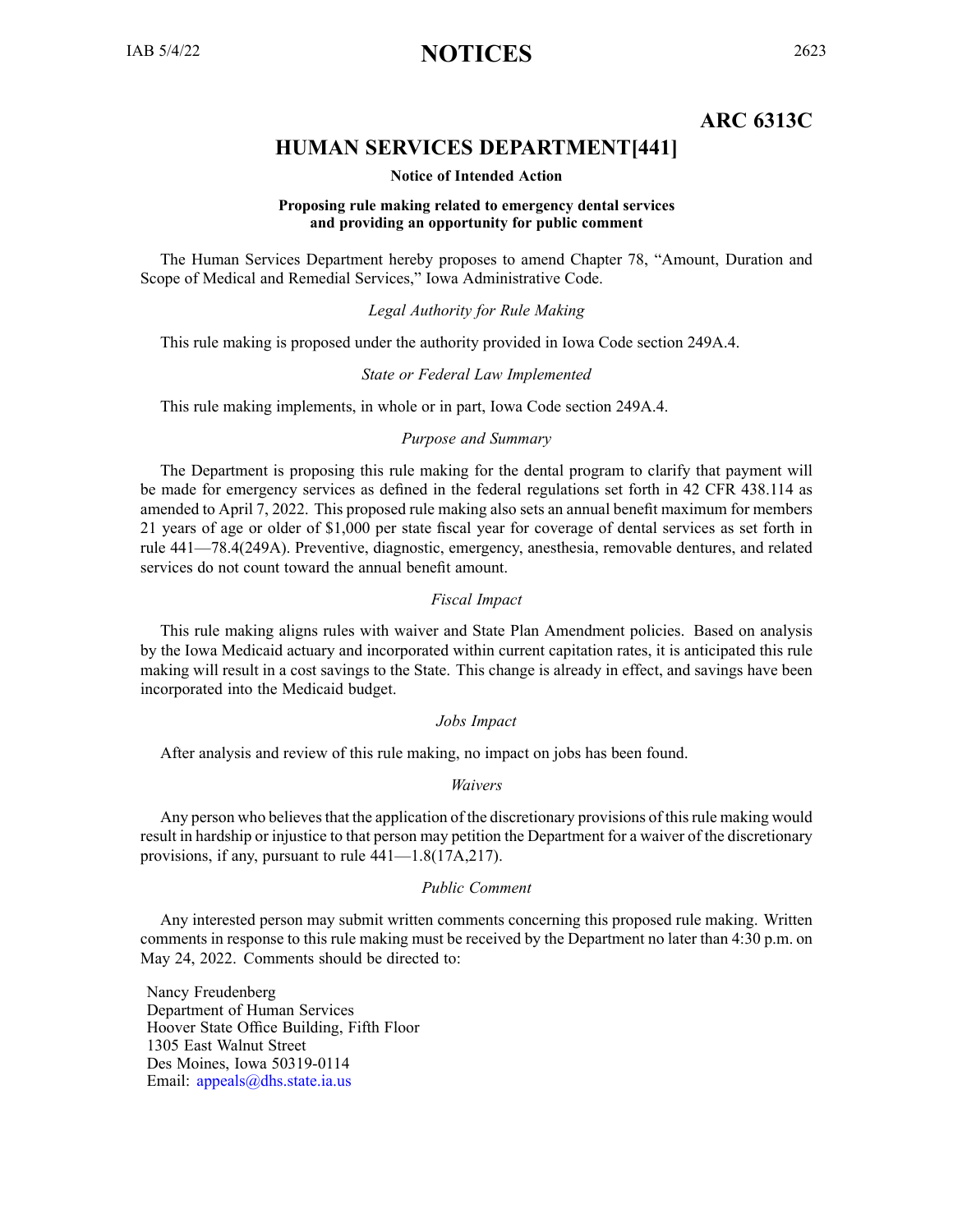**ARC 6313C**

## HUMAN SERVICES DEPARTMENT[441]

**Notice of Intended Action**

**Proposing rule making related to emergency dental services and providing an opportunity for public comment**

The Human Services Department hereby proposes to amend Chapter 78, "Amount, Duration and Scope of Medical and Remedial Services," Iowa Administrative Code.

*Legal Authority for Rule Making*

This rule making is proposed under the authority provided in Iowa Code section 249A.4.

*State or Federal Law Implemented*

This rule making implements, in whole or in part, Iowa Code section 249A.4.

*Purpose and Summary*

The Department is proposing this rule making for the dental program to clarify that payment will be made for emergency services as defined in the federal regulations set forth in 42 CFR 438.114 as amended to April 7, 2022. This proposed rule making also sets an annual benefit maximum for members 21 years of age or older of $1,000 per state fiscal year for coverage of dental services as set forth in rule 441—78.4(249A). Preventive, diagnostic, emergency, anesthesia, removable dentures, and related services do not count toward the annual benefit amount.

*Fiscal Impact*

This rule making aligns rules with waiver and State Plan Amendment policies. Based on analysis by the Iowa Medicaid actuary and incorporated within current capitation rates, it is anticipated this rule making will result in a cost savings to the State. This change is already in effect, and savings have been incorporated into the Medicaid budget.

*Jobs Impact*

After analysis and review of this rule making, no impact on jobs has been found.

*Waivers*

Any person who believes that the application of the discretionary provisions of this rule making would result in hardship or injustice to that person may petition the Department for a waiver of the discretionary provisions, if any, pursuant to rule 441—1.8(17A,217).

*Public Comment*

Any interested person may submit written comments concerning this proposed rule making. Written comments in response to this rule making must be received by the Department no later than 4:30 p.m. on May 24, 2022. Comments should be directed to:

Nancy Freudenberg
Department of Human Services
Hoover State Office Building, Fifth Floor
1305 East Walnut Street
Des Moines, Iowa 50319-0114
Email: appeals@dhs.state.ia.us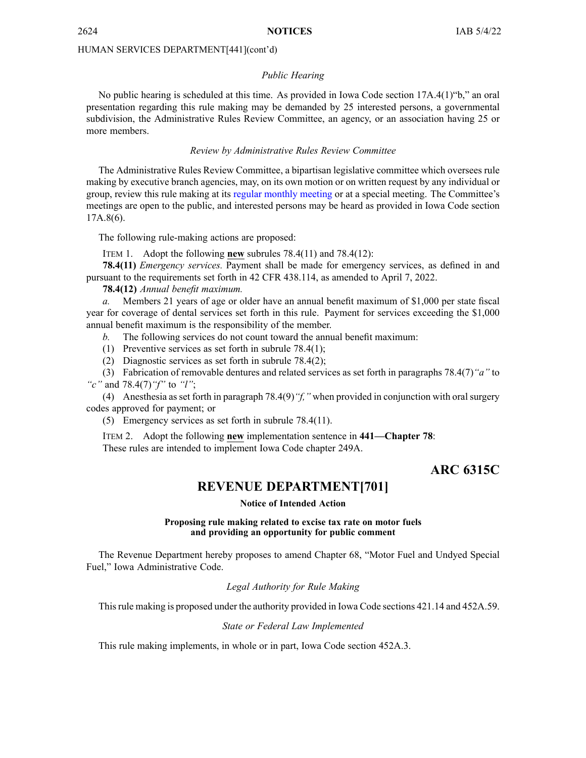HUMAN SERVICES DEPARTMENT[441](cont'd)

*Public Hearing*

No public hearing is scheduled at this time. As provided in Iowa Code section 17A.4(1)"b," an oral presentation regarding this rule making may be demanded by 25 interested persons, a governmental subdivision, the Administrative Rules Review Committee, an agency, or an association having 25 or more members.

*Review by Administrative Rules Review Committee*

The Administrative Rules Review Committee, a bipartisan legislative committee which oversees rule making by executive branch agencies, may, on its own motion or on written request by any individual or group, review this rule making at its regular monthly meeting or at a special meeting. The Committee's meetings are open to the public, and interested persons may be heard as provided in Iowa Code section 17A.8(6).

The following rule-making actions are proposed:

ITEM 1. Adopt the following **new** subrules 78.4(11) and 78.4(12):

**78.4(11)** *Emergency services.* Payment shall be made for emergency services, as defined in and pursuant to the requirements set forth in 42 CFR 438.114, as amended to April 7, 2022.

**78.4(12)** *Annual benefit maximum.*

*a.* Members 21 years of age or older have an annual benefit maximum of $1,000 per state fiscal year for coverage of dental services set forth in this rule. Payment for services exceeding the $1,000 annual benefit maximum is the responsibility of the member.

*b.* The following services do not count toward the annual benefit maximum:

(1) Preventive services as set forth in subrule 78.4(1);

(2) Diagnostic services as set forth in subrule 78.4(2);

(3) Fabrication of removable dentures and related services as set forth in paragraphs 78.4(7)*"a"* to *"c"* and 78.4(7)*"f"* to *"l"*;

(4) Anesthesia as set forth in paragraph 78.4(9)*"f,"* when provided in conjunction with oral surgery codes approved for payment; or

(5) Emergency services as set forth in subrule 78.4(11).

ITEM 2. Adopt the following **new** implementation sentence in **441—Chapter 78**:

These rules are intended to implement Iowa Code chapter 249A.

**ARC 6315C**

# REVENUE DEPARTMENT[701]

**Notice of Intended Action**

**Proposing rule making related to excise tax rate on motor fuels and providing an opportunity for public comment**

The Revenue Department hereby proposes to amend Chapter 68, "Motor Fuel and Undyed Special Fuel," Iowa Administrative Code.

*Legal Authority for Rule Making*

This rule making is proposed under the authority provided in Iowa Code sections 421.14 and 452A.59.

*State or Federal Law Implemented*

This rule making implements, in whole or in part, Iowa Code section 452A.3.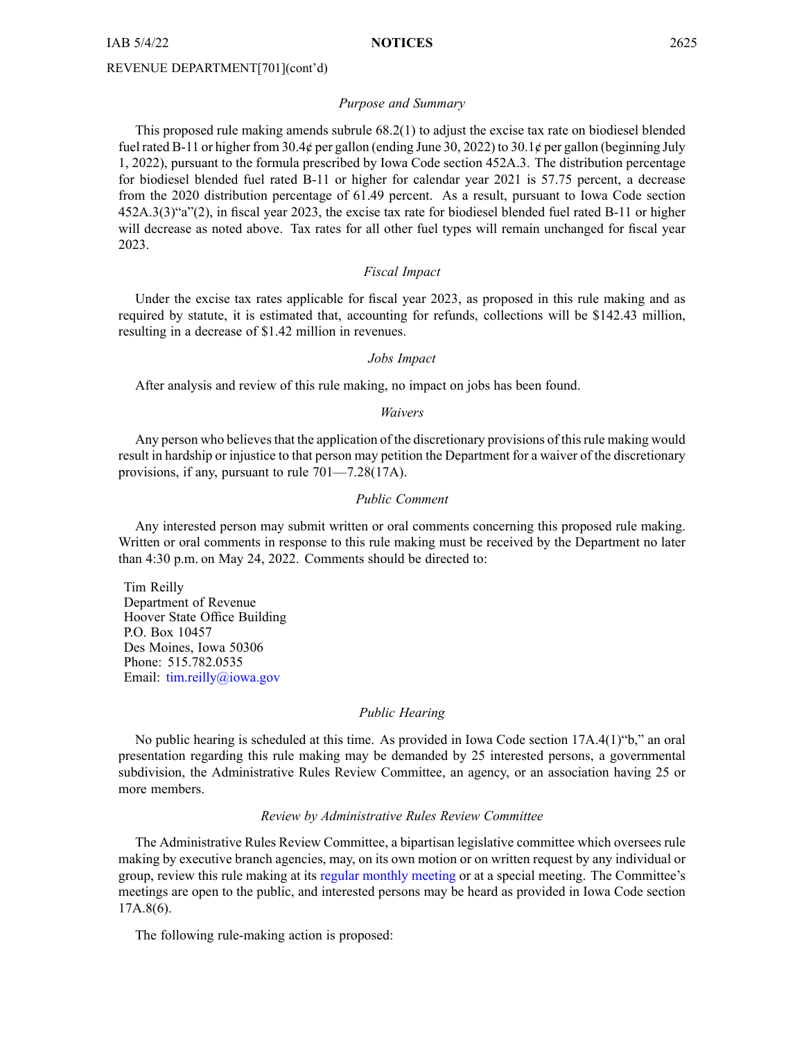REVENUE DEPARTMENT[701](cont'd)

*Purpose and Summary*

This proposed rule making amends subrule 68.2(1) to adjust the excise tax rate on biodiesel blended fuel rated B-11 or higher from 30.4¢ per gallon (ending June 30, 2022) to 30.1¢ per gallon (beginning July 1, 2022), pursuant to the formula prescribed by Iowa Code section 452A.3. The distribution percentage for biodiesel blended fuel rated B-11 or higher for calendar year 2021 is 57.75 percent, a decrease from the 2020 distribution percentage of 61.49 percent. As a result, pursuant to Iowa Code section 452A.3(3)"a"(2), in fiscal year 2023, the excise tax rate for biodiesel blended fuel rated B-11 or higher will decrease as noted above. Tax rates for all other fuel types will remain unchanged for fiscal year 2023.

*Fiscal Impact*

Under the excise tax rates applicable for fiscal year 2023, as proposed in this rule making and as required by statute, it is estimated that, accounting for refunds, collections will be $142.43 million, resulting in a decrease of $1.42 million in revenues.

*Jobs Impact*

After analysis and review of this rule making, no impact on jobs has been found.

*Waivers*

Any person who believes that the application of the discretionary provisions of this rule making would result in hardship or injustice to that person may petition the Department for a waiver of the discretionary provisions, if any, pursuant to rule 701—7.28(17A).

*Public Comment*

Any interested person may submit written or oral comments concerning this proposed rule making. Written or oral comments in response to this rule making must be received by the Department no later than 4:30 p.m. on May 24, 2022. Comments should be directed to:

Tim Reilly
Department of Revenue
Hoover State Office Building
P.O. Box 10457
Des Moines, Iowa 50306
Phone: 515.782.0535
Email: tim.reilly@iowa.gov

*Public Hearing*

No public hearing is scheduled at this time. As provided in Iowa Code section 17A.4(1)"b," an oral presentation regarding this rule making may be demanded by 25 interested persons, a governmental subdivision, the Administrative Rules Review Committee, an agency, or an association having 25 or more members.

*Review by Administrative Rules Review Committee*

The Administrative Rules Review Committee, a bipartisan legislative committee which oversees rule making by executive branch agencies, may, on its own motion or on written request by any individual or group, review this rule making at its regular monthly meeting or at a special meeting. The Committee's meetings are open to the public, and interested persons may be heard as provided in Iowa Code section 17A.8(6).

The following rule-making action is proposed: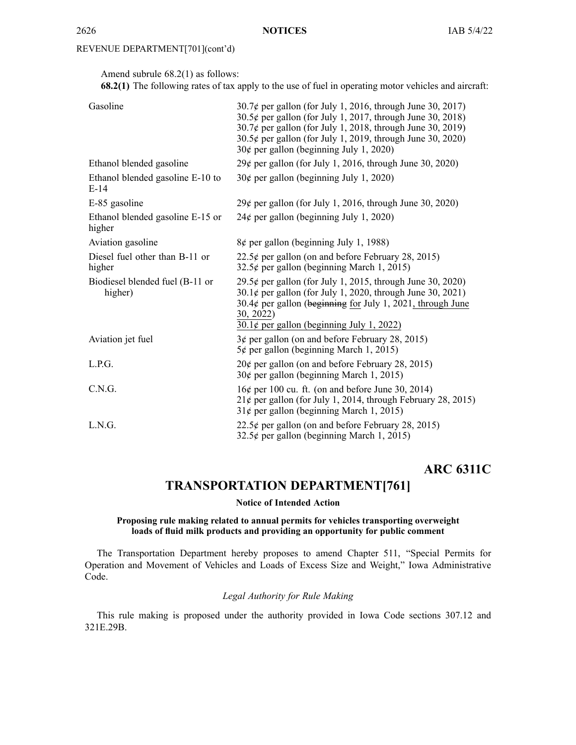REVENUE DEPARTMENT[701](cont'd)

Amend subrule 68.2(1) as follows:

**68.2(1)** The following rates of tax apply to the use of fuel in operating motor vehicles and aircraft:

| | |
|---|---|
| Gasoline | 30.7¢ per gallon (for July 1, 2016, through June 30, 2017)<br>30.5¢ per gallon (for July 1, 2017, through June 30, 2018)<br>30.7¢ per gallon (for July 1, 2018, through June 30, 2019)<br>30.5¢ per gallon (for July 1, 2019, through June 30, 2020)<br>30¢ per gallon (beginning July 1, 2020) |
| Ethanol blended gasoline | 29¢ per gallon (for July 1, 2016, through June 30, 2020) |
| Ethanol blended gasoline E-10 to E-14 | 30¢ per gallon (beginning July 1, 2020) |
| E-85 gasoline | 29¢ per gallon (for July 1, 2016, through June 30, 2020) |
| Ethanol blended gasoline E-15 or higher | 24¢ per gallon (beginning July 1, 2020) |
| Aviation gasoline | 8¢ per gallon (beginning July 1, 1988) |
| Diesel fuel other than B-11 or higher | 22.5¢ per gallon (on and before February 28, 2015)<br>32.5¢ per gallon (beginning March 1, 2015) |
| Biodiesel blended fuel (B-11 or higher) | 29.5¢ per gallon (for July 1, 2015, through June 30, 2020)<br>30.1¢ per gallon (for July 1, 2020, through June 30, 2021)<br>30.4¢ per gallon (~~beginning~~ for July 1, 2021, through June 30, 2022)<br>30.1¢ per gallon (beginning July 1, 2022) |
| Aviation jet fuel | 3¢ per gallon (on and before February 28, 2015)<br>5¢ per gallon (beginning March 1, 2015) |
| L.P.G. | 20¢ per gallon (on and before February 28, 2015)<br>30¢ per gallon (beginning March 1, 2015) |
| C.N.G. | 16¢ per 100 cu. ft. (on and before June 30, 2014)<br>21¢ per gallon (for July 1, 2014, through February 28, 2015)<br>31¢ per gallon (beginning March 1, 2015) |
| L.N.G. | 22.5¢ per gallon (on and before February 28, 2015)<br>32.5¢ per gallon (beginning March 1, 2015) |

**ARC 6311C**

# TRANSPORTATION DEPARTMENT[761]

**Notice of Intended Action**

**Proposing rule making related to annual permits for vehicles transporting overweight loads of fluid milk products and providing an opportunity for public comment**

The Transportation Department hereby proposes to amend Chapter 511, "Special Permits for Operation and Movement of Vehicles and Loads of Excess Size and Weight," Iowa Administrative Code.

*Legal Authority for Rule Making*

This rule making is proposed under the authority provided in Iowa Code sections 307.12 and 321E.29B.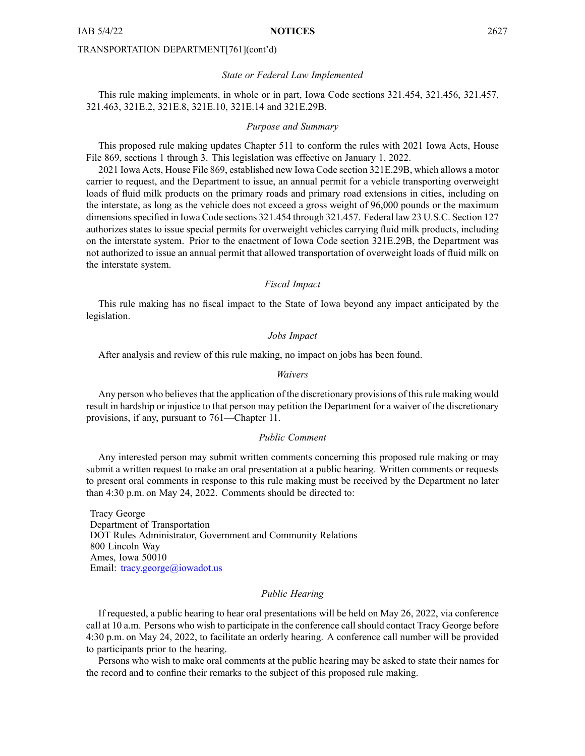TRANSPORTATION DEPARTMENT[761](cont'd)

*State or Federal Law Implemented*

This rule making implements, in whole or in part, Iowa Code sections 321.454, 321.456, 321.457, 321.463, 321E.2, 321E.8, 321E.10, 321E.14 and 321E.29B.

*Purpose and Summary*

This proposed rule making updates Chapter 511 to conform the rules with 2021 Iowa Acts, House File 869, sections 1 through 3. This legislation was effective on January 1, 2022.

2021 Iowa Acts, House File 869, established new Iowa Code section 321E.29B, which allows a motor carrier to request, and the Department to issue, an annual permit for a vehicle transporting overweight loads of fluid milk products on the primary roads and primary road extensions in cities, including on the interstate, as long as the vehicle does not exceed a gross weight of 96,000 pounds or the maximum dimensions specified in Iowa Code sections 321.454 through 321.457. Federal law 23 U.S.C. Section 127 authorizes states to issue special permits for overweight vehicles carrying fluid milk products, including on the interstate system. Prior to the enactment of Iowa Code section 321E.29B, the Department was not authorized to issue an annual permit that allowed transportation of overweight loads of fluid milk on the interstate system.

*Fiscal Impact*

This rule making has no fiscal impact to the State of Iowa beyond any impact anticipated by the legislation.

*Jobs Impact*

After analysis and review of this rule making, no impact on jobs has been found.

*Waivers*

Any person who believes that the application of the discretionary provisions of this rule making would result in hardship or injustice to that person may petition the Department for a waiver of the discretionary provisions, if any, pursuant to 761—Chapter 11.

*Public Comment*

Any interested person may submit written comments concerning this proposed rule making or may submit a written request to make an oral presentation at a public hearing. Written comments or requests to present oral comments in response to this rule making must be received by the Department no later than 4:30 p.m. on May 24, 2022. Comments should be directed to:

Tracy George
Department of Transportation
DOT Rules Administrator, Government and Community Relations
800 Lincoln Way
Ames, Iowa 50010
Email: tracy.george@iowadot.us

*Public Hearing*

If requested, a public hearing to hear oral presentations will be held on May 26, 2022, via conference call at 10 a.m. Persons who wish to participate in the conference call should contact Tracy George before 4:30 p.m. on May 24, 2022, to facilitate an orderly hearing. A conference call number will be provided to participants prior to the hearing.

Persons who wish to make oral comments at the public hearing may be asked to state their names for the record and to confine their remarks to the subject of this proposed rule making.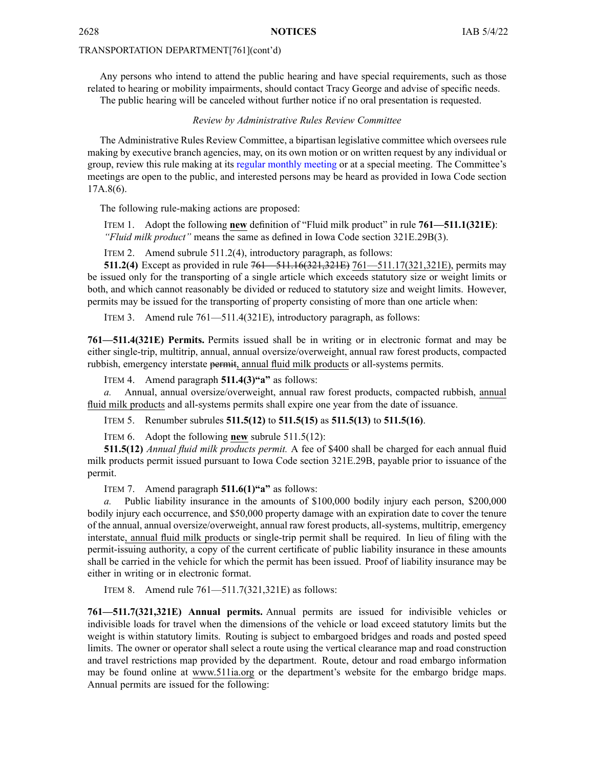TRANSPORTATION DEPARTMENT[761](cont'd)

Any persons who intend to attend the public hearing and have special requirements, such as those related to hearing or mobility impairments, should contact Tracy George and advise of specific needs.

The public hearing will be canceled without further notice if no oral presentation is requested.

*Review by Administrative Rules Review Committee*

The Administrative Rules Review Committee, a bipartisan legislative committee which oversees rule making by executive branch agencies, may, on its own motion or on written request by any individual or group, review this rule making at its regular monthly meeting or at a special meeting. The Committee's meetings are open to the public, and interested persons may be heard as provided in Iowa Code section 17A.8(6).

The following rule-making actions are proposed:

ITEM 1. Adopt the following **new** definition of "Fluid milk product" in rule **761—511.1(321E)**:

*"Fluid milk product"* means the same as defined in Iowa Code section 321E.29B(3).

ITEM 2. Amend subrule 511.2(4), introductory paragraph, as follows:

**511.2(4)** Except as provided in rule ~~761—511.16(321,321E)~~ 761—511.17(321,321E), permits may be issued only for the transporting of a single article which exceeds statutory size or weight limits or both, and which cannot reasonably be divided or reduced to statutory size and weight limits. However, permits may be issued for the transporting of property consisting of more than one article when:

ITEM 3. Amend rule 761—511.4(321E), introductory paragraph, as follows:

**761—511.4(321E) Permits.** Permits issued shall be in writing or in electronic format and may be either single-trip, multitrip, annual, annual oversize/overweight, annual raw forest products, compacted rubbish, emergency interstate ~~permit~~, annual fluid milk products or all-systems permits.

ITEM 4. Amend paragraph **511.4(3)"a"** as follows:

*a.* Annual, annual oversize/overweight, annual raw forest products, compacted rubbish, annual fluid milk products and all-systems permits shall expire one year from the date of issuance.

ITEM 5. Renumber subrules **511.5(12)** to **511.5(15)** as **511.5(13)** to **511.5(16)**.

ITEM 6. Adopt the following **new** subrule 511.5(12):

**511.5(12)** *Annual fluid milk products permit.* A fee of $400 shall be charged for each annual fluid milk products permit issued pursuant to Iowa Code section 321E.29B, payable prior to issuance of the permit.

ITEM 7. Amend paragraph **511.6(1)"a"** as follows:

*a.* Public liability insurance in the amounts of $100,000 bodily injury each person, $200,000 bodily injury each occurrence, and $50,000 property damage with an expiration date to cover the tenure of the annual, annual oversize/overweight, annual raw forest products, all-systems, multitrip, emergency interstate, annual fluid milk products or single-trip permit shall be required. In lieu of filing with the permit-issuing authority, a copy of the current certificate of public liability insurance in these amounts shall be carried in the vehicle for which the permit has been issued. Proof of liability insurance may be either in writing or in electronic format.

ITEM 8. Amend rule 761—511.7(321,321E) as follows:

**761—511.7(321,321E) Annual permits.** Annual permits are issued for indivisible vehicles or indivisible loads for travel when the dimensions of the vehicle or load exceed statutory limits but the weight is within statutory limits. Routing is subject to embargoed bridges and roads and posted speed limits. The owner or operator shall select a route using the vertical clearance map and road construction and travel restrictions map provided by the department. Route, detour and road embargo information may be found online at www.511ia.org or the department's website for the embargo bridge maps. Annual permits are issued for the following: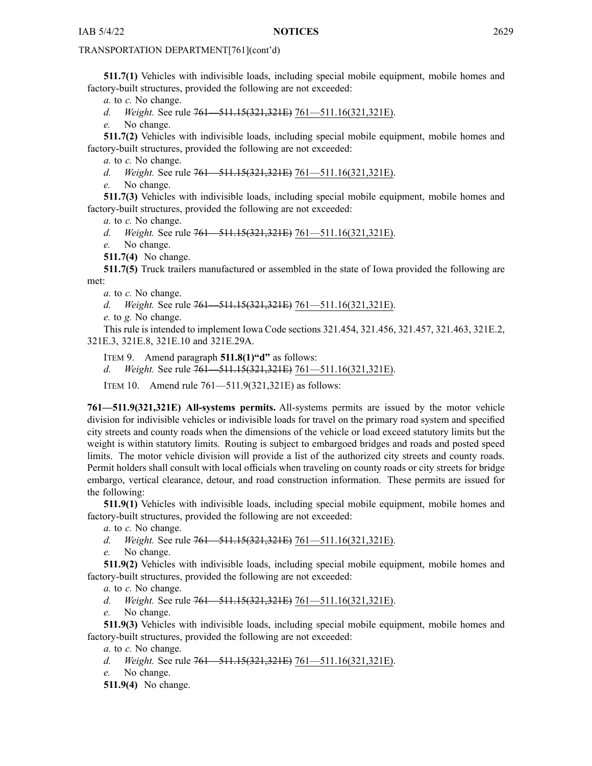TRANSPORTATION DEPARTMENT[761](cont'd)

**511.7(1)** Vehicles with indivisible loads, including special mobile equipment, mobile homes and factory-built structures, provided the following are not exceeded:

*a.* to *c.* No change.

*d.* *Weight.* See rule ~~761—511.15(321,321E)~~ 761—511.16(321,321E).

*e.* No change.

**511.7(2)** Vehicles with indivisible loads, including special mobile equipment, mobile homes and factory-built structures, provided the following are not exceeded:

*a.* to *c.* No change.

*d.* *Weight.* See rule ~~761—511.15(321,321E)~~ 761—511.16(321,321E).

*e.* No change.

**511.7(3)** Vehicles with indivisible loads, including special mobile equipment, mobile homes and factory-built structures, provided the following are not exceeded:

*a.* to *c.* No change.

*d.* *Weight.* See rule ~~761—511.15(321,321E)~~ 761—511.16(321,321E).

*e.* No change.

**511.7(4)** No change.

**511.7(5)** Truck trailers manufactured or assembled in the state of Iowa provided the following are met:

*a.* to *c.* No change.

*d.* *Weight.* See rule ~~761—511.15(321,321E)~~ 761—511.16(321,321E).

*e.* to *g.* No change.

This rule is intended to implement Iowa Code sections 321.454, 321.456, 321.457, 321.463, 321E.2, 321E.3, 321E.8, 321E.10 and 321E.29A.

ITEM 9. Amend paragraph **511.8(1)"d"** as follows:

*d.* *Weight.* See rule ~~761—511.15(321,321E)~~ 761—511.16(321,321E).

ITEM 10. Amend rule 761—511.9(321,321E) as follows:

**761—511.9(321,321E) All-systems permits.** All-systems permits are issued by the motor vehicle division for indivisible vehicles or indivisible loads for travel on the primary road system and specified city streets and county roads when the dimensions of the vehicle or load exceed statutory limits but the weight is within statutory limits. Routing is subject to embargoed bridges and roads and posted speed limits. The motor vehicle division will provide a list of the authorized city streets and county roads. Permit holders shall consult with local officials when traveling on county roads or city streets for bridge embargo, vertical clearance, detour, and road construction information. These permits are issued for the following:

**511.9(1)** Vehicles with indivisible loads, including special mobile equipment, mobile homes and factory-built structures, provided the following are not exceeded:

*a.* to *c.* No change.

*d.* *Weight.* See rule ~~761—511.15(321,321E)~~ 761—511.16(321,321E).

*e.* No change.

**511.9(2)** Vehicles with indivisible loads, including special mobile equipment, mobile homes and factory-built structures, provided the following are not exceeded:

*a.* to *c.* No change.

*d.* *Weight.* See rule ~~761—511.15(321,321E)~~ 761—511.16(321,321E).

*e.* No change.

**511.9(3)** Vehicles with indivisible loads, including special mobile equipment, mobile homes and factory-built structures, provided the following are not exceeded:

*a.* to *c.* No change.

*d.* *Weight.* See rule ~~761—511.15(321,321E)~~ 761—511.16(321,321E).

*e.* No change.

**511.9(4)** No change.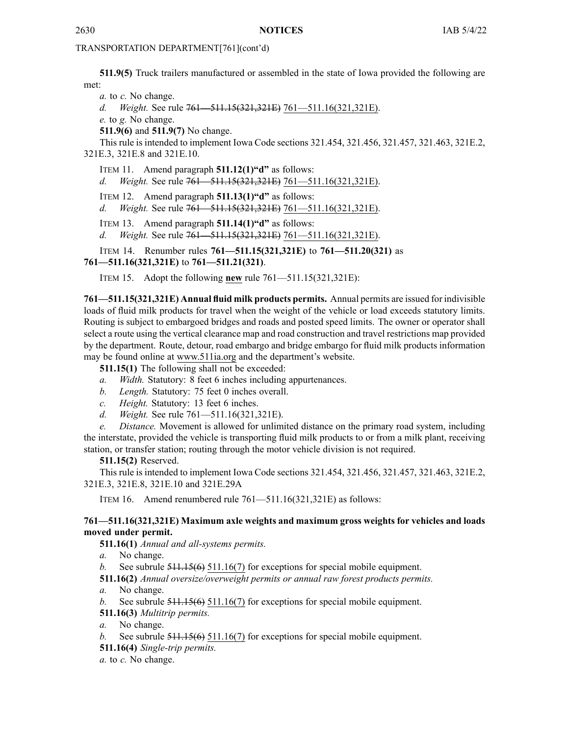TRANSPORTATION DEPARTMENT[761](cont'd)

**511.9(5)** Truck trailers manufactured or assembled in the state of Iowa provided the following are met:

*a.* to *c.* No change.

*d.* *Weight.* See rule ~~761—511.15(321,321E)~~ 761—511.16(321,321E).

*e.* to *g.* No change.

**511.9(6)** and **511.9(7)** No change.

This rule is intended to implement Iowa Code sections 321.454, 321.456, 321.457, 321.463, 321E.2, 321E.3, 321E.8 and 321E.10.

ITEM 11. Amend paragraph **511.12(1)"d"** as follows:

*d.* *Weight.* See rule ~~761—511.15(321,321E)~~ 761—511.16(321,321E).

ITEM 12. Amend paragraph **511.13(1)"d"** as follows:

*d.* *Weight.* See rule ~~761—511.15(321,321E)~~ 761—511.16(321,321E).

ITEM 13. Amend paragraph **511.14(1)"d"** as follows:

*d.* *Weight.* See rule ~~761—511.15(321,321E)~~ 761—511.16(321,321E).

ITEM 14. Renumber rules **761—511.15(321,321E)** to **761—511.20(321)** as **761—511.16(321,321E)** to **761—511.21(321)**.

ITEM 15. Adopt the following **new** rule 761—511.15(321,321E):

**761—511.15(321,321E) Annual fluid milk products permits.** Annual permits are issued for indivisible loads of fluid milk products for travel when the weight of the vehicle or load exceeds statutory limits. Routing is subject to embargoed bridges and roads and posted speed limits. The owner or operator shall select a route using the vertical clearance map and road construction and travel restrictions map provided by the department. Route, detour, road embargo and bridge embargo for fluid milk products information may be found online at www.511ia.org and the department's website.

**511.15(1)** The following shall not be exceeded:

*a.* *Width.* Statutory: 8 feet 6 inches including appurtenances.

*b.* *Length.* Statutory: 75 feet 0 inches overall.

*c.* *Height.* Statutory: 13 feet 6 inches.

*d.* *Weight.* See rule 761—511.16(321,321E).

*e.* *Distance.* Movement is allowed for unlimited distance on the primary road system, including the interstate, provided the vehicle is transporting fluid milk products to or from a milk plant, receiving station, or transfer station; routing through the motor vehicle division is not required.

**511.15(2)** Reserved.

This rule is intended to implement Iowa Code sections 321.454, 321.456, 321.457, 321.463, 321E.2, 321E.3, 321E.8, 321E.10 and 321E.29A

ITEM 16. Amend renumbered rule 761—511.16(321,321E) as follows:

**761—511.16(321,321E) Maximum axle weights and maximum gross weights for vehicles and loads moved under permit.**

**511.16(1)** *Annual and all-systems permits.*

*a.* No change.

*b.* See subrule ~~511.15(6)~~ 511.16(7) for exceptions for special mobile equipment.

**511.16(2)** *Annual oversize/overweight permits or annual raw forest products permits.*

*a.* No change.

*b.* See subrule ~~511.15(6)~~ 511.16(7) for exceptions for special mobile equipment.

**511.16(3)** *Multitrip permits.*

*a.* No change.

*b.* See subrule ~~511.15(6)~~ 511.16(7) for exceptions for special mobile equipment.

**511.16(4)** *Single-trip permits.*

*a.* to *c.* No change.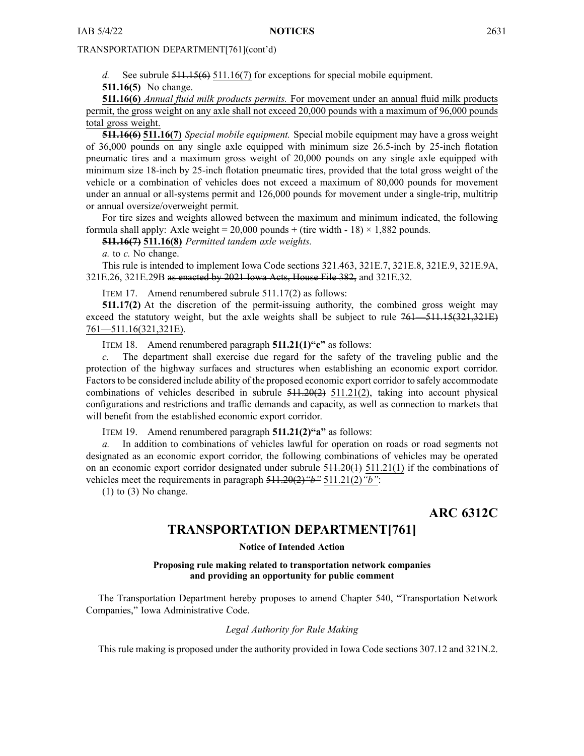TRANSPORTATION DEPARTMENT[761](cont'd)

*d.* See subrule ~~511.15(6)~~ 511.16(7) for exceptions for special mobile equipment.

**511.16(5)** No change.

**511.16(6)** *Annual fluid milk products permits.* For movement under an annual fluid milk products permit, the gross weight on any axle shall not exceed 20,000 pounds with a maximum of 96,000 pounds total gross weight.

~~**511.16(6)**~~ **511.16(7)** *Special mobile equipment.* Special mobile equipment may have a gross weight of 36,000 pounds on any single axle equipped with minimum size 26.5-inch by 25-inch flotation pneumatic tires and a maximum gross weight of 20,000 pounds on any single axle equipped with minimum size 18-inch by 25-inch flotation pneumatic tires, provided that the total gross weight of the vehicle or a combination of vehicles does not exceed a maximum of 80,000 pounds for movement under an annual or all-systems permit and 126,000 pounds for movement under a single-trip, multitrip or annual oversize/overweight permit.

For tire sizes and weights allowed between the maximum and minimum indicated, the following formula shall apply: Axle weight = 20,000 pounds + (tire width - 18) × 1,882 pounds.

~~**511.16(7)**~~ **511.16(8)** *Permitted tandem axle weights.*

*a.* to *c.* No change.

This rule is intended to implement Iowa Code sections 321.463, 321E.7, 321E.8, 321E.9, 321E.9A, 321E.26, 321E.29B ~~as enacted by 2021 Iowa Acts, House File 382,~~ and 321E.32.

ITEM 17. Amend renumbered subrule 511.17(2) as follows:

**511.17(2)** At the discretion of the permit-issuing authority, the combined gross weight may exceed the statutory weight, but the axle weights shall be subject to rule ~~761—511.15(321,321E)~~ 761—511.16(321,321E).

ITEM 18. Amend renumbered paragraph **511.21(1)"c"** as follows:

*c.* The department shall exercise due regard for the safety of the traveling public and the protection of the highway surfaces and structures when establishing an economic export corridor. Factors to be considered include ability of the proposed economic export corridor to safely accommodate combinations of vehicles described in subrule ~~511.20(2)~~ 511.21(2), taking into account physical configurations and restrictions and traffic demands and capacity, as well as connection to markets that will benefit from the established economic export corridor.

ITEM 19. Amend renumbered paragraph **511.21(2)"a"** as follows:

*a.* In addition to combinations of vehicles lawful for operation on roads or road segments not designated as an economic export corridor, the following combinations of vehicles may be operated on an economic export corridor designated under subrule ~~511.20(1)~~ 511.21(1) if the combinations of vehicles meet the requirements in paragraph ~~511.20(2)*"b"*~~ 511.21(2)*"b"*:

(1) to (3) No change.

**ARC 6312C**

## TRANSPORTATION DEPARTMENT[761]

**Notice of Intended Action**

**Proposing rule making related to transportation network companies and providing an opportunity for public comment**

The Transportation Department hereby proposes to amend Chapter 540, "Transportation Network Companies," Iowa Administrative Code.

*Legal Authority for Rule Making*

This rule making is proposed under the authority provided in Iowa Code sections 307.12 and 321N.2.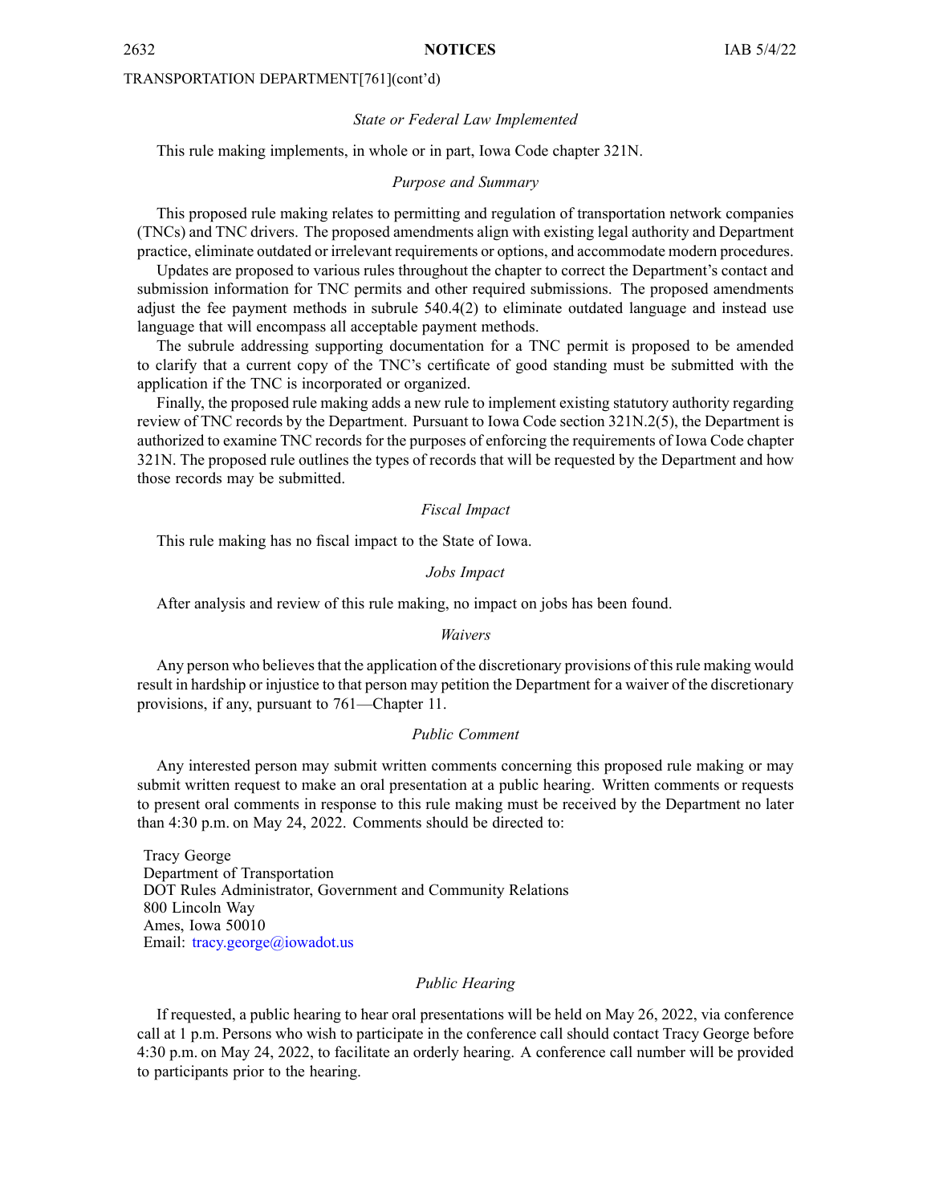TRANSPORTATION DEPARTMENT[761](cont'd)

*State or Federal Law Implemented*

This rule making implements, in whole or in part, Iowa Code chapter 321N.

*Purpose and Summary*

This proposed rule making relates to permitting and regulation of transportation network companies (TNCs) and TNC drivers. The proposed amendments align with existing legal authority and Department practice, eliminate outdated or irrelevant requirements or options, and accommodate modern procedures.

Updates are proposed to various rules throughout the chapter to correct the Department's contact and submission information for TNC permits and other required submissions. The proposed amendments adjust the fee payment methods in subrule 540.4(2) to eliminate outdated language and instead use language that will encompass all acceptable payment methods.

The subrule addressing supporting documentation for a TNC permit is proposed to be amended to clarify that a current copy of the TNC's certificate of good standing must be submitted with the application if the TNC is incorporated or organized.

Finally, the proposed rule making adds a new rule to implement existing statutory authority regarding review of TNC records by the Department. Pursuant to Iowa Code section 321N.2(5), the Department is authorized to examine TNC records for the purposes of enforcing the requirements of Iowa Code chapter 321N. The proposed rule outlines the types of records that will be requested by the Department and how those records may be submitted.

*Fiscal Impact*

This rule making has no fiscal impact to the State of Iowa.

*Jobs Impact*

After analysis and review of this rule making, no impact on jobs has been found.

*Waivers*

Any person who believes that the application of the discretionary provisions of this rule making would result in hardship or injustice to that person may petition the Department for a waiver of the discretionary provisions, if any, pursuant to 761—Chapter 11.

*Public Comment*

Any interested person may submit written comments concerning this proposed rule making or may submit written request to make an oral presentation at a public hearing. Written comments or requests to present oral comments in response to this rule making must be received by the Department no later than 4:30 p.m. on May 24, 2022. Comments should be directed to:

Tracy George
Department of Transportation
DOT Rules Administrator, Government and Community Relations
800 Lincoln Way
Ames, Iowa 50010
Email: tracy.george@iowadot.us

*Public Hearing*

If requested, a public hearing to hear oral presentations will be held on May 26, 2022, via conference call at 1 p.m. Persons who wish to participate in the conference call should contact Tracy George before 4:30 p.m. on May 24, 2022, to facilitate an orderly hearing. A conference call number will be provided to participants prior to the hearing.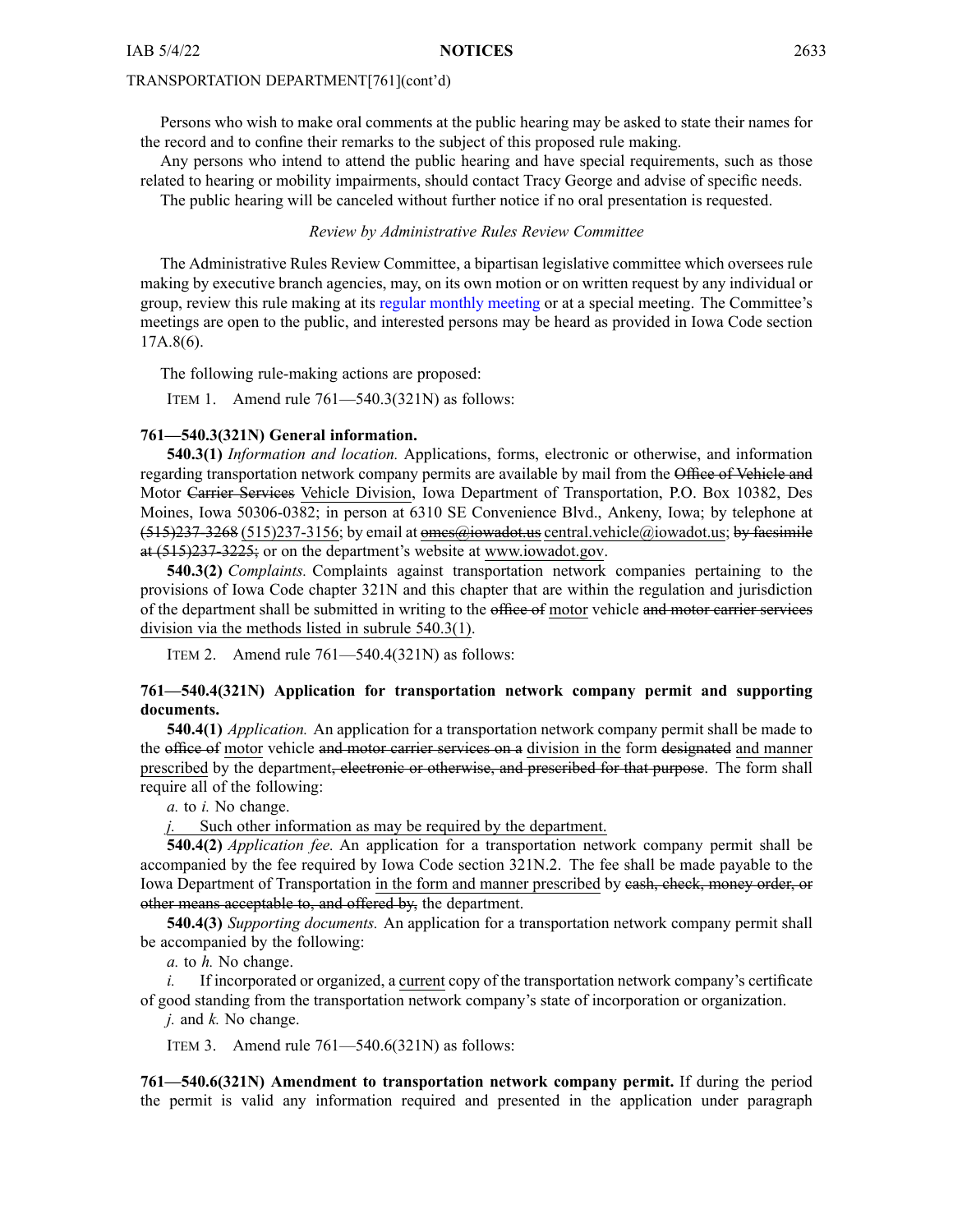Persons who wish to make oral comments at the public hearing may be asked to state their names for the record and to confine their remarks to the subject of this proposed rule making.

Any persons who intend to attend the public hearing and have special requirements, such as those related to hearing or mobility impairments, should contact Tracy George and advise of specific needs.

The public hearing will be canceled without further notice if no oral presentation is requested.

*Review by Administrative Rules Review Committee*

The Administrative Rules Review Committee, a bipartisan legislative committee which oversees rule making by executive branch agencies, may, on its own motion or on written request by any individual or group, review this rule making at its regular monthly meeting or at a special meeting. The Committee's meetings are open to the public, and interested persons may be heard as provided in Iowa Code section 17A.8(6).

The following rule-making actions are proposed:

ITEM 1. Amend rule 761—540.3(321N) as follows:

**761—540.3(321N) General information.**

**540.3(1)** *Information and location.* Applications, forms, electronic or otherwise, and information regarding transportation network company permits are available by mail from the ~~Office of Vehicle and~~ Motor ~~Carrier Services~~ <u>Vehicle Division</u>, Iowa Department of Transportation, P.O. Box 10382, Des Moines, Iowa 50306-0382; in person at 6310 SE Convenience Blvd., Ankeny, Iowa; by telephone at ~~(515)237-3268~~ <u>(515)237-3156</u>; by email at ~~omcs@iowadot.us~~ <u>central.vehicle@iowadot.us</u>; ~~by facsimile at (515)237-3225;~~ or on the department's website at <u>www.iowadot.gov</u>.

**540.3(2)** *Complaints.* Complaints against transportation network companies pertaining to the provisions of Iowa Code chapter 321N and this chapter that are within the regulation and jurisdiction of the department shall be submitted in writing to the ~~office of~~ <u>motor</u> vehicle ~~and motor carrier services~~ <u>division via the methods listed in subrule 540.3(1)</u>.

ITEM 2. Amend rule 761—540.4(321N) as follows:

**761—540.4(321N) Application for transportation network company permit and supporting documents.**

**540.4(1)** *Application.* An application for a transportation network company permit shall be made to the ~~office of~~ <u>motor</u> vehicle ~~and motor carrier services on a~~ <u>division in the</u> form ~~designated~~ <u>and manner prescribed</u> by the department~~, electronic or otherwise, and prescribed for that purpose~~. The form shall require all of the following:

*a.* to *i.* No change.

<u>*j.* Such other information as may be required by the department.</u>

**540.4(2)** *Application fee.* An application for a transportation network company permit shall be accompanied by the fee required by Iowa Code section 321N.2. The fee shall be made payable to the Iowa Department of Transportation <u>in the form and manner prescribed</u> by ~~cash, check, money order, or other means acceptable to, and offered by,~~ the department.

**540.4(3)** *Supporting documents.* An application for a transportation network company permit shall be accompanied by the following:

*a.* to *h.* No change.

*i.* If incorporated or organized, a <u>current</u> copy of the transportation network company's certificate of good standing from the transportation network company's state of incorporation or organization.

*j.* and *k.* No change.

ITEM 3. Amend rule 761—540.6(321N) as follows:

**761—540.6(321N) Amendment to transportation network company permit.** If during the period the permit is valid any information required and presented in the application under paragraph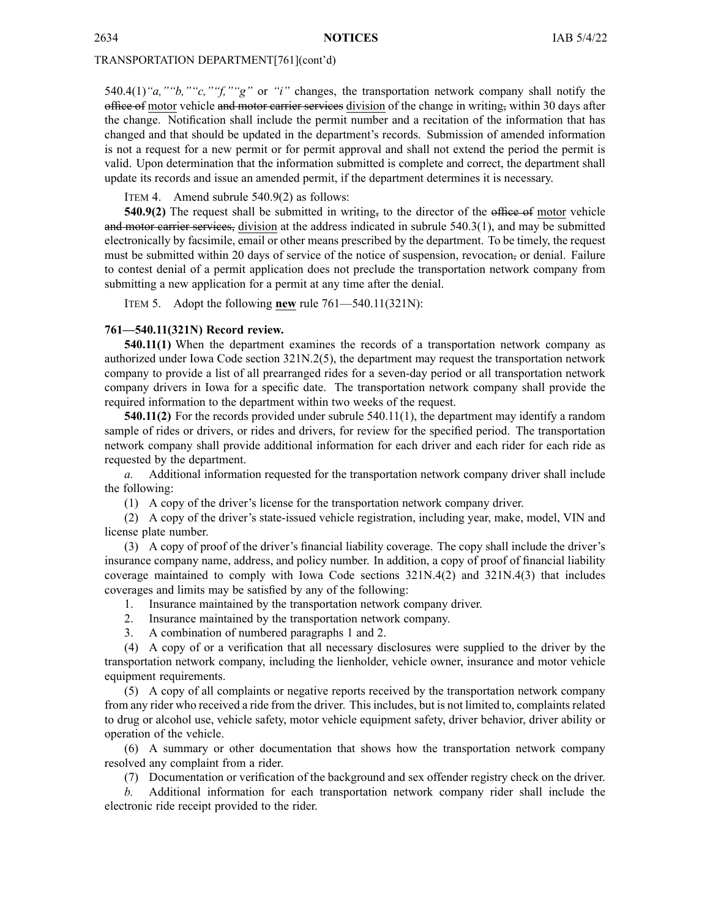TRANSPORTATION DEPARTMENT[761](cont'd)

540.4(1)*"a," "b," "c," "f," "g"* or *"i"* changes, the transportation network company shall notify the ~~office of~~ motor vehicle ~~and motor carrier services~~ division of the change in writing~~,~~ within 30 days after the change. Notification shall include the permit number and a recitation of the information that has changed and that should be updated in the department's records. Submission of amended information is not a request for a new permit or for permit approval and shall not extend the period the permit is valid. Upon determination that the information submitted is complete and correct, the department shall update its records and issue an amended permit, if the department determines it is necessary.

ITEM 4. Amend subrule 540.9(2) as follows:

**540.9(2)** The request shall be submitted in writing~~,~~ to the director of the ~~office of~~ motor vehicle ~~and motor carrier services,~~ division at the address indicated in subrule 540.3(1), and may be submitted electronically by facsimile, email or other means prescribed by the department. To be timely, the request must be submitted within 20 days of service of the notice of suspension, revocation~~,~~ or denial. Failure to contest denial of a permit application does not preclude the transportation network company from submitting a new application for a permit at any time after the denial.

ITEM 5. Adopt the following **new** rule 761—540.11(321N):

**761—540.11(321N) Record review.**

**540.11(1)** When the department examines the records of a transportation network company as authorized under Iowa Code section 321N.2(5), the department may request the transportation network company to provide a list of all prearranged rides for a seven-day period or all transportation network company drivers in Iowa for a specific date. The transportation network company shall provide the required information to the department within two weeks of the request.

**540.11(2)** For the records provided under subrule 540.11(1), the department may identify a random sample of rides or drivers, or rides and drivers, for review for the specified period. The transportation network company shall provide additional information for each driver and each rider for each ride as requested by the department.

*a.* Additional information requested for the transportation network company driver shall include the following:

(1) A copy of the driver's license for the transportation network company driver.

(2) A copy of the driver's state-issued vehicle registration, including year, make, model, VIN and license plate number.

(3) A copy of proof of the driver's financial liability coverage. The copy shall include the driver's insurance company name, address, and policy number. In addition, a copy of proof of financial liability coverage maintained to comply with Iowa Code sections 321N.4(2) and 321N.4(3) that includes coverages and limits may be satisfied by any of the following:

1. Insurance maintained by the transportation network company driver.
2. Insurance maintained by the transportation network company.
3. A combination of numbered paragraphs 1 and 2.

(4) A copy of or a verification that all necessary disclosures were supplied to the driver by the transportation network company, including the lienholder, vehicle owner, insurance and motor vehicle equipment requirements.

(5) A copy of all complaints or negative reports received by the transportation network company from any rider who received a ride from the driver. This includes, but is not limited to, complaints related to drug or alcohol use, vehicle safety, motor vehicle equipment safety, driver behavior, driver ability or operation of the vehicle.

(6) A summary or other documentation that shows how the transportation network company resolved any complaint from a rider.

(7) Documentation or verification of the background and sex offender registry check on the driver.

*b.* Additional information for each transportation network company rider shall include the electronic ride receipt provided to the rider.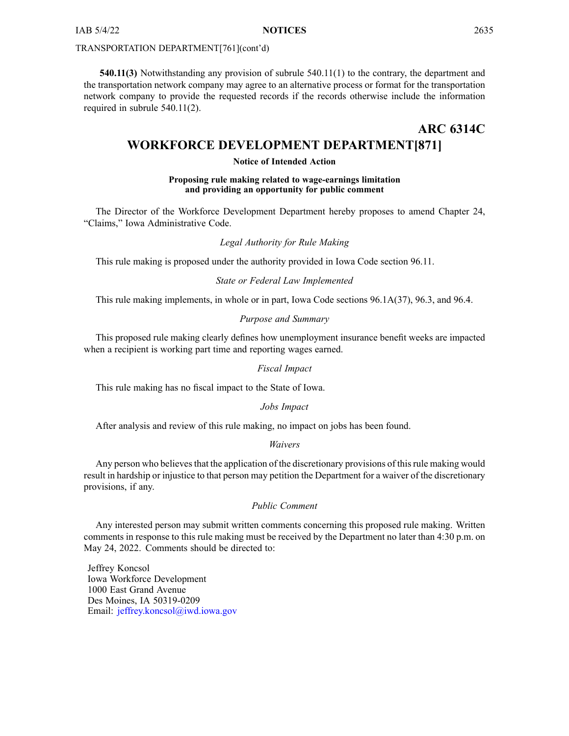**540.11(3)** Notwithstanding any provision of subrule 540.11(1) to the contrary, the department and the transportation network company may agree to an alternative process or format for the transportation network company to provide the requested records if the records otherwise include the information required in subrule 540.11(2).

**ARC 6314C**

## WORKFORCE DEVELOPMENT DEPARTMENT[871]

**Notice of Intended Action**

**Proposing rule making related to wage-earnings limitation and providing an opportunity for public comment**

The Director of the Workforce Development Department hereby proposes to amend Chapter 24, "Claims," Iowa Administrative Code.

*Legal Authority for Rule Making*

This rule making is proposed under the authority provided in Iowa Code section 96.11.

*State or Federal Law Implemented*

This rule making implements, in whole or in part, Iowa Code sections 96.1A(37), 96.3, and 96.4.

*Purpose and Summary*

This proposed rule making clearly defines how unemployment insurance benefit weeks are impacted when a recipient is working part time and reporting wages earned.

*Fiscal Impact*

This rule making has no fiscal impact to the State of Iowa.

*Jobs Impact*

After analysis and review of this rule making, no impact on jobs has been found.

*Waivers*

Any person who believes that the application of the discretionary provisions of this rule making would result in hardship or injustice to that person may petition the Department for a waiver of the discretionary provisions, if any.

*Public Comment*

Any interested person may submit written comments concerning this proposed rule making. Written comments in response to this rule making must be received by the Department no later than 4:30 p.m. on May 24, 2022. Comments should be directed to:

Jeffrey Koncsol
Iowa Workforce Development
1000 East Grand Avenue
Des Moines, IA 50319-0209
Email: jeffrey.koncsol@iwd.iowa.gov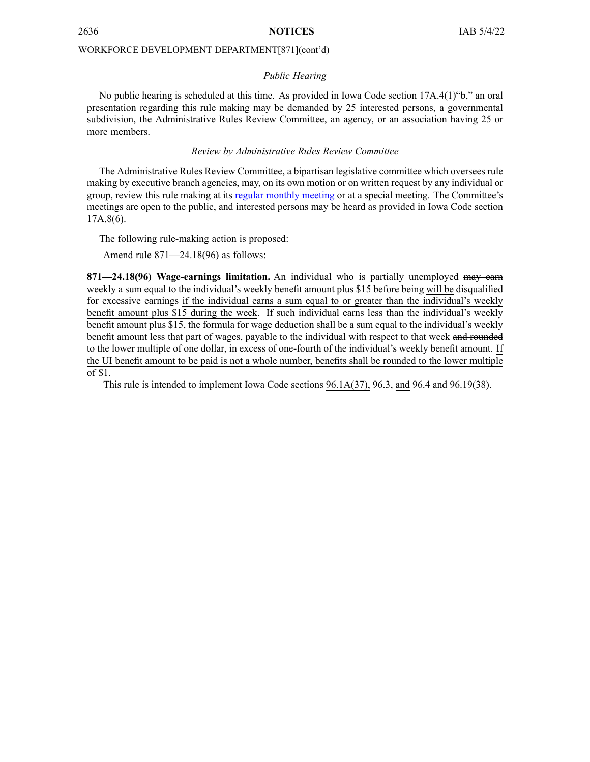WORKFORCE DEVELOPMENT DEPARTMENT[871](cont'd)

*Public Hearing*

No public hearing is scheduled at this time. As provided in Iowa Code section 17A.4(1)"b," an oral presentation regarding this rule making may be demanded by 25 interested persons, a governmental subdivision, the Administrative Rules Review Committee, an agency, or an association having 25 or more members.

*Review by Administrative Rules Review Committee*

The Administrative Rules Review Committee, a bipartisan legislative committee which oversees rule making by executive branch agencies, may, on its own motion or on written request by any individual or group, review this rule making at its regular monthly meeting or at a special meeting. The Committee's meetings are open to the public, and interested persons may be heard as provided in Iowa Code section 17A.8(6).

The following rule-making action is proposed:

Amend rule 871—24.18(96) as follows:

**871—24.18(96) Wage-earnings limitation.** An individual who is partially unemployed ~~may earn weekly a sum equal to the individual's weekly benefit amount plus $15 before being~~ <u>will be</u> disqualified for excessive earnings <u>if the individual earns a sum equal to or greater than the individual's weekly benefit amount plus $15 during the week</u>. If such individual earns less than the individual's weekly benefit amount plus $15, the formula for wage deduction shall be a sum equal to the individual's weekly benefit amount less that part of wages, payable to the individual with respect to that week ~~and rounded to the lower multiple of one dollar~~, in excess of one-fourth of the individual's weekly benefit amount. <u>If the UI benefit amount to be paid is not a whole number, benefits shall be rounded to the lower multiple of $1.</u>

This rule is intended to implement Iowa Code sections <u>96.1A(37),</u> 96.3, <u>and</u> 96.4 ~~and 96.19(38)~~.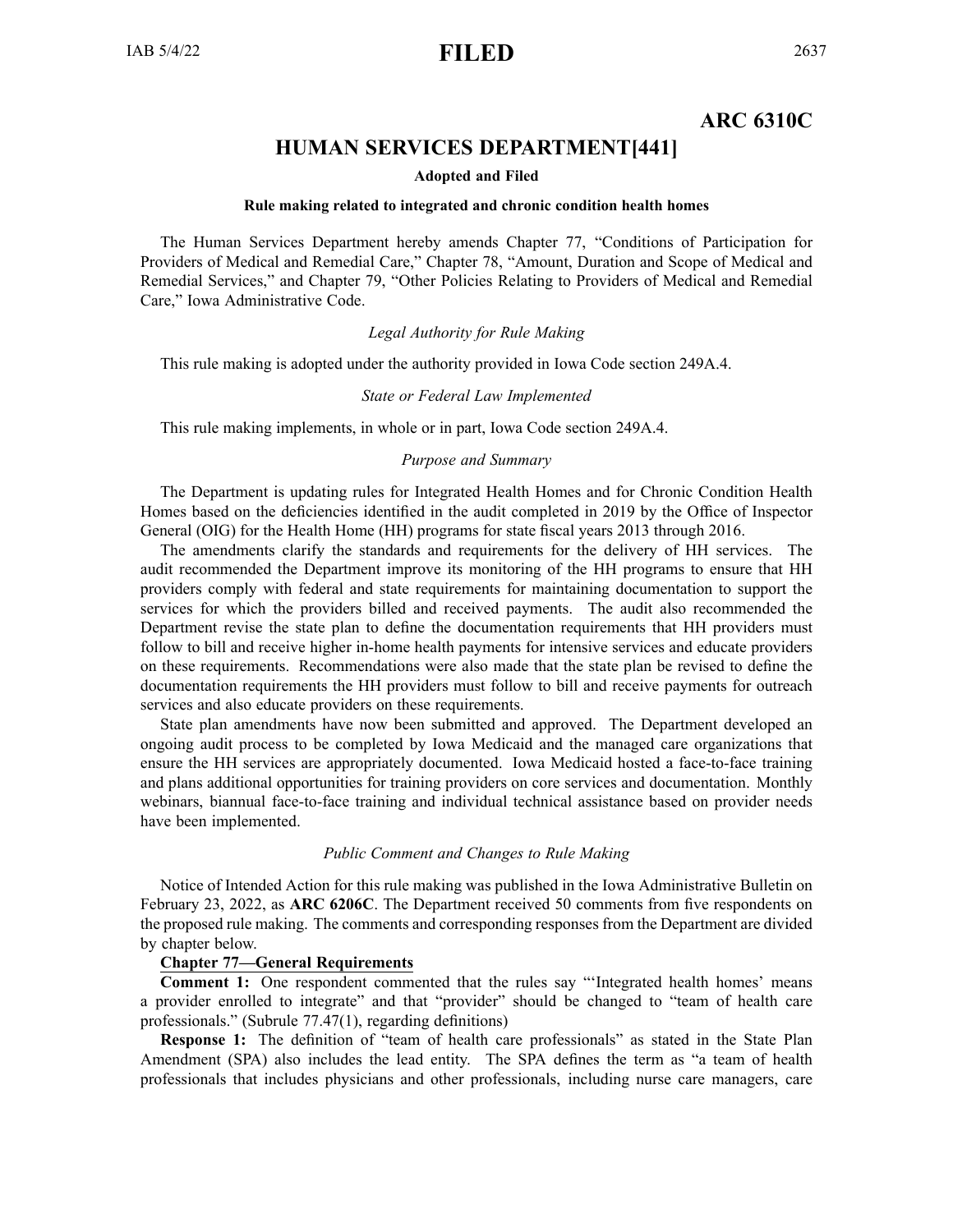# ARC 6310C

## HUMAN SERVICES DEPARTMENT[441]

**Adopted and Filed**

**Rule making related to integrated and chronic condition health homes**

The Human Services Department hereby amends Chapter 77, "Conditions of Participation for Providers of Medical and Remedial Care," Chapter 78, "Amount, Duration and Scope of Medical and Remedial Services," and Chapter 79, "Other Policies Relating to Providers of Medical and Remedial Care," Iowa Administrative Code.

*Legal Authority for Rule Making*

This rule making is adopted under the authority provided in Iowa Code section 249A.4.

*State or Federal Law Implemented*

This rule making implements, in whole or in part, Iowa Code section 249A.4.

*Purpose and Summary*

The Department is updating rules for Integrated Health Homes and for Chronic Condition Health Homes based on the deficiencies identified in the audit completed in 2019 by the Office of Inspector General (OIG) for the Health Home (HH) programs for state fiscal years 2013 through 2016.

The amendments clarify the standards and requirements for the delivery of HH services. The audit recommended the Department improve its monitoring of the HH programs to ensure that HH providers comply with federal and state requirements for maintaining documentation to support the services for which the providers billed and received payments. The audit also recommended the Department revise the state plan to define the documentation requirements that HH providers must follow to bill and receive higher in-home health payments for intensive services and educate providers on these requirements. Recommendations were also made that the state plan be revised to define the documentation requirements the HH providers must follow to bill and receive payments for outreach services and also educate providers on these requirements.

State plan amendments have now been submitted and approved. The Department developed an ongoing audit process to be completed by Iowa Medicaid and the managed care organizations that ensure the HH services are appropriately documented. Iowa Medicaid hosted a face-to-face training and plans additional opportunities for training providers on core services and documentation. Monthly webinars, biannual face-to-face training and individual technical assistance based on provider needs have been implemented.

*Public Comment and Changes to Rule Making*

Notice of Intended Action for this rule making was published in the Iowa Administrative Bulletin on February 23, 2022, as **ARC 6206C**. The Department received 50 comments from five respondents on the proposed rule making. The comments and corresponding responses from the Department are divided by chapter below.

**Chapter 77—General Requirements**

**Comment 1:** One respondent commented that the rules say "'Integrated health homes' means a provider enrolled to integrate" and that "provider" should be changed to "team of health care professionals." (Subrule 77.47(1), regarding definitions)

**Response 1:** The definition of "team of health care professionals" as stated in the State Plan Amendment (SPA) also includes the lead entity. The SPA defines the term as "a team of health professionals that includes physicians and other professionals, including nurse care managers, care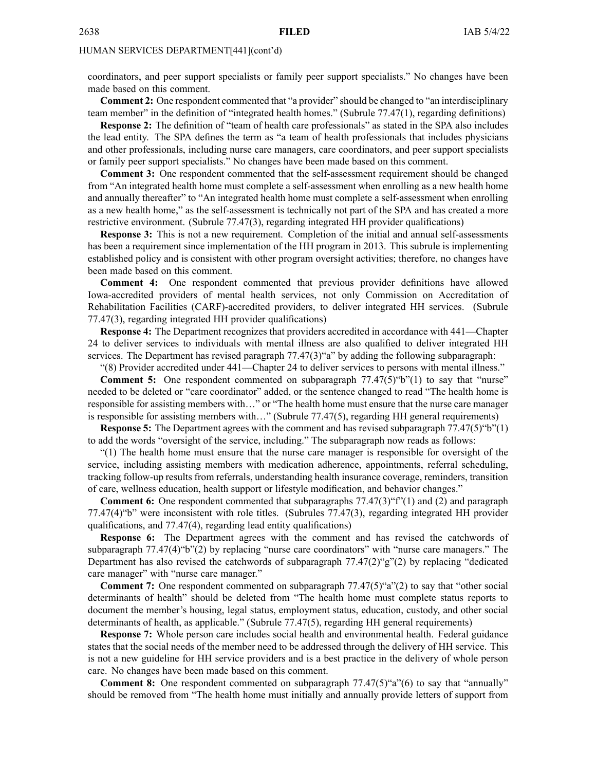coordinators, and peer support specialists or family peer support specialists." No changes have been made based on this comment.

**Comment 2:** One respondent commented that "a provider" should be changed to "an interdisciplinary team member" in the definition of "integrated health homes." (Subrule 77.47(1), regarding definitions)

**Response 2:** The definition of "team of health care professionals" as stated in the SPA also includes the lead entity. The SPA defines the term as "a team of health professionals that includes physicians and other professionals, including nurse care managers, care coordinators, and peer support specialists or family peer support specialists." No changes have been made based on this comment.

**Comment 3:** One respondent commented that the self-assessment requirement should be changed from "An integrated health home must complete a self-assessment when enrolling as a new health home and annually thereafter" to "An integrated health home must complete a self-assessment when enrolling as a new health home," as the self-assessment is technically not part of the SPA and has created a more restrictive environment. (Subrule 77.47(3), regarding integrated HH provider qualifications)

**Response 3:** This is not a new requirement. Completion of the initial and annual self-assessments has been a requirement since implementation of the HH program in 2013. This subrule is implementing established policy and is consistent with other program oversight activities; therefore, no changes have been made based on this comment.

**Comment 4:** One respondent commented that previous provider definitions have allowed Iowa-accredited providers of mental health services, not only Commission on Accreditation of Rehabilitation Facilities (CARF)-accredited providers, to deliver integrated HH services. (Subrule 77.47(3), regarding integrated HH provider qualifications)

**Response 4:** The Department recognizes that providers accredited in accordance with 441—Chapter 24 to deliver services to individuals with mental illness are also qualified to deliver integrated HH services. The Department has revised paragraph 77.47(3)"a" by adding the following subparagraph:

"(8) Provider accredited under 441—Chapter 24 to deliver services to persons with mental illness."

**Comment 5:** One respondent commented on subparagraph 77.47(5)"b"(1) to say that "nurse" needed to be deleted or "care coordinator" added, or the sentence changed to read "The health home is responsible for assisting members with…" or "The health home must ensure that the nurse care manager is responsible for assisting members with…" (Subrule 77.47(5), regarding HH general requirements)

**Response 5:** The Department agrees with the comment and has revised subparagraph 77.47(5)"b"(1) to add the words "oversight of the service, including." The subparagraph now reads as follows:

"(1) The health home must ensure that the nurse care manager is responsible for oversight of the service, including assisting members with medication adherence, appointments, referral scheduling, tracking follow-up results from referrals, understanding health insurance coverage, reminders, transition of care, wellness education, health support or lifestyle modification, and behavior changes."

**Comment 6:** One respondent commented that subparagraphs 77.47(3)"f"(1) and (2) and paragraph 77.47(4)"b" were inconsistent with role titles. (Subrules 77.47(3), regarding integrated HH provider qualifications, and 77.47(4), regarding lead entity qualifications)

**Response 6:** The Department agrees with the comment and has revised the catchwords of subparagraph 77.47(4)"b"(2) by replacing "nurse care coordinators" with "nurse care managers." The Department has also revised the catchwords of subparagraph 77.47(2)"g"(2) by replacing "dedicated care manager" with "nurse care manager."

**Comment 7:** One respondent commented on subparagraph 77.47(5)"a"(2) to say that "other social determinants of health" should be deleted from "The health home must complete status reports to document the member's housing, legal status, employment status, education, custody, and other social determinants of health, as applicable." (Subrule 77.47(5), regarding HH general requirements)

**Response 7:** Whole person care includes social health and environmental health. Federal guidance states that the social needs of the member need to be addressed through the delivery of HH service. This is not a new guideline for HH service providers and is a best practice in the delivery of whole person care. No changes have been made based on this comment.

**Comment 8:** One respondent commented on subparagraph 77.47(5)"a"(6) to say that "annually" should be removed from "The health home must initially and annually provide letters of support from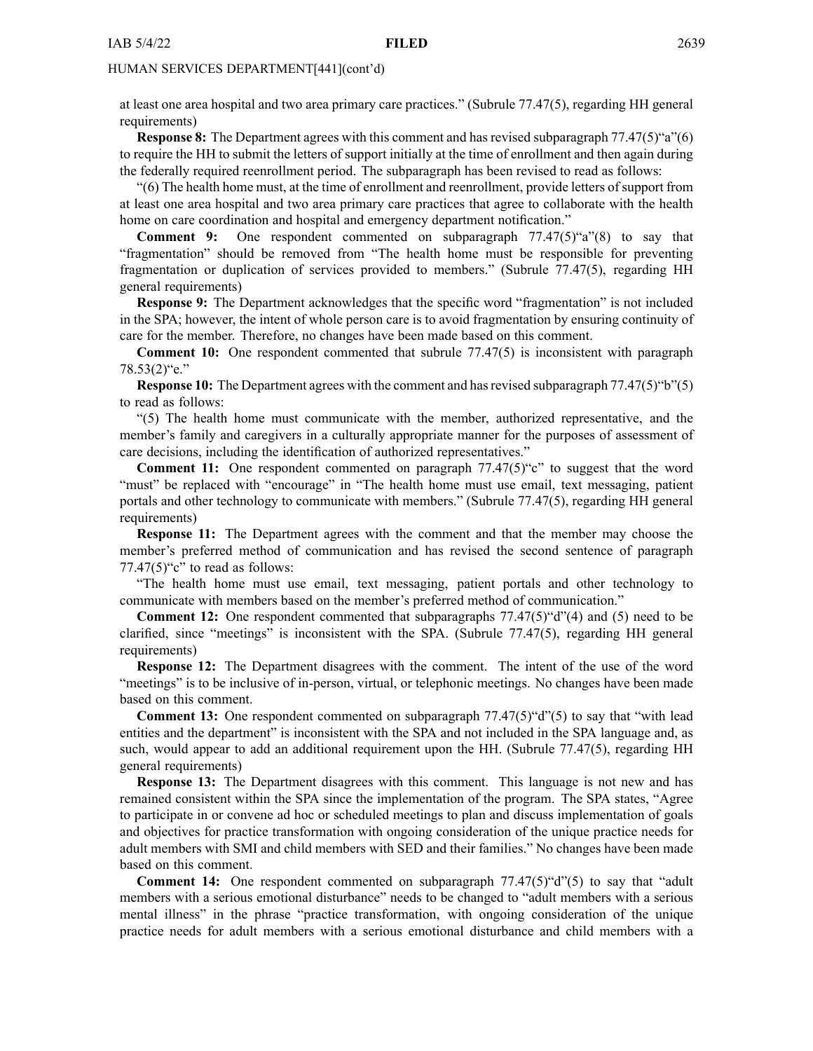at least one area hospital and two area primary care practices." (Subrule 77.47(5), regarding HH general requirements)

**Response 8:** The Department agrees with this comment and has revised subparagraph 77.47(5)"a"(6) to require the HH to submit the letters of support initially at the time of enrollment and then again during the federally required reenrollment period. The subparagraph has been revised to read as follows:

"(6) The health home must, at the time of enrollment and reenrollment, provide letters of support from at least one area hospital and two area primary care practices that agree to collaborate with the health home on care coordination and hospital and emergency department notification."

**Comment 9:** One respondent commented on subparagraph 77.47(5)"a"(8) to say that "fragmentation" should be removed from "The health home must be responsible for preventing fragmentation or duplication of services provided to members." (Subrule 77.47(5), regarding HH general requirements)

**Response 9:** The Department acknowledges that the specific word "fragmentation" is not included in the SPA; however, the intent of whole person care is to avoid fragmentation by ensuring continuity of care for the member. Therefore, no changes have been made based on this comment.

**Comment 10:** One respondent commented that subrule 77.47(5) is inconsistent with paragraph 78.53(2)"e."

**Response 10:** The Department agrees with the comment and has revised subparagraph 77.47(5)"b"(5) to read as follows:

"(5) The health home must communicate with the member, authorized representative, and the member's family and caregivers in a culturally appropriate manner for the purposes of assessment of care decisions, including the identification of authorized representatives."

**Comment 11:** One respondent commented on paragraph 77.47(5)"c" to suggest that the word "must" be replaced with "encourage" in "The health home must use email, text messaging, patient portals and other technology to communicate with members." (Subrule 77.47(5), regarding HH general requirements)

**Response 11:** The Department agrees with the comment and that the member may choose the member's preferred method of communication and has revised the second sentence of paragraph 77.47(5)"c" to read as follows:

"The health home must use email, text messaging, patient portals and other technology to communicate with members based on the member's preferred method of communication."

**Comment 12:** One respondent commented that subparagraphs 77.47(5)"d"(4) and (5) need to be clarified, since "meetings" is inconsistent with the SPA. (Subrule 77.47(5), regarding HH general requirements)

**Response 12:** The Department disagrees with the comment. The intent of the use of the word "meetings" is to be inclusive of in-person, virtual, or telephonic meetings. No changes have been made based on this comment.

**Comment 13:** One respondent commented on subparagraph 77.47(5)"d"(5) to say that "with lead entities and the department" is inconsistent with the SPA and not included in the SPA language and, as such, would appear to add an additional requirement upon the HH. (Subrule 77.47(5), regarding HH general requirements)

**Response 13:** The Department disagrees with this comment. This language is not new and has remained consistent within the SPA since the implementation of the program. The SPA states, "Agree to participate in or convene ad hoc or scheduled meetings to plan and discuss implementation of goals and objectives for practice transformation with ongoing consideration of the unique practice needs for adult members with SMI and child members with SED and their families." No changes have been made based on this comment.

**Comment 14:** One respondent commented on subparagraph 77.47(5)"d"(5) to say that "adult members with a serious emotional disturbance" needs to be changed to "adult members with a serious mental illness" in the phrase "practice transformation, with ongoing consideration of the unique practice needs for adult members with a serious emotional disturbance and child members with a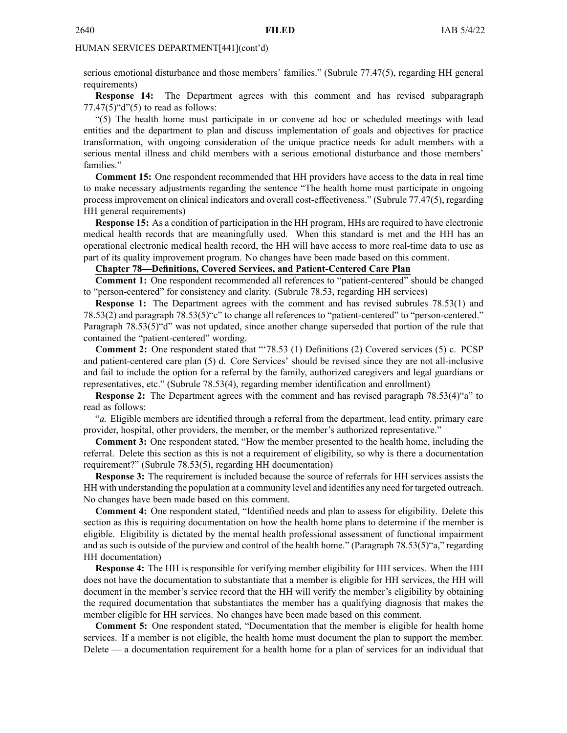serious emotional disturbance and those members' families." (Subrule 77.47(5), regarding HH general requirements)

**Response 14:** The Department agrees with this comment and has revised subparagraph 77.47(5)"d"(5) to read as follows:

"(5) The health home must participate in or convene ad hoc or scheduled meetings with lead entities and the department to plan and discuss implementation of goals and objectives for practice transformation, with ongoing consideration of the unique practice needs for adult members with a serious mental illness and child members with a serious emotional disturbance and those members' families."

**Comment 15:** One respondent recommended that HH providers have access to the data in real time to make necessary adjustments regarding the sentence "The health home must participate in ongoing process improvement on clinical indicators and overall cost-effectiveness." (Subrule 77.47(5), regarding HH general requirements)

**Response 15:** As a condition of participation in the HH program, HHs are required to have electronic medical health records that are meaningfully used. When this standard is met and the HH has an operational electronic medical health record, the HH will have access to more real-time data to use as part of its quality improvement program. No changes have been made based on this comment.

**Chapter 78—Definitions, Covered Services, and Patient-Centered Care Plan**

**Comment 1:** One respondent recommended all references to "patient-centered" should be changed to "person-centered" for consistency and clarity. (Subrule 78.53, regarding HH services)

**Response 1:** The Department agrees with the comment and has revised subrules 78.53(1) and 78.53(2) and paragraph 78.53(5)"c" to change all references to "patient-centered" to "person-centered." Paragraph 78.53(5)"d" was not updated, since another change superseded that portion of the rule that contained the "patient-centered" wording.

**Comment 2:** One respondent stated that "'78.53 (1) Definitions (2) Covered services (5) c. PCSP and patient-centered care plan (5) d. Core Services' should be revised since they are not all-inclusive and fail to include the option for a referral by the family, authorized caregivers and legal guardians or representatives, etc." (Subrule 78.53(4), regarding member identification and enrollment)

**Response 2:** The Department agrees with the comment and has revised paragraph 78.53(4)"a" to read as follows:

"*a.* Eligible members are identified through a referral from the department, lead entity, primary care provider, hospital, other providers, the member, or the member's authorized representative."

**Comment 3:** One respondent stated, "How the member presented to the health home, including the referral. Delete this section as this is not a requirement of eligibility, so why is there a documentation requirement?" (Subrule 78.53(5), regarding HH documentation)

**Response 3:** The requirement is included because the source of referrals for HH services assists the HH with understanding the population at a community level and identifies any need for targeted outreach. No changes have been made based on this comment.

**Comment 4:** One respondent stated, "Identified needs and plan to assess for eligibility. Delete this section as this is requiring documentation on how the health home plans to determine if the member is eligible. Eligibility is dictated by the mental health professional assessment of functional impairment and as such is outside of the purview and control of the health home." (Paragraph 78.53(5)"a," regarding HH documentation)

**Response 4:** The HH is responsible for verifying member eligibility for HH services. When the HH does not have the documentation to substantiate that a member is eligible for HH services, the HH will document in the member's service record that the HH will verify the member's eligibility by obtaining the required documentation that substantiates the member has a qualifying diagnosis that makes the member eligible for HH services. No changes have been made based on this comment.

**Comment 5:** One respondent stated, "Documentation that the member is eligible for health home services. If a member is not eligible, the health home must document the plan to support the member. Delete — a documentation requirement for a health home for a plan of services for an individual that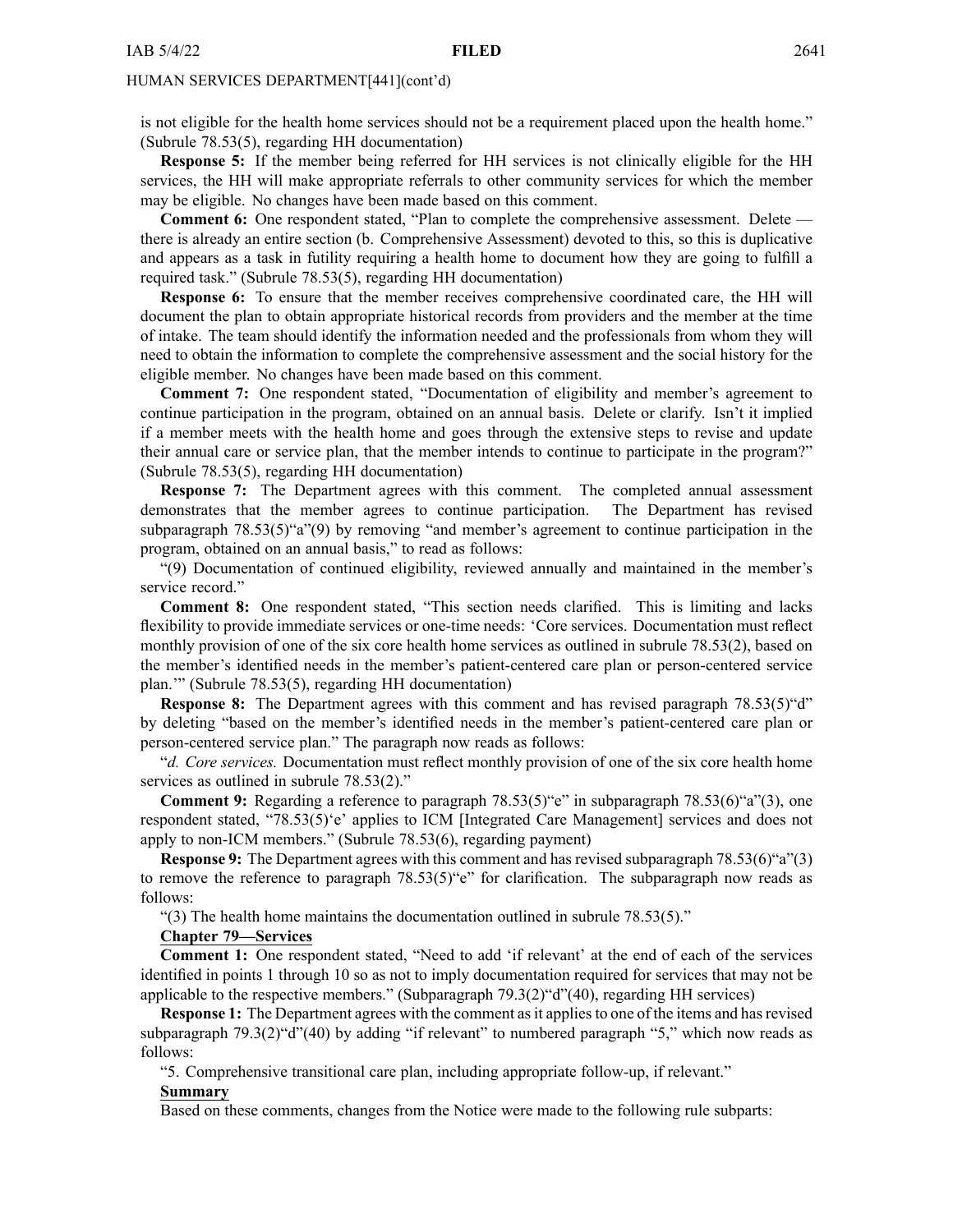is not eligible for the health home services should not be a requirement placed upon the health home." (Subrule 78.53(5), regarding HH documentation)

**Response 5:** If the member being referred for HH services is not clinically eligible for the HH services, the HH will make appropriate referrals to other community services for which the member may be eligible. No changes have been made based on this comment.

**Comment 6:** One respondent stated, "Plan to complete the comprehensive assessment. Delete — there is already an entire section (b. Comprehensive Assessment) devoted to this, so this is duplicative and appears as a task in futility requiring a health home to document how they are going to fulfill a required task." (Subrule 78.53(5), regarding HH documentation)

**Response 6:** To ensure that the member receives comprehensive coordinated care, the HH will document the plan to obtain appropriate historical records from providers and the member at the time of intake. The team should identify the information needed and the professionals from whom they will need to obtain the information to complete the comprehensive assessment and the social history for the eligible member. No changes have been made based on this comment.

**Comment 7:** One respondent stated, "Documentation of eligibility and member's agreement to continue participation in the program, obtained on an annual basis. Delete or clarify. Isn't it implied if a member meets with the health home and goes through the extensive steps to revise and update their annual care or service plan, that the member intends to continue to participate in the program?" (Subrule 78.53(5), regarding HH documentation)

**Response 7:** The Department agrees with this comment. The completed annual assessment demonstrates that the member agrees to continue participation. The Department has revised subparagraph 78.53(5)"a"(9) by removing "and member's agreement to continue participation in the program, obtained on an annual basis," to read as follows:

"(9) Documentation of continued eligibility, reviewed annually and maintained in the member's service record."

**Comment 8:** One respondent stated, "This section needs clarified. This is limiting and lacks flexibility to provide immediate services or one-time needs: 'Core services. Documentation must reflect monthly provision of one of the six core health home services as outlined in subrule 78.53(2), based on the member's identified needs in the member's patient-centered care plan or person-centered service plan.'" (Subrule 78.53(5), regarding HH documentation)

**Response 8:** The Department agrees with this comment and has revised paragraph 78.53(5)"d" by deleting "based on the member's identified needs in the member's patient-centered care plan or person-centered service plan." The paragraph now reads as follows:

"*d. Core services.* Documentation must reflect monthly provision of one of the six core health home services as outlined in subrule 78.53(2)."

**Comment 9:** Regarding a reference to paragraph 78.53(5)"e" in subparagraph 78.53(6)"a"(3), one respondent stated, "78.53(5)'e' applies to ICM [Integrated Care Management] services and does not apply to non-ICM members." (Subrule 78.53(6), regarding payment)

**Response 9:** The Department agrees with this comment and has revised subparagraph 78.53(6)"a"(3) to remove the reference to paragraph 78.53(5)"e" for clarification. The subparagraph now reads as follows:

"(3) The health home maintains the documentation outlined in subrule 78.53(5)."

**Chapter 79—Services**

**Comment 1:** One respondent stated, "Need to add 'if relevant' at the end of each of the services identified in points 1 through 10 so as not to imply documentation required for services that may not be applicable to the respective members." (Subparagraph 79.3(2)"d"(40), regarding HH services)

**Response 1:** The Department agrees with the comment as it applies to one of the items and has revised subparagraph 79.3(2)"d"(40) by adding "if relevant" to numbered paragraph "5," which now reads as follows:

"5. Comprehensive transitional care plan, including appropriate follow-up, if relevant."

**Summary**

Based on these comments, changes from the Notice were made to the following rule subparts: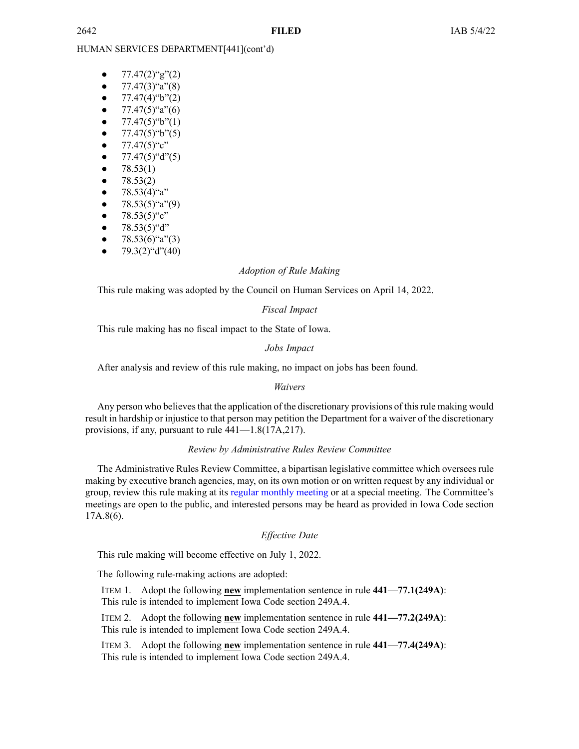- 77.47(2)"g"(2)
- 77.47(3)"a"(8)
- 77.47(4)"b"(2)
- 77.47(5)"a"(6)
- 77.47(5)"b"(1)
- 77.47(5)"b"(5)
- 77.47(5)"c"
- 77.47(5)"d"(5)
- 78.53(1)
- 78.53(2)
- 78.53(4)"a"
- 78.53(5)"a"(9)
- 78.53(5)"c"
- 78.53(5)"d"
- 78.53(6)"a"(3)
- 79.3(2)"d"(40)

*Adoption of Rule Making*

This rule making was adopted by the Council on Human Services on April 14, 2022.

*Fiscal Impact*

This rule making has no fiscal impact to the State of Iowa.

*Jobs Impact*

After analysis and review of this rule making, no impact on jobs has been found.

*Waivers*

Any person who believes that the application of the discretionary provisions of this rule making would result in hardship or injustice to that person may petition the Department for a waiver of the discretionary provisions, if any, pursuant to rule 441—1.8(17A,217).

*Review by Administrative Rules Review Committee*

The Administrative Rules Review Committee, a bipartisan legislative committee which oversees rule making by executive branch agencies, may, on its own motion or on written request by any individual or group, review this rule making at its regular monthly meeting or at a special meeting. The Committee's meetings are open to the public, and interested persons may be heard as provided in Iowa Code section 17A.8(6).

*Effective Date*

This rule making will become effective on July 1, 2022.

The following rule-making actions are adopted:

ITEM 1. Adopt the following **new** implementation sentence in rule **441—77.1(249A)**:
This rule is intended to implement Iowa Code section 249A.4.

ITEM 2. Adopt the following **new** implementation sentence in rule **441—77.2(249A)**:
This rule is intended to implement Iowa Code section 249A.4.

ITEM 3. Adopt the following **new** implementation sentence in rule **441—77.4(249A)**:
This rule is intended to implement Iowa Code section 249A.4.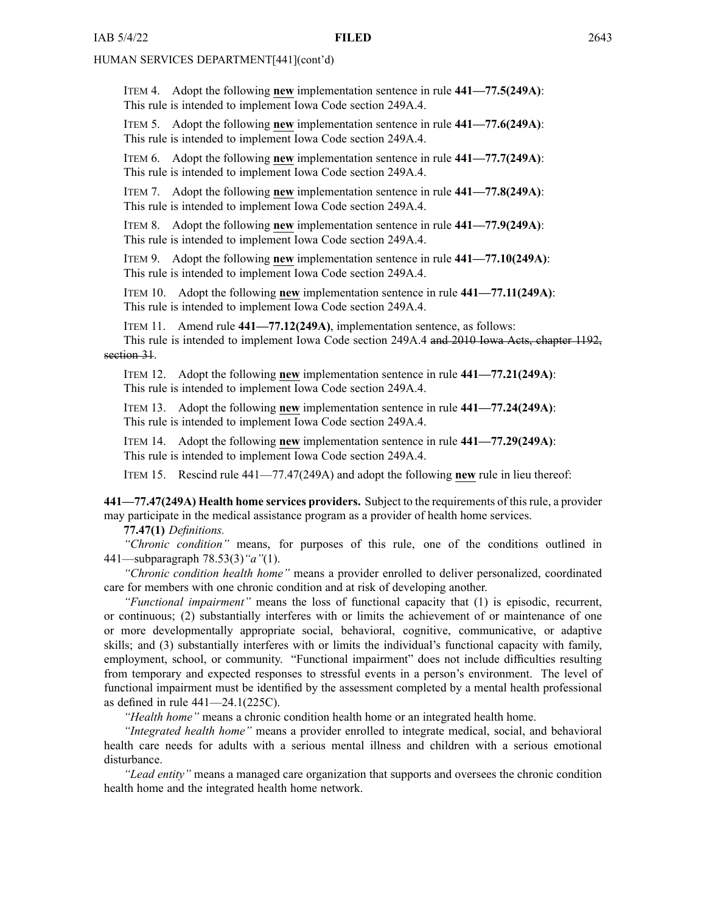ITEM 4. Adopt the following **new** implementation sentence in rule **441—77.5(249A)**:
This rule is intended to implement Iowa Code section 249A.4.

ITEM 5. Adopt the following **new** implementation sentence in rule **441—77.6(249A)**:
This rule is intended to implement Iowa Code section 249A.4.

ITEM 6. Adopt the following **new** implementation sentence in rule **441—77.7(249A)**:
This rule is intended to implement Iowa Code section 249A.4.

ITEM 7. Adopt the following **new** implementation sentence in rule **441—77.8(249A)**:
This rule is intended to implement Iowa Code section 249A.4.

ITEM 8. Adopt the following **new** implementation sentence in rule **441—77.9(249A)**:
This rule is intended to implement Iowa Code section 249A.4.

ITEM 9. Adopt the following **new** implementation sentence in rule **441—77.10(249A)**:
This rule is intended to implement Iowa Code section 249A.4.

ITEM 10. Adopt the following **new** implementation sentence in rule **441—77.11(249A)**:
This rule is intended to implement Iowa Code section 249A.4.

ITEM 11. Amend rule **441—77.12(249A)**, implementation sentence, as follows:
This rule is intended to implement Iowa Code section 249A.4 ~~and 2010 Iowa Acts, chapter 1192, section 31~~.

ITEM 12. Adopt the following **new** implementation sentence in rule **441—77.21(249A)**:
This rule is intended to implement Iowa Code section 249A.4.

ITEM 13. Adopt the following **new** implementation sentence in rule **441—77.24(249A)**:
This rule is intended to implement Iowa Code section 249A.4.

ITEM 14. Adopt the following **new** implementation sentence in rule **441—77.29(249A)**:
This rule is intended to implement Iowa Code section 249A.4.

ITEM 15. Rescind rule 441—77.47(249A) and adopt the following **new** rule in lieu thereof:

**441—77.47(249A) Health home services providers.** Subject to the requirements of this rule, a provider may participate in the medical assistance program as a provider of health home services.

**77.47(1)** *Definitions.*

*"Chronic condition"* means, for purposes of this rule, one of the conditions outlined in 441—subparagraph 78.53(3)*"a"*(1).

*"Chronic condition health home"* means a provider enrolled to deliver personalized, coordinated care for members with one chronic condition and at risk of developing another.

*"Functional impairment"* means the loss of functional capacity that (1) is episodic, recurrent, or continuous; (2) substantially interferes with or limits the achievement of or maintenance of one or more developmentally appropriate social, behavioral, cognitive, communicative, or adaptive skills; and (3) substantially interferes with or limits the individual's functional capacity with family, employment, school, or community. "Functional impairment" does not include difficulties resulting from temporary and expected responses to stressful events in a person's environment. The level of functional impairment must be identified by the assessment completed by a mental health professional as defined in rule 441—24.1(225C).

*"Health home"* means a chronic condition health home or an integrated health home.

*"Integrated health home"* means a provider enrolled to integrate medical, social, and behavioral health care needs for adults with a serious mental illness and children with a serious emotional disturbance.

*"Lead entity"* means a managed care organization that supports and oversees the chronic condition health home and the integrated health home network.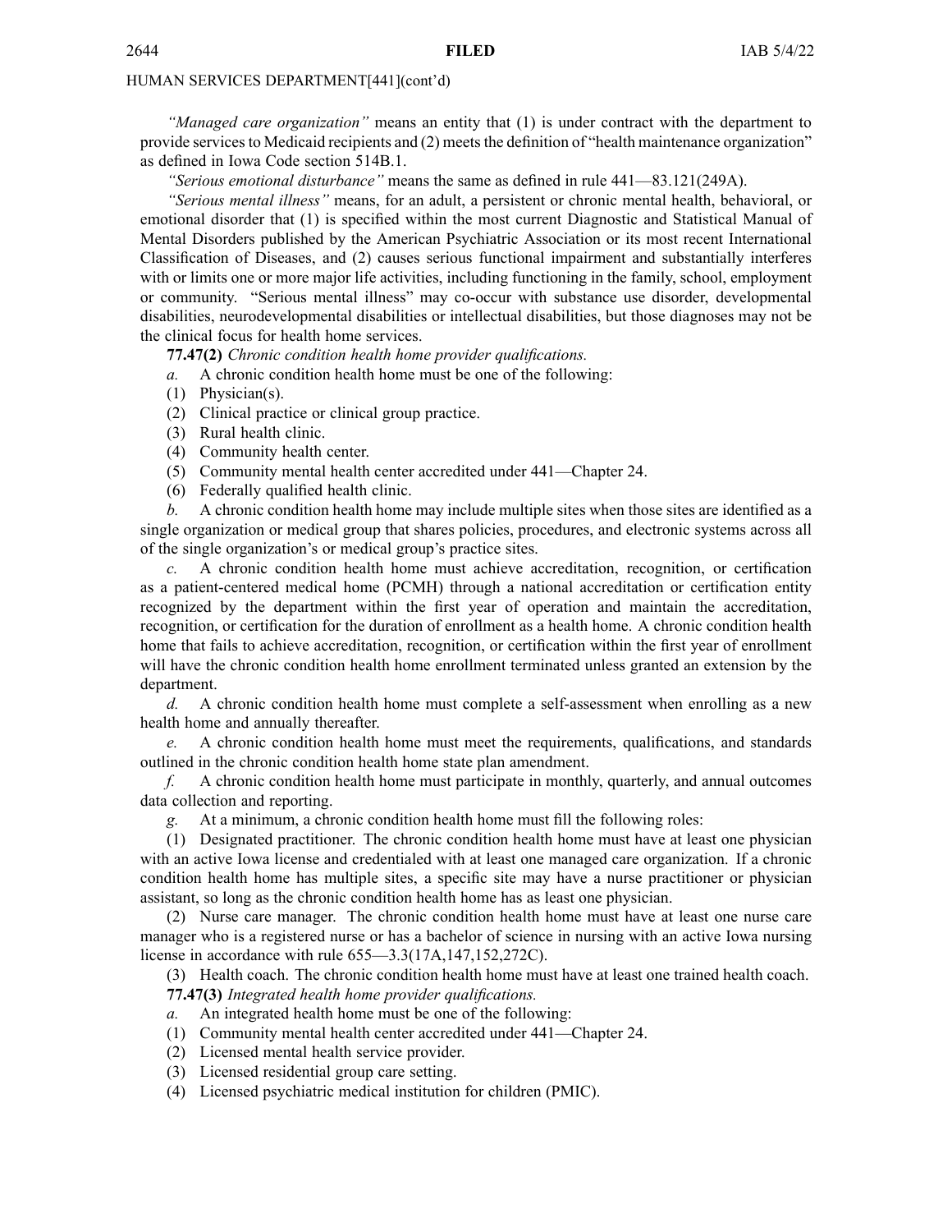HUMAN SERVICES DEPARTMENT[441](cont'd)

*"Managed care organization"* means an entity that (1) is under contract with the department to provide services to Medicaid recipients and (2) meets the definition of "health maintenance organization" as defined in Iowa Code section 514B.1.

*"Serious emotional disturbance"* means the same as defined in rule 441—83.121(249A).

*"Serious mental illness"* means, for an adult, a persistent or chronic mental health, behavioral, or emotional disorder that (1) is specified within the most current Diagnostic and Statistical Manual of Mental Disorders published by the American Psychiatric Association or its most recent International Classification of Diseases, and (2) causes serious functional impairment and substantially interferes with or limits one or more major life activities, including functioning in the family, school, employment or community. "Serious mental illness" may co-occur with substance use disorder, developmental disabilities, neurodevelopmental disabilities or intellectual disabilities, but those diagnoses may not be the clinical focus for health home services.

**77.47(2)** *Chronic condition health home provider qualifications.*

*a.* A chronic condition health home must be one of the following:

(1) Physician(s).

(2) Clinical practice or clinical group practice.

(3) Rural health clinic.

(4) Community health center.

(5) Community mental health center accredited under 441—Chapter 24.

(6) Federally qualified health clinic.

*b.* A chronic condition health home may include multiple sites when those sites are identified as a single organization or medical group that shares policies, procedures, and electronic systems across all of the single organization's or medical group's practice sites.

*c.* A chronic condition health home must achieve accreditation, recognition, or certification as a patient-centered medical home (PCMH) through a national accreditation or certification entity recognized by the department within the first year of operation and maintain the accreditation, recognition, or certification for the duration of enrollment as a health home. A chronic condition health home that fails to achieve accreditation, recognition, or certification within the first year of enrollment will have the chronic condition health home enrollment terminated unless granted an extension by the department.

*d.* A chronic condition health home must complete a self-assessment when enrolling as a new health home and annually thereafter.

*e.* A chronic condition health home must meet the requirements, qualifications, and standards outlined in the chronic condition health home state plan amendment.

*f.* A chronic condition health home must participate in monthly, quarterly, and annual outcomes data collection and reporting.

*g.* At a minimum, a chronic condition health home must fill the following roles:

(1) Designated practitioner. The chronic condition health home must have at least one physician with an active Iowa license and credentialed with at least one managed care organization. If a chronic condition health home has multiple sites, a specific site may have a nurse practitioner or physician assistant, so long as the chronic condition health home has as least one physician.

(2) Nurse care manager. The chronic condition health home must have at least one nurse care manager who is a registered nurse or has a bachelor of science in nursing with an active Iowa nursing license in accordance with rule 655—3.3(17A,147,152,272C).

(3) Health coach. The chronic condition health home must have at least one trained health coach.

**77.47(3)** *Integrated health home provider qualifications.*

*a.* An integrated health home must be one of the following:

(1) Community mental health center accredited under 441—Chapter 24.

(2) Licensed mental health service provider.

(3) Licensed residential group care setting.

(4) Licensed psychiatric medical institution for children (PMIC).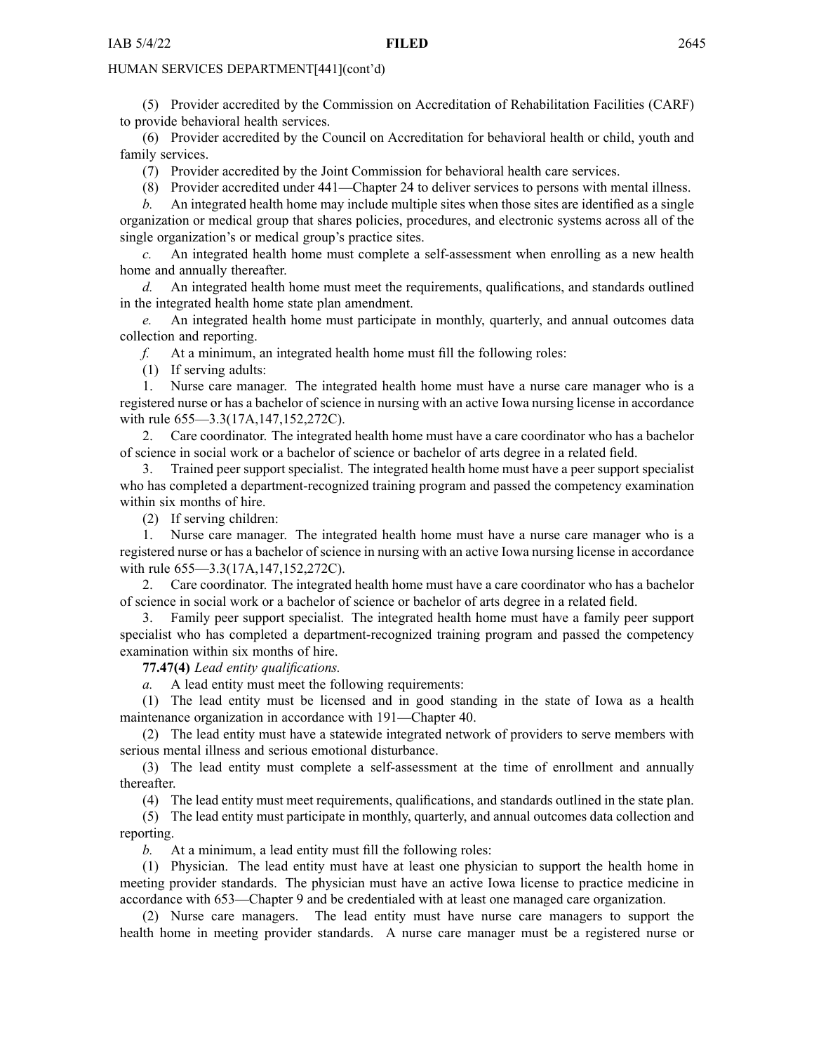HUMAN SERVICES DEPARTMENT[441](cont'd)

(5) Provider accredited by the Commission on Accreditation of Rehabilitation Facilities (CARF) to provide behavioral health services.

(6) Provider accredited by the Council on Accreditation for behavioral health or child, youth and family services.

(7) Provider accredited by the Joint Commission for behavioral health care services.

(8) Provider accredited under 441—Chapter 24 to deliver services to persons with mental illness.

*b.* An integrated health home may include multiple sites when those sites are identified as a single organization or medical group that shares policies, procedures, and electronic systems across all of the single organization's or medical group's practice sites.

*c.* An integrated health home must complete a self-assessment when enrolling as a new health home and annually thereafter.

*d.* An integrated health home must meet the requirements, qualifications, and standards outlined in the integrated health home state plan amendment.

*e.* An integrated health home must participate in monthly, quarterly, and annual outcomes data collection and reporting.

*f.* At a minimum, an integrated health home must fill the following roles:

(1) If serving adults:

1. Nurse care manager. The integrated health home must have a nurse care manager who is a registered nurse or has a bachelor of science in nursing with an active Iowa nursing license in accordance with rule 655—3.3(17A,147,152,272C).

2. Care coordinator. The integrated health home must have a care coordinator who has a bachelor of science in social work or a bachelor of science or bachelor of arts degree in a related field.

3. Trained peer support specialist. The integrated health home must have a peer support specialist who has completed a department-recognized training program and passed the competency examination within six months of hire.

(2) If serving children:

1. Nurse care manager. The integrated health home must have a nurse care manager who is a registered nurse or has a bachelor of science in nursing with an active Iowa nursing license in accordance with rule 655—3.3(17A,147,152,272C).

2. Care coordinator. The integrated health home must have a care coordinator who has a bachelor of science in social work or a bachelor of science or bachelor of arts degree in a related field.

3. Family peer support specialist. The integrated health home must have a family peer support specialist who has completed a department-recognized training program and passed the competency examination within six months of hire.

**77.47(4)** *Lead entity qualifications.*

*a.* A lead entity must meet the following requirements:

(1) The lead entity must be licensed and in good standing in the state of Iowa as a health maintenance organization in accordance with 191—Chapter 40.

(2) The lead entity must have a statewide integrated network of providers to serve members with serious mental illness and serious emotional disturbance.

(3) The lead entity must complete a self-assessment at the time of enrollment and annually thereafter.

(4) The lead entity must meet requirements, qualifications, and standards outlined in the state plan.

(5) The lead entity must participate in monthly, quarterly, and annual outcomes data collection and reporting.

*b.* At a minimum, a lead entity must fill the following roles:

(1) Physician. The lead entity must have at least one physician to support the health home in meeting provider standards. The physician must have an active Iowa license to practice medicine in accordance with 653—Chapter 9 and be credentialed with at least one managed care organization.

(2) Nurse care managers. The lead entity must have nurse care managers to support the health home in meeting provider standards. A nurse care manager must be a registered nurse or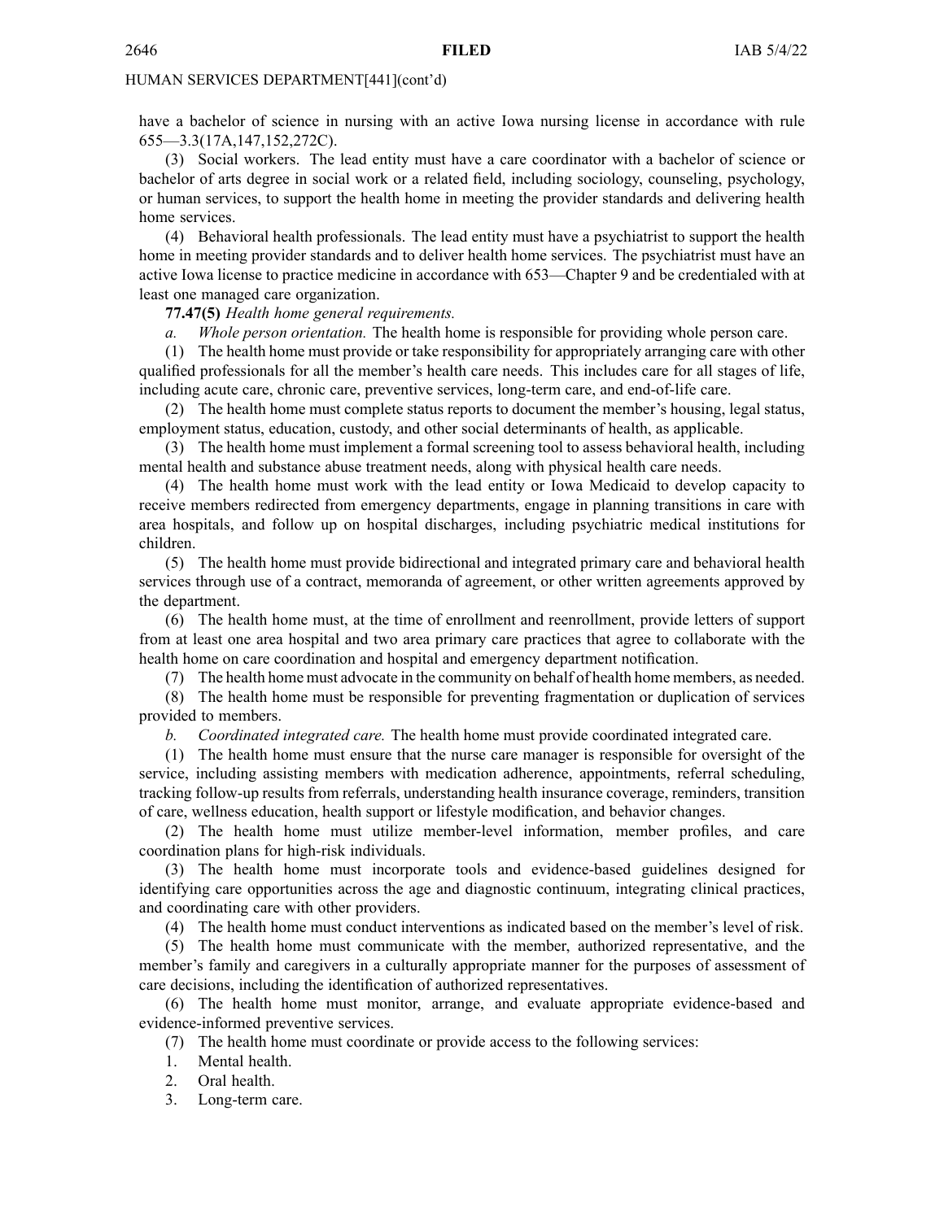have a bachelor of science in nursing with an active Iowa nursing license in accordance with rule 655—3.3(17A,147,152,272C).

(3) Social workers. The lead entity must have a care coordinator with a bachelor of science or bachelor of arts degree in social work or a related field, including sociology, counseling, psychology, or human services, to support the health home in meeting the provider standards and delivering health home services.

(4) Behavioral health professionals. The lead entity must have a psychiatrist to support the health home in meeting provider standards and to deliver health home services. The psychiatrist must have an active Iowa license to practice medicine in accordance with 653—Chapter 9 and be credentialed with at least one managed care organization.

**77.47(5)** *Health home general requirements.*

*a. Whole person orientation.* The health home is responsible for providing whole person care.

(1) The health home must provide or take responsibility for appropriately arranging care with other qualified professionals for all the member's health care needs. This includes care for all stages of life, including acute care, chronic care, preventive services, long-term care, and end-of-life care.

(2) The health home must complete status reports to document the member's housing, legal status, employment status, education, custody, and other social determinants of health, as applicable.

(3) The health home must implement a formal screening tool to assess behavioral health, including mental health and substance abuse treatment needs, along with physical health care needs.

(4) The health home must work with the lead entity or Iowa Medicaid to develop capacity to receive members redirected from emergency departments, engage in planning transitions in care with area hospitals, and follow up on hospital discharges, including psychiatric medical institutions for children.

(5) The health home must provide bidirectional and integrated primary care and behavioral health services through use of a contract, memoranda of agreement, or other written agreements approved by the department.

(6) The health home must, at the time of enrollment and reenrollment, provide letters of support from at least one area hospital and two area primary care practices that agree to collaborate with the health home on care coordination and hospital and emergency department notification.

(7) The health home must advocate in the community on behalf of health home members, as needed.

(8) The health home must be responsible for preventing fragmentation or duplication of services provided to members.

*b. Coordinated integrated care.* The health home must provide coordinated integrated care.

(1) The health home must ensure that the nurse care manager is responsible for oversight of the service, including assisting members with medication adherence, appointments, referral scheduling, tracking follow-up results from referrals, understanding health insurance coverage, reminders, transition of care, wellness education, health support or lifestyle modification, and behavior changes.

(2) The health home must utilize member-level information, member profiles, and care coordination plans for high-risk individuals.

(3) The health home must incorporate tools and evidence-based guidelines designed for identifying care opportunities across the age and diagnostic continuum, integrating clinical practices, and coordinating care with other providers.

(4) The health home must conduct interventions as indicated based on the member's level of risk.

(5) The health home must communicate with the member, authorized representative, and the member's family and caregivers in a culturally appropriate manner for the purposes of assessment of care decisions, including the identification of authorized representatives.

(6) The health home must monitor, arrange, and evaluate appropriate evidence-based and evidence-informed preventive services.

(7) The health home must coordinate or provide access to the following services:

1. Mental health.
2. Oral health.
3. Long-term care.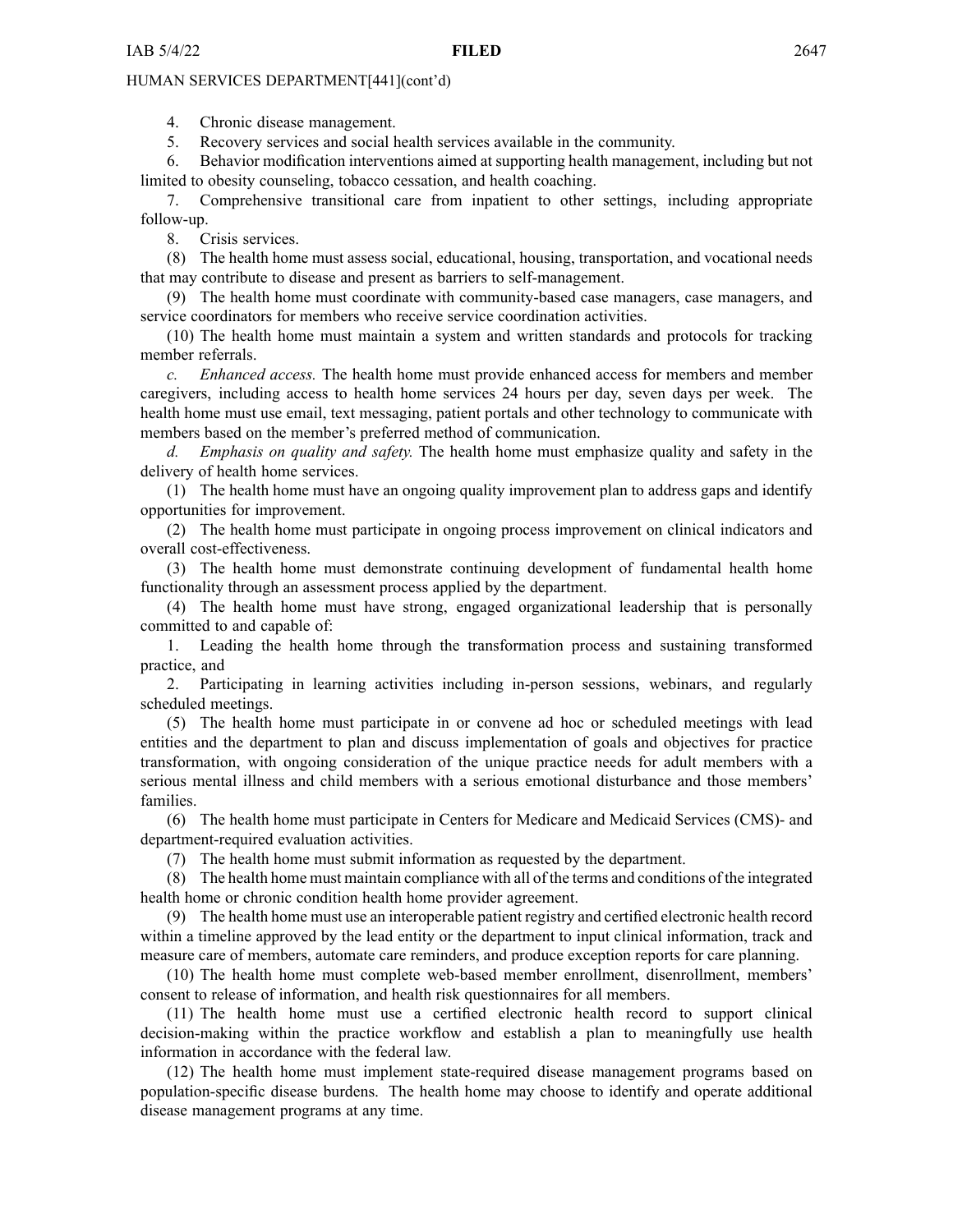4. Chronic disease management.

5. Recovery services and social health services available in the community.

6. Behavior modification interventions aimed at supporting health management, including but not limited to obesity counseling, tobacco cessation, and health coaching.

7. Comprehensive transitional care from inpatient to other settings, including appropriate follow-up.

8. Crisis services.

(8) The health home must assess social, educational, housing, transportation, and vocational needs that may contribute to disease and present as barriers to self-management.

(9) The health home must coordinate with community-based case managers, case managers, and service coordinators for members who receive service coordination activities.

(10) The health home must maintain a system and written standards and protocols for tracking member referrals.

*c. Enhanced access.* The health home must provide enhanced access for members and member caregivers, including access to health home services 24 hours per day, seven days per week. The health home must use email, text messaging, patient portals and other technology to communicate with members based on the member's preferred method of communication.

*d. Emphasis on quality and safety.* The health home must emphasize quality and safety in the delivery of health home services.

(1) The health home must have an ongoing quality improvement plan to address gaps and identify opportunities for improvement.

(2) The health home must participate in ongoing process improvement on clinical indicators and overall cost-effectiveness.

(3) The health home must demonstrate continuing development of fundamental health home functionality through an assessment process applied by the department.

(4) The health home must have strong, engaged organizational leadership that is personally committed to and capable of:

1. Leading the health home through the transformation process and sustaining transformed practice, and

2. Participating in learning activities including in-person sessions, webinars, and regularly scheduled meetings.

(5) The health home must participate in or convene ad hoc or scheduled meetings with lead entities and the department to plan and discuss implementation of goals and objectives for practice transformation, with ongoing consideration of the unique practice needs for adult members with a serious mental illness and child members with a serious emotional disturbance and those members' families.

(6) The health home must participate in Centers for Medicare and Medicaid Services (CMS)- and department-required evaluation activities.

(7) The health home must submit information as requested by the department.

(8) The health home must maintain compliance with all of the terms and conditions of the integrated health home or chronic condition health home provider agreement.

(9) The health home must use an interoperable patient registry and certified electronic health record within a timeline approved by the lead entity or the department to input clinical information, track and measure care of members, automate care reminders, and produce exception reports for care planning.

(10) The health home must complete web-based member enrollment, disenrollment, members' consent to release of information, and health risk questionnaires for all members.

(11) The health home must use a certified electronic health record to support clinical decision-making within the practice workflow and establish a plan to meaningfully use health information in accordance with the federal law.

(12) The health home must implement state-required disease management programs based on population-specific disease burdens. The health home may choose to identify and operate additional disease management programs at any time.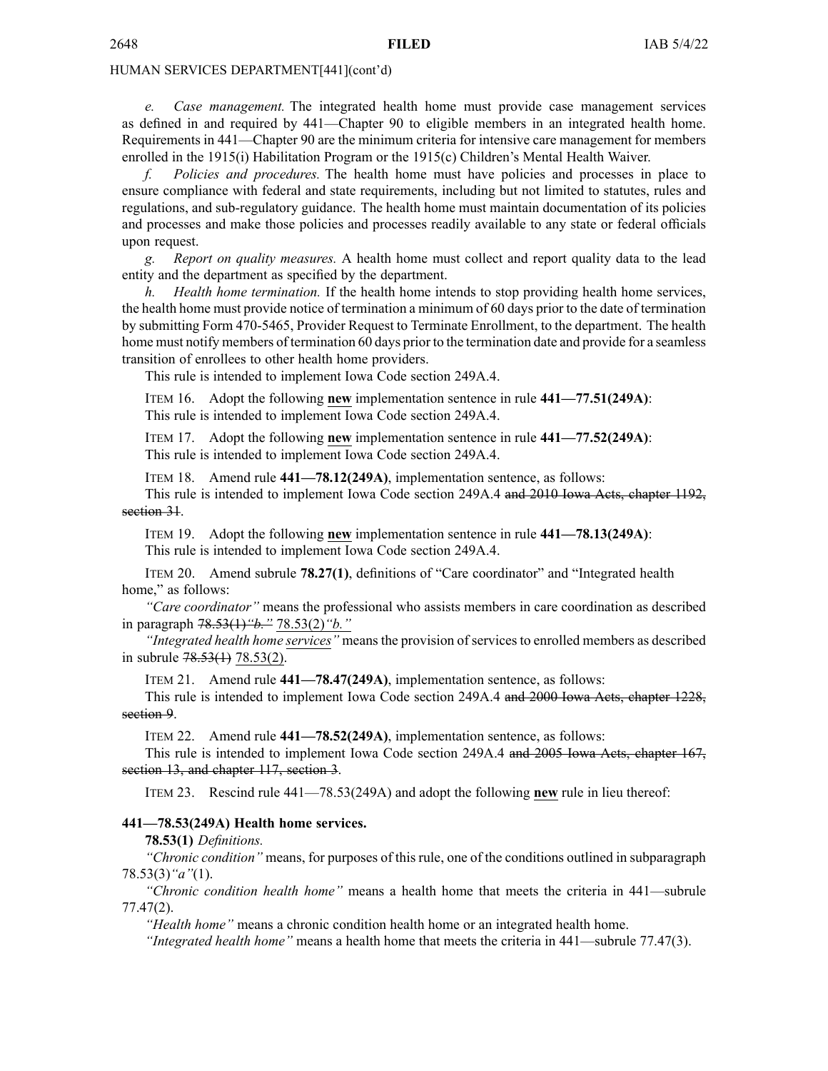*e. Case management.* The integrated health home must provide case management services as defined in and required by 441—Chapter 90 to eligible members in an integrated health home. Requirements in 441—Chapter 90 are the minimum criteria for intensive care management for members enrolled in the 1915(i) Habilitation Program or the 1915(c) Children's Mental Health Waiver.

*f. Policies and procedures.* The health home must have policies and processes in place to ensure compliance with federal and state requirements, including but not limited to statutes, rules and regulations, and sub-regulatory guidance. The health home must maintain documentation of its policies and processes and make those policies and processes readily available to any state or federal officials upon request.

*g. Report on quality measures.* A health home must collect and report quality data to the lead entity and the department as specified by the department.

*h. Health home termination.* If the health home intends to stop providing health home services, the health home must provide notice of termination a minimum of 60 days prior to the date of termination by submitting Form 470-5465, Provider Request to Terminate Enrollment, to the department. The health home must notify members of termination 60 days prior to the termination date and provide for a seamless transition of enrollees to other health home providers.

This rule is intended to implement Iowa Code section 249A.4.

ITEM 16. Adopt the following <u>**new**</u> implementation sentence in rule **441—77.51(249A)**:

This rule is intended to implement Iowa Code section 249A.4.

ITEM 17. Adopt the following <u>**new**</u> implementation sentence in rule **441—77.52(249A)**:

This rule is intended to implement Iowa Code section 249A.4.

ITEM 18. Amend rule **441—78.12(249A)**, implementation sentence, as follows:

This rule is intended to implement Iowa Code section 249A.4 ~~and 2010 Iowa Acts, chapter 1192, section 31~~.

ITEM 19. Adopt the following <u>**new**</u> implementation sentence in rule **441—78.13(249A)**:

This rule is intended to implement Iowa Code section 249A.4.

ITEM 20. Amend subrule **78.27(1)**, definitions of "Care coordinator" and "Integrated health home," as follows:

*"Care coordinator"* means the professional who assists members in care coordination as described in paragraph ~~78.53(1)*"b."*~~ <u>78.53(2)*"b."*</u>

*"Integrated health home <u>services</u>"* means the provision of services to enrolled members as described in subrule ~~78.53(1)~~ <u>78.53(2)</u>.

ITEM 21. Amend rule **441—78.47(249A)**, implementation sentence, as follows:

This rule is intended to implement Iowa Code section 249A.4 ~~and 2000 Iowa Acts, chapter 1228, section 9~~.

ITEM 22. Amend rule **441—78.52(249A)**, implementation sentence, as follows:

This rule is intended to implement Iowa Code section 249A.4 ~~and 2005 Iowa Acts, chapter 167, section 13, and chapter 117, section 3~~.

ITEM 23. Rescind rule 441—78.53(249A) and adopt the following <u>**new**</u> rule in lieu thereof:

**441—78.53(249A) Health home services.**

**78.53(1)** *Definitions.*

*"Chronic condition"* means, for purposes of this rule, one of the conditions outlined in subparagraph 78.53(3)*"a"*(1).

*"Chronic condition health home"* means a health home that meets the criteria in 441—subrule 77.47(2).

*"Health home"* means a chronic condition health home or an integrated health home.

*"Integrated health home"* means a health home that meets the criteria in 441—subrule 77.47(3).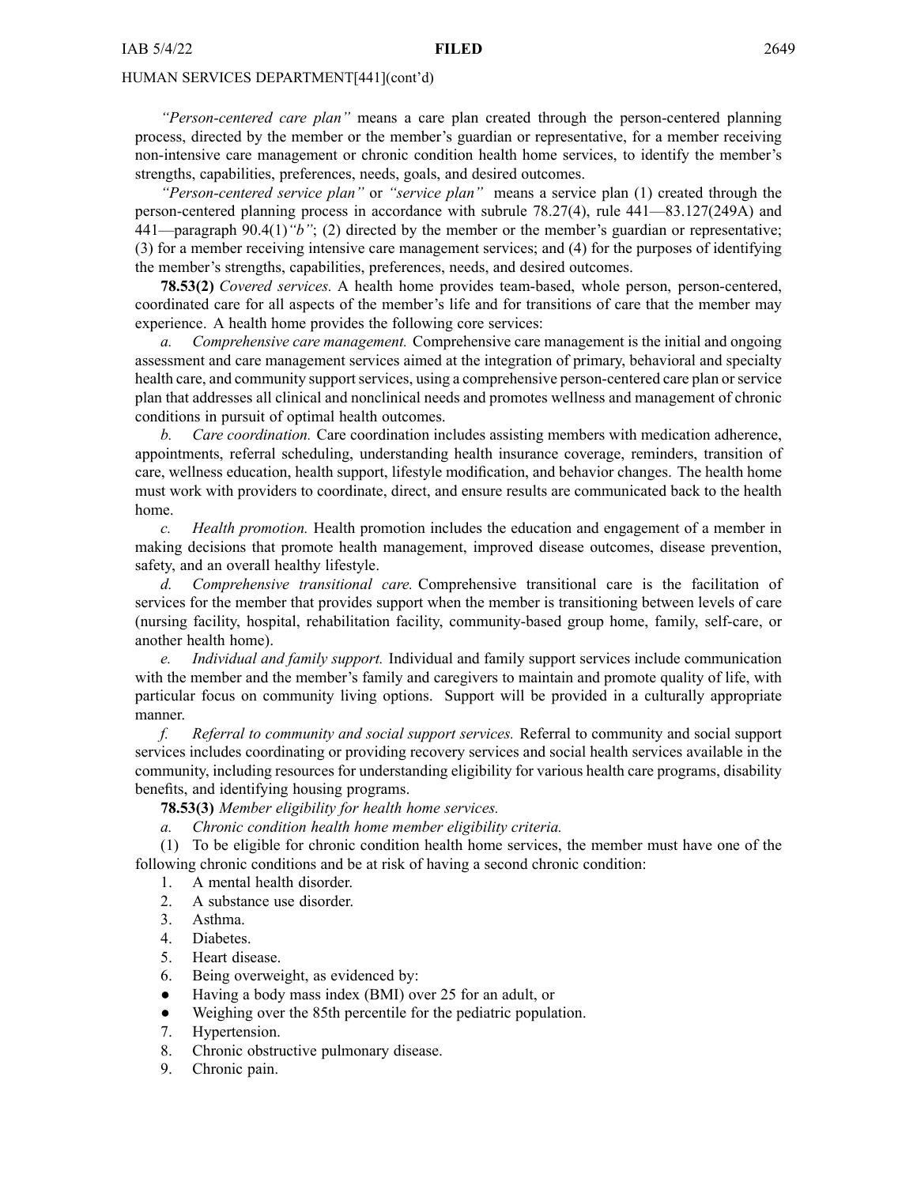*"Person-centered care plan"* means a care plan created through the person-centered planning process, directed by the member or the member's guardian or representative, for a member receiving non-intensive care management or chronic condition health home services, to identify the member's strengths, capabilities, preferences, needs, goals, and desired outcomes.

*"Person-centered service plan"* or *"service plan"* means a service plan (1) created through the person-centered planning process in accordance with subrule 78.27(4), rule 441—83.127(249A) and 441—paragraph 90.4(1)*"b"*; (2) directed by the member or the member's guardian or representative; (3) for a member receiving intensive care management services; and (4) for the purposes of identifying the member's strengths, capabilities, preferences, needs, and desired outcomes.

**78.53(2)** *Covered services.* A health home provides team-based, whole person, person-centered, coordinated care for all aspects of the member's life and for transitions of care that the member may experience. A health home provides the following core services:

*a. Comprehensive care management.* Comprehensive care management is the initial and ongoing assessment and care management services aimed at the integration of primary, behavioral and specialty health care, and community support services, using a comprehensive person-centered care plan or service plan that addresses all clinical and nonclinical needs and promotes wellness and management of chronic conditions in pursuit of optimal health outcomes.

*b. Care coordination.* Care coordination includes assisting members with medication adherence, appointments, referral scheduling, understanding health insurance coverage, reminders, transition of care, wellness education, health support, lifestyle modification, and behavior changes. The health home must work with providers to coordinate, direct, and ensure results are communicated back to the health home.

*c. Health promotion.* Health promotion includes the education and engagement of a member in making decisions that promote health management, improved disease outcomes, disease prevention, safety, and an overall healthy lifestyle.

*d. Comprehensive transitional care.* Comprehensive transitional care is the facilitation of services for the member that provides support when the member is transitioning between levels of care (nursing facility, hospital, rehabilitation facility, community-based group home, family, self-care, or another health home).

*e. Individual and family support.* Individual and family support services include communication with the member and the member's family and caregivers to maintain and promote quality of life, with particular focus on community living options. Support will be provided in a culturally appropriate manner.

*f. Referral to community and social support services.* Referral to community and social support services includes coordinating or providing recovery services and social health services available in the community, including resources for understanding eligibility for various health care programs, disability benefits, and identifying housing programs.

**78.53(3)** *Member eligibility for health home services.*

*a. Chronic condition health home member eligibility criteria.*

(1) To be eligible for chronic condition health home services, the member must have one of the following chronic conditions and be at risk of having a second chronic condition:

1. A mental health disorder.
2. A substance use disorder.
3. Asthma.
4. Diabetes.
5. Heart disease.
6. Being overweight, as evidenced by:
   - Having a body mass index (BMI) over 25 for an adult, or
   - Weighing over the 85th percentile for the pediatric population.
7. Hypertension.
8. Chronic obstructive pulmonary disease.
9. Chronic pain.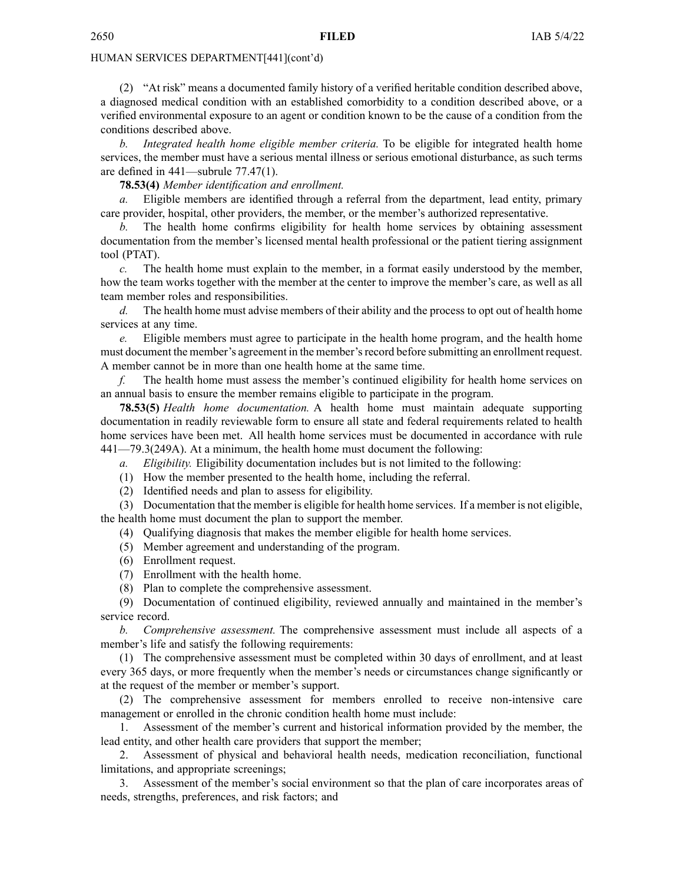HUMAN SERVICES DEPARTMENT[441](cont'd)

(2) "At risk" means a documented family history of a verified heritable condition described above, a diagnosed medical condition with an established comorbidity to a condition described above, or a verified environmental exposure to an agent or condition known to be the cause of a condition from the conditions described above.

*b. Integrated health home eligible member criteria.* To be eligible for integrated health home services, the member must have a serious mental illness or serious emotional disturbance, as such terms are defined in 441—subrule 77.47(1).

**78.53(4)** *Member identification and enrollment.*

*a.* Eligible members are identified through a referral from the department, lead entity, primary care provider, hospital, other providers, the member, or the member's authorized representative.

*b.* The health home confirms eligibility for health home services by obtaining assessment documentation from the member's licensed mental health professional or the patient tiering assignment tool (PTAT).

*c.* The health home must explain to the member, in a format easily understood by the member, how the team works together with the member at the center to improve the member's care, as well as all team member roles and responsibilities.

*d.* The health home must advise members of their ability and the process to opt out of health home services at any time.

*e.* Eligible members must agree to participate in the health home program, and the health home must document the member's agreement in the member's record before submitting an enrollment request. A member cannot be in more than one health home at the same time.

*f.* The health home must assess the member's continued eligibility for health home services on an annual basis to ensure the member remains eligible to participate in the program.

**78.53(5)** *Health home documentation.* A health home must maintain adequate supporting documentation in readily reviewable form to ensure all state and federal requirements related to health home services have been met. All health home services must be documented in accordance with rule 441—79.3(249A). At a minimum, the health home must document the following:

*a. Eligibility.* Eligibility documentation includes but is not limited to the following:

(1) How the member presented to the health home, including the referral.

(2) Identified needs and plan to assess for eligibility.

(3) Documentation that the member is eligible for health home services. If a member is not eligible, the health home must document the plan to support the member.

(4) Qualifying diagnosis that makes the member eligible for health home services.

(5) Member agreement and understanding of the program.

(6) Enrollment request.

(7) Enrollment with the health home.

(8) Plan to complete the comprehensive assessment.

(9) Documentation of continued eligibility, reviewed annually and maintained in the member's service record.

*b. Comprehensive assessment.* The comprehensive assessment must include all aspects of a member's life and satisfy the following requirements:

(1) The comprehensive assessment must be completed within 30 days of enrollment, and at least every 365 days, or more frequently when the member's needs or circumstances change significantly or at the request of the member or member's support.

(2) The comprehensive assessment for members enrolled to receive non-intensive care management or enrolled in the chronic condition health home must include:

1. Assessment of the member's current and historical information provided by the member, the lead entity, and other health care providers that support the member;

2. Assessment of physical and behavioral health needs, medication reconciliation, functional limitations, and appropriate screenings;

3. Assessment of the member's social environment so that the plan of care incorporates areas of needs, strengths, preferences, and risk factors; and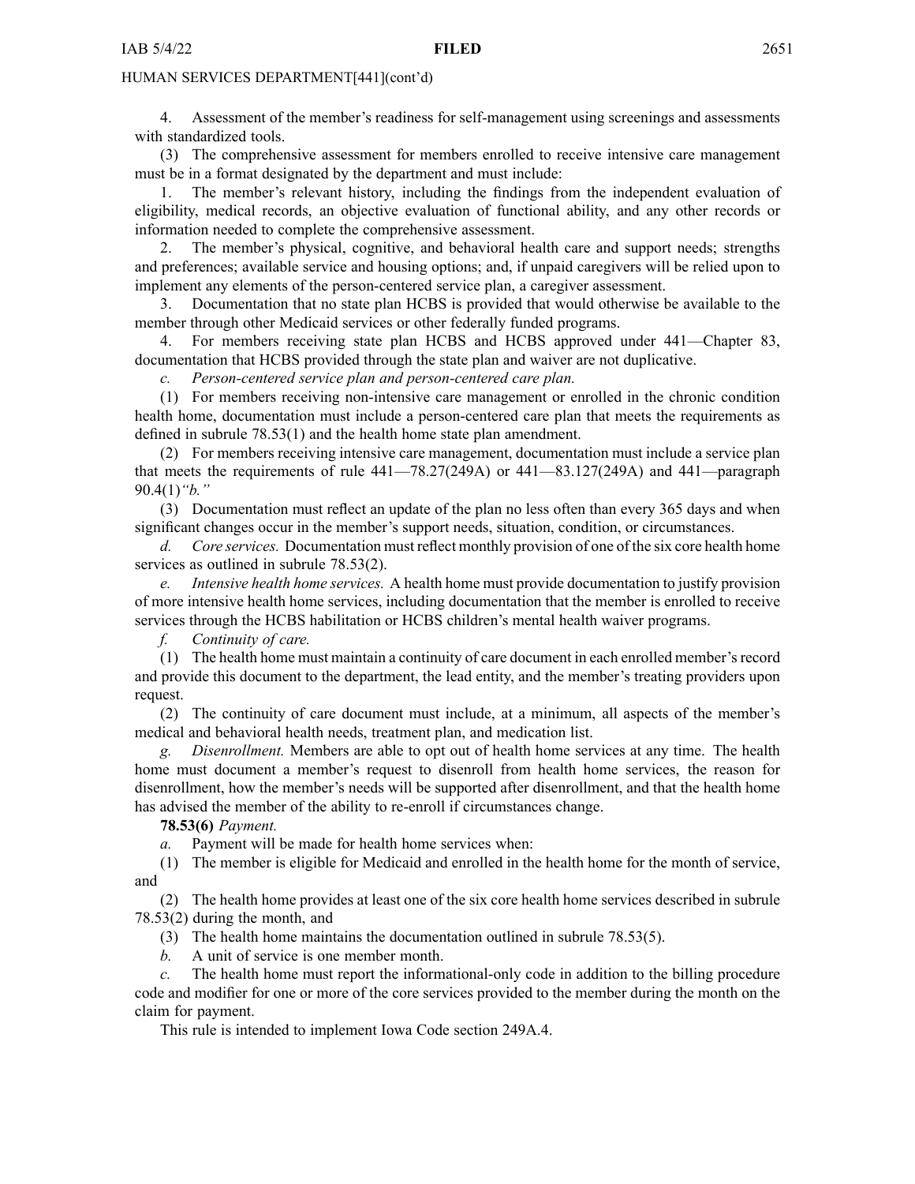4. Assessment of the member's readiness for self-management using screenings and assessments with standardized tools.

(3) The comprehensive assessment for members enrolled to receive intensive care management must be in a format designated by the department and must include:

1. The member's relevant history, including the findings from the independent evaluation of eligibility, medical records, an objective evaluation of functional ability, and any other records or information needed to complete the comprehensive assessment.

2. The member's physical, cognitive, and behavioral health care and support needs; strengths and preferences; available service and housing options; and, if unpaid caregivers will be relied upon to implement any elements of the person-centered service plan, a caregiver assessment.

3. Documentation that no state plan HCBS is provided that would otherwise be available to the member through other Medicaid services or other federally funded programs.

4. For members receiving state plan HCBS and HCBS approved under 441—Chapter 83, documentation that HCBS provided through the state plan and waiver are not duplicative.

*c. Person-centered service plan and person-centered care plan.*

(1) For members receiving non-intensive care management or enrolled in the chronic condition health home, documentation must include a person-centered care plan that meets the requirements as defined in subrule 78.53(1) and the health home state plan amendment.

(2) For members receiving intensive care management, documentation must include a service plan that meets the requirements of rule 441—78.27(249A) or 441—83.127(249A) and 441—paragraph 90.4(1)*"b."*

(3) Documentation must reflect an update of the plan no less often than every 365 days and when significant changes occur in the member's support needs, situation, condition, or circumstances.

*d. Core services.* Documentation must reflect monthly provision of one of the six core health home services as outlined in subrule 78.53(2).

*e. Intensive health home services.* A health home must provide documentation to justify provision of more intensive health home services, including documentation that the member is enrolled to receive services through the HCBS habilitation or HCBS children's mental health waiver programs.

*f. Continuity of care.*

(1) The health home must maintain a continuity of care document in each enrolled member's record and provide this document to the department, the lead entity, and the member's treating providers upon request.

(2) The continuity of care document must include, at a minimum, all aspects of the member's medical and behavioral health needs, treatment plan, and medication list.

*g. Disenrollment.* Members are able to opt out of health home services at any time. The health home must document a member's request to disenroll from health home services, the reason for disenrollment, how the member's needs will be supported after disenrollment, and that the health home has advised the member of the ability to re-enroll if circumstances change.

**78.53(6)** *Payment.*

*a.* Payment will be made for health home services when:

(1) The member is eligible for Medicaid and enrolled in the health home for the month of service, and

(2) The health home provides at least one of the six core health home services described in subrule 78.53(2) during the month, and

(3) The health home maintains the documentation outlined in subrule 78.53(5).

*b.* A unit of service is one member month.

*c.* The health home must report the informational-only code in addition to the billing procedure code and modifier for one or more of the core services provided to the member during the month on the claim for payment.

This rule is intended to implement Iowa Code section 249A.4.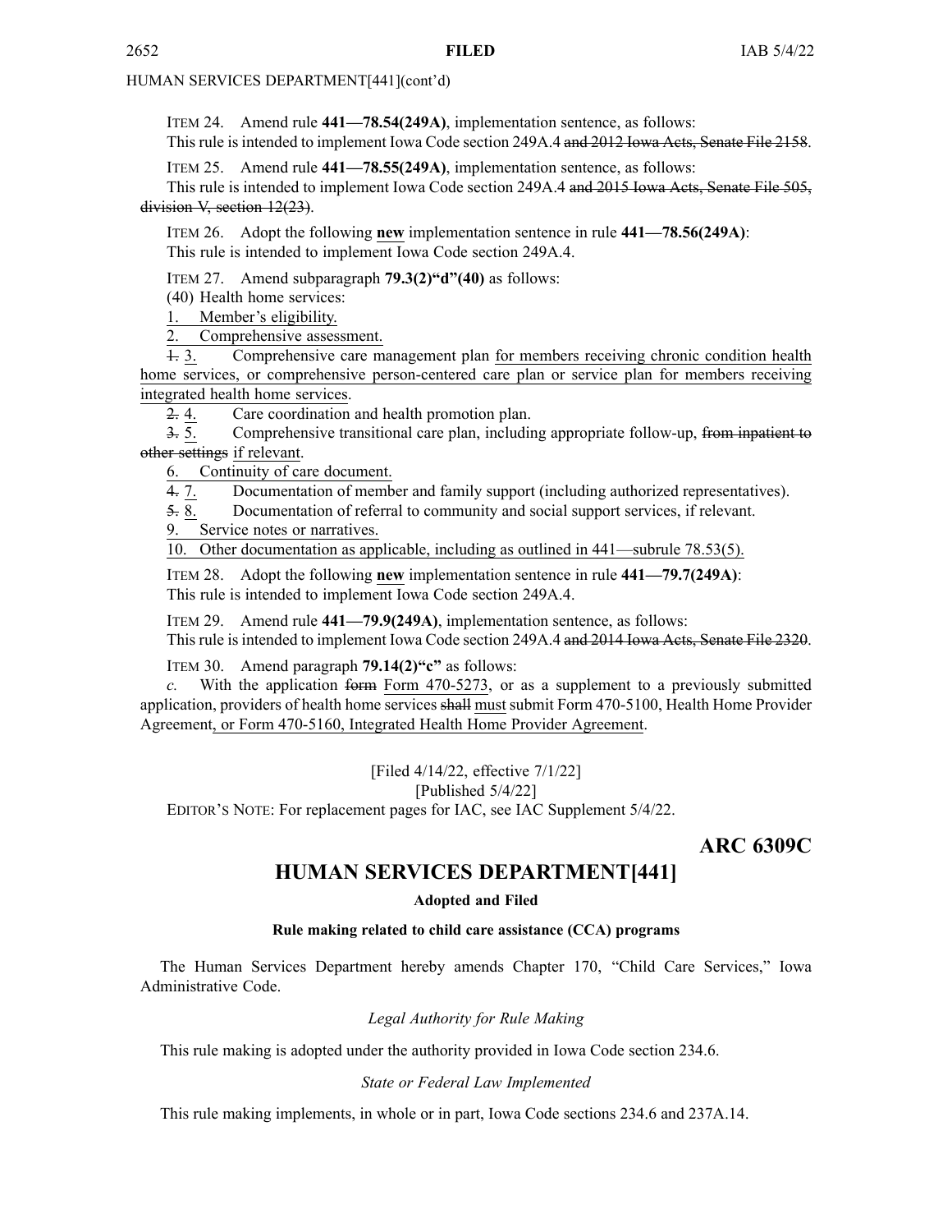ITEM 24. Amend rule **441—78.54(249A)**, implementation sentence, as follows:

This rule is intended to implement Iowa Code section 249A.4 ~~and 2012 Iowa Acts, Senate File 2158~~.

ITEM 25. Amend rule **441—78.55(249A)**, implementation sentence, as follows:

This rule is intended to implement Iowa Code section 249A.4 ~~and 2015 Iowa Acts, Senate File 505, division V, section 12(23)~~.

ITEM 26. Adopt the following **new** implementation sentence in rule **441—78.56(249A)**:

This rule is intended to implement Iowa Code section 249A.4.

ITEM 27. Amend subparagraph **79.3(2)"d"(40)** as follows:

(40) Health home services:

1. Member's eligibility.

2. Comprehensive assessment.

~~1.~~ 3. Comprehensive care management plan for members receiving chronic condition health home services, or comprehensive person-centered care plan or service plan for members receiving integrated health home services.

~~2.~~ 4. Care coordination and health promotion plan.

~~3.~~ 5. Comprehensive transitional care plan, including appropriate follow-up, ~~from inpatient to other settings~~ if relevant.

6. Continuity of care document.

~~4.~~ 7. Documentation of member and family support (including authorized representatives).

~~5.~~ 8. Documentation of referral to community and social support services, if relevant.

9. Service notes or narratives.

10. Other documentation as applicable, including as outlined in 441—subrule 78.53(5).

ITEM 28. Adopt the following **new** implementation sentence in rule **441—79.7(249A)**:

This rule is intended to implement Iowa Code section 249A.4.

ITEM 29. Amend rule **441—79.9(249A)**, implementation sentence, as follows:

This rule is intended to implement Iowa Code section 249A.4 ~~and 2014 Iowa Acts, Senate File 2320~~.

ITEM 30. Amend paragraph **79.14(2)"c"** as follows:

*c.* With the application ~~form~~ Form 470-5273, or as a supplement to a previously submitted application, providers of health home services ~~shall~~ must submit Form 470-5100, Health Home Provider Agreement, or Form 470-5160, Integrated Health Home Provider Agreement.

[Filed 4/14/22, effective 7/1/22]

[Published 5/4/22]

EDITOR'S NOTE: For replacement pages for IAC, see IAC Supplement 5/4/22.

**ARC 6309C**

# HUMAN SERVICES DEPARTMENT[441]

**Adopted and Filed**

**Rule making related to child care assistance (CCA) programs**

The Human Services Department hereby amends Chapter 170, "Child Care Services," Iowa Administrative Code.

*Legal Authority for Rule Making*

This rule making is adopted under the authority provided in Iowa Code section 234.6.

*State or Federal Law Implemented*

This rule making implements, in whole or in part, Iowa Code sections 234.6 and 237A.14.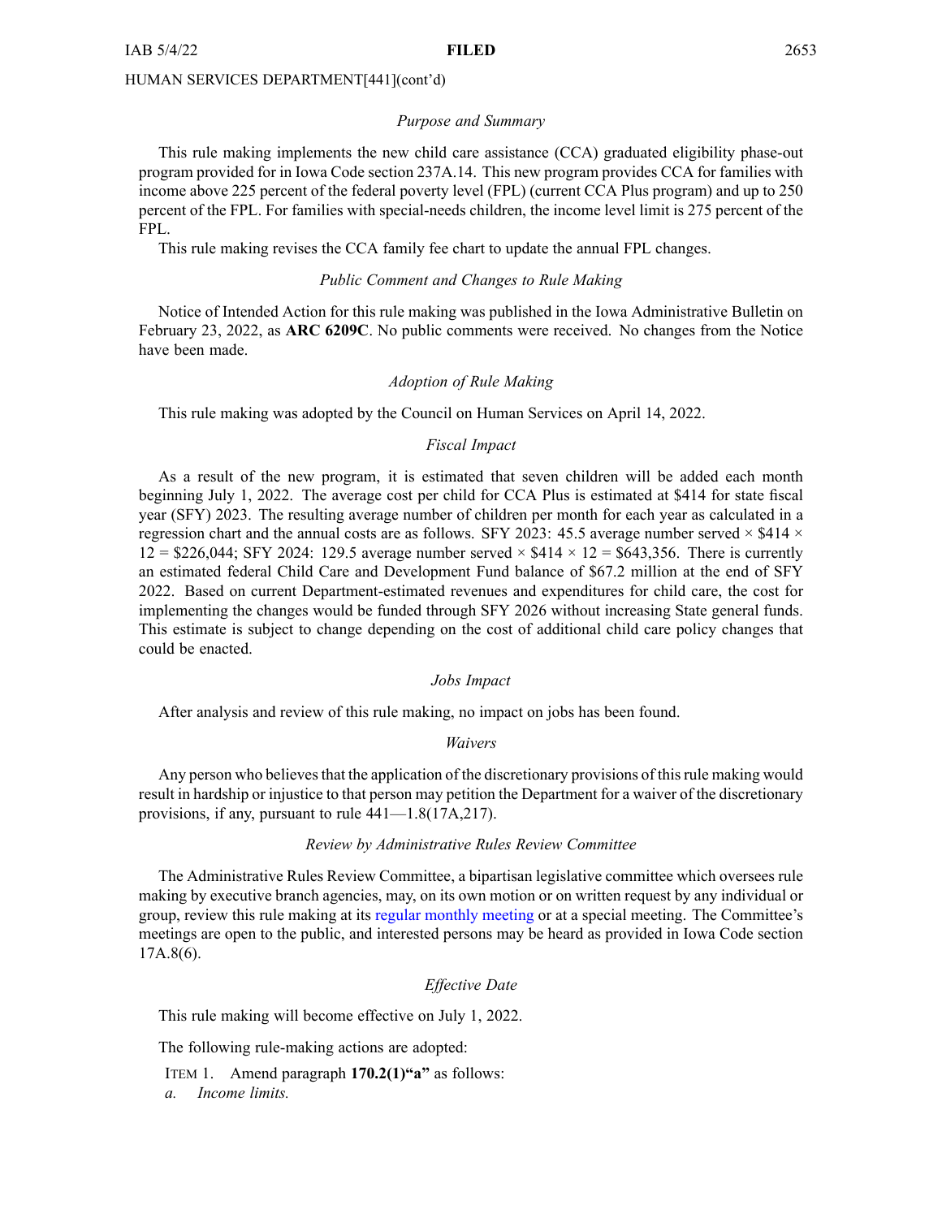HUMAN SERVICES DEPARTMENT[441](cont'd)

*Purpose and Summary*

This rule making implements the new child care assistance (CCA) graduated eligibility phase-out program provided for in Iowa Code section 237A.14. This new program provides CCA for families with income above 225 percent of the federal poverty level (FPL) (current CCA Plus program) and up to 250 percent of the FPL. For families with special-needs children, the income level limit is 275 percent of the FPL.

This rule making revises the CCA family fee chart to update the annual FPL changes.

*Public Comment and Changes to Rule Making*

Notice of Intended Action for this rule making was published in the Iowa Administrative Bulletin on February 23, 2022, as **ARC 6209C**. No public comments were received. No changes from the Notice have been made.

*Adoption of Rule Making*

This rule making was adopted by the Council on Human Services on April 14, 2022.

*Fiscal Impact*

As a result of the new program, it is estimated that seven children will be added each month beginning July 1, 2022. The average cost per child for CCA Plus is estimated at $414 for state fiscal year (SFY) 2023. The resulting average number of children per month for each year as calculated in a regression chart and the annual costs are as follows. SFY 2023: 45.5 average number served × $414 × 12 = $226,044; SFY 2024: 129.5 average number served × $414 × 12 = $643,356. There is currently an estimated federal Child Care and Development Fund balance of $67.2 million at the end of SFY 2022. Based on current Department-estimated revenues and expenditures for child care, the cost for implementing the changes would be funded through SFY 2026 without increasing State general funds. This estimate is subject to change depending on the cost of additional child care policy changes that could be enacted.

*Jobs Impact*

After analysis and review of this rule making, no impact on jobs has been found.

*Waivers*

Any person who believes that the application of the discretionary provisions of this rule making would result in hardship or injustice to that person may petition the Department for a waiver of the discretionary provisions, if any, pursuant to rule 441—1.8(17A,217).

*Review by Administrative Rules Review Committee*

The Administrative Rules Review Committee, a bipartisan legislative committee which oversees rule making by executive branch agencies, may, on its own motion or on written request by any individual or group, review this rule making at its regular monthly meeting or at a special meeting. The Committee's meetings are open to the public, and interested persons may be heard as provided in Iowa Code section 17A.8(6).

*Effective Date*

This rule making will become effective on July 1, 2022.

The following rule-making actions are adopted:

ITEM 1. Amend paragraph **170.2(1)"a"** as follows:

*a. Income limits.*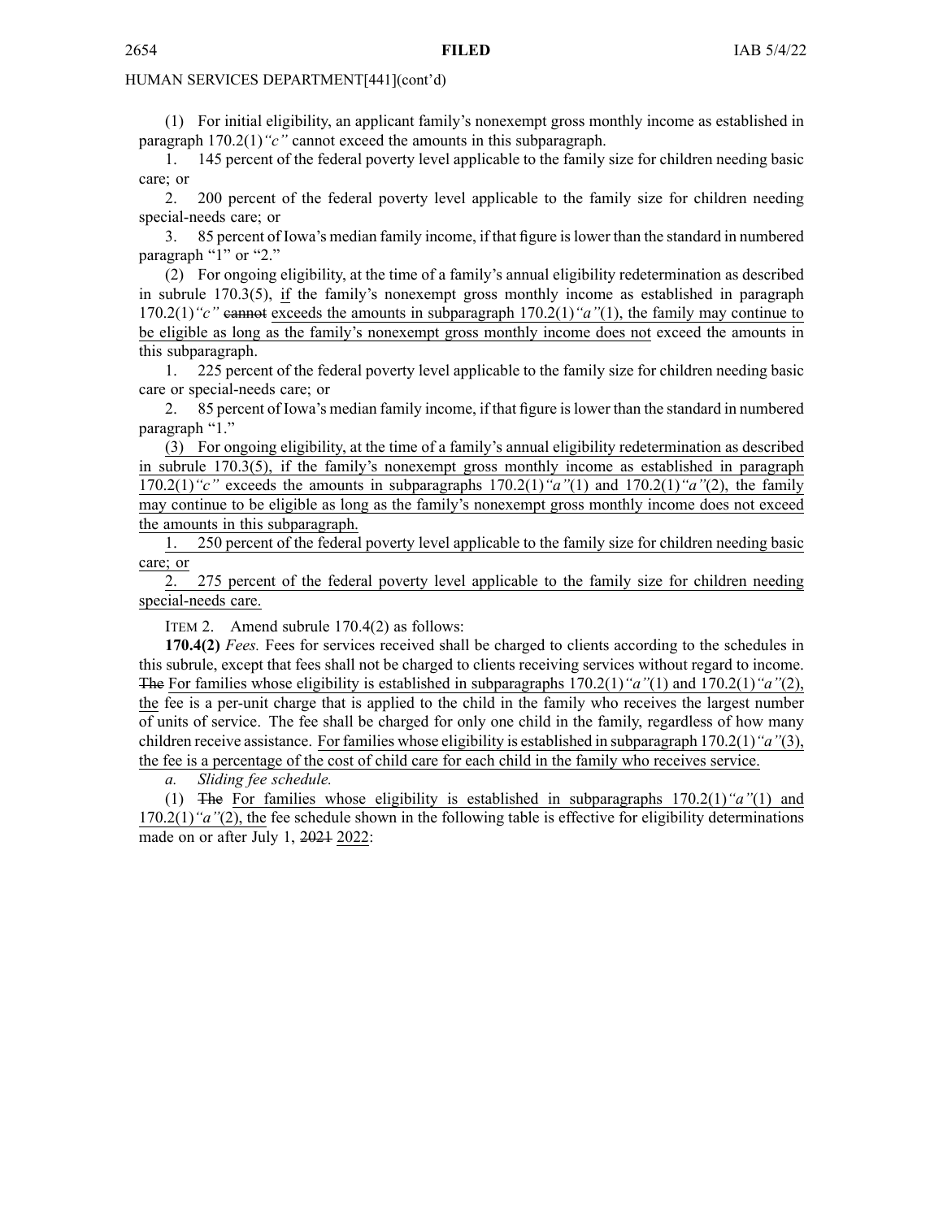HUMAN SERVICES DEPARTMENT[441](cont'd)

(1) For initial eligibility, an applicant family's nonexempt gross monthly income as established in paragraph 170.2(1)*"c"* cannot exceed the amounts in this subparagraph.

1. 145 percent of the federal poverty level applicable to the family size for children needing basic care; or

2. 200 percent of the federal poverty level applicable to the family size for children needing special-needs care; or

3. 85 percent of Iowa's median family income, if that figure is lower than the standard in numbered paragraph "1" or "2."

(2) For ongoing eligibility, at the time of a family's annual eligibility redetermination as described in subrule 170.3(5), if the family's nonexempt gross monthly income as established in paragraph 170.2(1)*"c"* ~~cannot~~ exceeds the amounts in subparagraph 170.2(1)*"a"*(1), the family may continue to be eligible as long as the family's nonexempt gross monthly income does not exceed the amounts in this subparagraph.

1. 225 percent of the federal poverty level applicable to the family size for children needing basic care or special-needs care; or

2. 85 percent of Iowa's median family income, if that figure is lower than the standard in numbered paragraph "1."

(3) For ongoing eligibility, at the time of a family's annual eligibility redetermination as described in subrule 170.3(5), if the family's nonexempt gross monthly income as established in paragraph 170.2(1)*"c"* exceeds the amounts in subparagraphs 170.2(1)*"a"*(1) and 170.2(1)*"a"*(2), the family may continue to be eligible as long as the family's nonexempt gross monthly income does not exceed the amounts in this subparagraph.

1. 250 percent of the federal poverty level applicable to the family size for children needing basic care; or

2. 275 percent of the federal poverty level applicable to the family size for children needing special-needs care.

ITEM 2. Amend subrule 170.4(2) as follows:

**170.4(2)** *Fees.* Fees for services received shall be charged to clients according to the schedules in this subrule, except that fees shall not be charged to clients receiving services without regard to income. ~~The~~ For families whose eligibility is established in subparagraphs 170.2(1)*"a"*(1) and 170.2(1)*"a"*(2), the fee is a per-unit charge that is applied to the child in the family who receives the largest number of units of service. The fee shall be charged for only one child in the family, regardless of how many children receive assistance. For families whose eligibility is established in subparagraph 170.2(1)*"a"*(3), the fee is a percentage of the cost of child care for each child in the family who receives service.

*a. Sliding fee schedule.*

(1) ~~The~~ For families whose eligibility is established in subparagraphs 170.2(1)*"a"*(1) and 170.2(1)*"a"*(2), the fee schedule shown in the following table is effective for eligibility determinations made on or after July 1, ~~2021~~ 2022: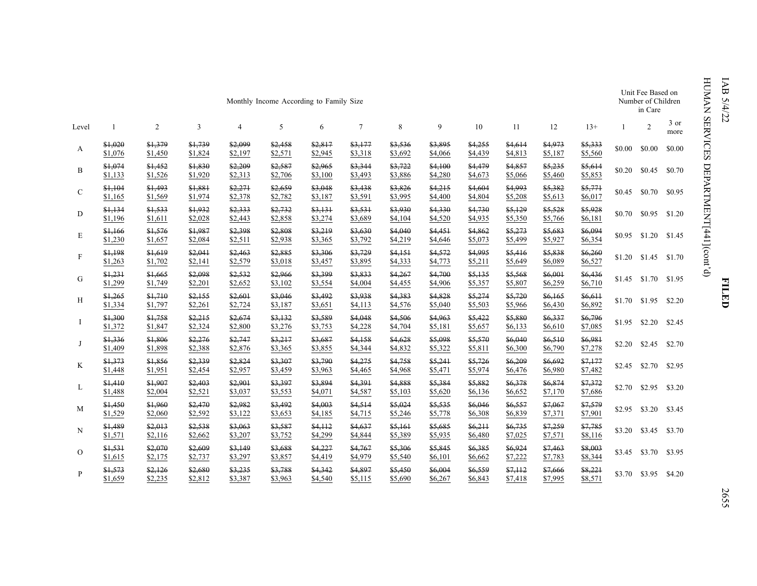| Level | Monthly Income According to Family Size | | | | | | | | | | | | | Unit Fee Based on Number of Children in Care | | |
|---|---|---|---|---|---|---|---|---|---|---|---|---|---|---|---|---|
| | 1 | 2 | 3 | 4 | 5 | 6 | 7 | 8 | 9 | 10 | 11 | 12 | 13+ | 1 | 2 | 3 or more |
| A | ~~$1,020~~ $1,076 | ~~$1,379~~ $1,450 | ~~$1,739~~ $1,824 | ~~$2,099~~ $2,197 | ~~$2,458~~ $2,571 | ~~$2,817~~ $2,945 | ~~$3,177~~ $3,318 | ~~$3,536~~ $3,692 | ~~$3,895~~ $4,066 | ~~$4,255~~ $4,439 | ~~$4,614~~ $4,813 | ~~$4,973~~ $5,187 | ~~$5,333~~ $5,560 | $0.00 | $0.00 | $0.00 |
| B | ~~$1,074~~ $1,133 | ~~$1,452~~ $1,526 | ~~$1,830~~ $1,920 | ~~$2,209~~ $2,313 | ~~$2,587~~ $2,706 | ~~$2,965~~ $3,100 | ~~$3,344~~ $3,493 | ~~$3,722~~ $3,886 | ~~$4,100~~ $4,280 | ~~$4,479~~ $4,673 | ~~$4,857~~ $5,066 | ~~$5,235~~ $5,460 | ~~$5,614~~ $5,853 | $0.20 | $0.45 | $0.70 |
| C | ~~$1,104~~ $1,165 | ~~$1,493~~ $1,569 | ~~$1,881~~ $1,974 | ~~$2,271~~ $2,378 | ~~$2,659~~ $2,782 | ~~$3,048~~ $3,187 | ~~$3,438~~ $3,591 | ~~$3,826~~ $3,995 | ~~$4,215~~ $4,400 | ~~$4,604~~ $4,804 | ~~$4,993~~ $5,208 | ~~$5,382~~ $5,613 | ~~$5,771~~ $6,017 | $0.45 | $0.70 | $0.95 |
| D | ~~$1,134~~ $1,196 | ~~$1,533~~ $1,611 | ~~$1,932~~ $2,028 | ~~$2,333~~ $2,443 | ~~$2,732~~ $2,858 | ~~$3,131~~ $3,274 | ~~$3,531~~ $3,689 | ~~$3,930~~ $4,104 | ~~$4,330~~ $4,520 | ~~$4,730~~ $4,935 | ~~$5,129~~ $5,350 | ~~$5,528~~ $5,766 | ~~$5,928~~ $6,181 | $0.70 | $0.95 | $1.20 |
| E | ~~$1,166~~ $1,230 | ~~$1,576~~ $1,657 | ~~$1,987~~ $2,084 | ~~$2,398~~ $2,511 | ~~$2,808~~ $2,938 | ~~$3,219~~ $3,365 | ~~$3,630~~ $3,792 | ~~$4,040~~ $4,219 | ~~$4,451~~ $4,646 | ~~$4,862~~ $5,073 | ~~$5,273~~ $5,499 | ~~$5,683~~ $5,927 | ~~$6,094~~ $6,354 | $0.95 | $1.20 | $1.45 |
| F | ~~$1,198~~ $1,263 | ~~$1,619~~ $1,702 | ~~$2,041~~ $2,141 | ~~$2,463~~ $2,579 | ~~$2,885~~ $3,018 | ~~$3,306~~ $3,457 | ~~$3,729~~ $3,895 | ~~$4,151~~ $4,333 | ~~$4,572~~ $4,773 | ~~$4,995~~ $5,211 | ~~$5,416~~ $5,649 | ~~$5,838~~ $6,089 | ~~$6,260~~ $6,527 | $1.20 | $1.45 | $1.70 |
| G | ~~$1,231~~ $1,299 | ~~$1,665~~ $1,749 | ~~$2,098~~ $2,201 | ~~$2,532~~ $2,652 | ~~$2,966~~ $3,102 | ~~$3,399~~ $3,554 | ~~$3,833~~ $4,004 | ~~$4,267~~ $4,455 | ~~$4,700~~ $4,906 | ~~$5,135~~ $5,357 | ~~$5,568~~ $5,807 | ~~$6,001~~ $6,259 | ~~$6,436~~ $6,710 | $1.45 | $1.70 | $1.95 |
| H | ~~$1,265~~ $1,334 | ~~$1,710~~ $1,797 | ~~$2,155~~ $2,261 | ~~$2,601~~ $2,724 | ~~$3,046~~ $3,187 | ~~$3,492~~ $3,651 | ~~$3,938~~ $4,113 | ~~$4,383~~ $4,576 | ~~$4,828~~ $5,040 | ~~$5,274~~ $5,503 | ~~$5,720~~ $5,966 | ~~$6,165~~ $6,430 | ~~$6,611~~ $6,892 | $1.70 | $1.95 | $2.20 |
| I | ~~$1,300~~ $1,372 | ~~$1,758~~ $1,847 | ~~$2,215~~ $2,324 | ~~$2,674~~ $2,800 | ~~$3,132~~ $3,276 | ~~$3,589~~ $3,753 | ~~$4,048~~ $4,228 | ~~$4,506~~ $4,704 | ~~$4,963~~ $5,181 | ~~$5,422~~ $5,657 | ~~$5,880~~ $6,133 | ~~$6,337~~ $6,610 | ~~$6,796~~ $7,085 | $1.95 | $2.20 | $2.45 |
| J | ~~$1,336~~ $1,409 | ~~$1,806~~ $1,898 | ~~$2,276~~ $2,388 | ~~$2,747~~ $2,876 | ~~$3,217~~ $3,365 | ~~$3,687~~ $3,855 | ~~$4,158~~ $4,344 | ~~$4,628~~ $4,832 | ~~$5,098~~ $5,322 | ~~$5,570~~ $5,811 | ~~$6,040~~ $6,300 | ~~$6,510~~ $6,790 | ~~$6,981~~ $7,278 | $2.20 | $2.45 | $2.70 |
| K | ~~$1,373~~ $1,448 | ~~$1,856~~ $1,951 | ~~$2,339~~ $2,454 | ~~$2,824~~ $2,957 | ~~$3,307~~ $3,459 | ~~$3,790~~ $3,963 | ~~$4,275~~ $4,465 | ~~$4,758~~ $4,968 | ~~$5,241~~ $5,471 | ~~$5,726~~ $5,974 | ~~$6,209~~ $6,476 | ~~$6,692~~ $6,980 | ~~$7,177~~ $7,482 | $2.45 | $2.70 | $2.95 |
| L | ~~$1,410~~ $1,488 | ~~$1,907~~ $2,004 | ~~$2,403~~ $2,521 | ~~$2,901~~ $3,037 | ~~$3,397~~ $3,553 | ~~$3,894~~ $4,071 | ~~$4,391~~ $4,587 | ~~$4,888~~ $5,103 | ~~$5,384~~ $5,620 | ~~$5,882~~ $6,136 | ~~$6,378~~ $6,652 | ~~$6,874~~ $7,170 | ~~$7,372~~ $7,686 | $2.70 | $2.95 | $3.20 |
| M | ~~$1,450~~ $1,529 | ~~$1,960~~ $2,060 | ~~$2,470~~ $2,592 | ~~$2,982~~ $3,122 | ~~$3,492~~ $3,653 | ~~$4,003~~ $4,185 | ~~$4,514~~ $4,715 | ~~$5,024~~ $5,246 | ~~$5,535~~ $5,778 | ~~$6,046~~ $6,308 | ~~$6,557~~ $6,839 | ~~$7,067~~ $7,371 | ~~$7,579~~ $7,901 | $2.95 | $3.20 | $3.45 |
| N | ~~$1,489~~ $1,571 | ~~$2,013~~ $2,116 | ~~$2,538~~ $2,662 | ~~$3,063~~ $3,207 | ~~$3,587~~ $3,752 | ~~$4,112~~ $4,299 | ~~$4,637~~ $4,844 | ~~$5,161~~ $5,389 | ~~$5,685~~ $5,935 | ~~$6,211~~ $6,480 | ~~$6,735~~ $7,025 | ~~$7,259~~ $7,571 | ~~$7,785~~ $8,116 | $3.20 | $3.45 | $3.70 |
| O | ~~$1,531~~ $1,615 | ~~$2,070~~ $2,175 | ~~$2,609~~ $2,737 | ~~$3,149~~ $3,297 | ~~$3,688~~ $3,857 | ~~$4,227~~ $4,419 | ~~$4,767~~ $4,979 | ~~$5,306~~ $5,540 | ~~$5,845~~ $6,101 | ~~$6,385~~ $6,662 | ~~$6,924~~ $7,222 | ~~$7,463~~ $7,783 | ~~$8,003~~ $8,344 | $3.45 | $3.70 | $3.95 |
| P | ~~$1,573~~ $1,659 | ~~$2,126~~ $2,235 | ~~$2,680~~ $2,812 | ~~$3,235~~ $3,387 | ~~$3,788~~ $3,963 | ~~$4,342~~ $4,540 | ~~$4,897~~ $5,115 | ~~$5,450~~ $5,690 | ~~$6,004~~ $6,267 | ~~$6,559~~ $6,843 | ~~$7,112~~ $7,418 | ~~$7,666~~ $7,995 | ~~$8,221~~ $8,571 | $3.70 | $3.95 | $4.20 |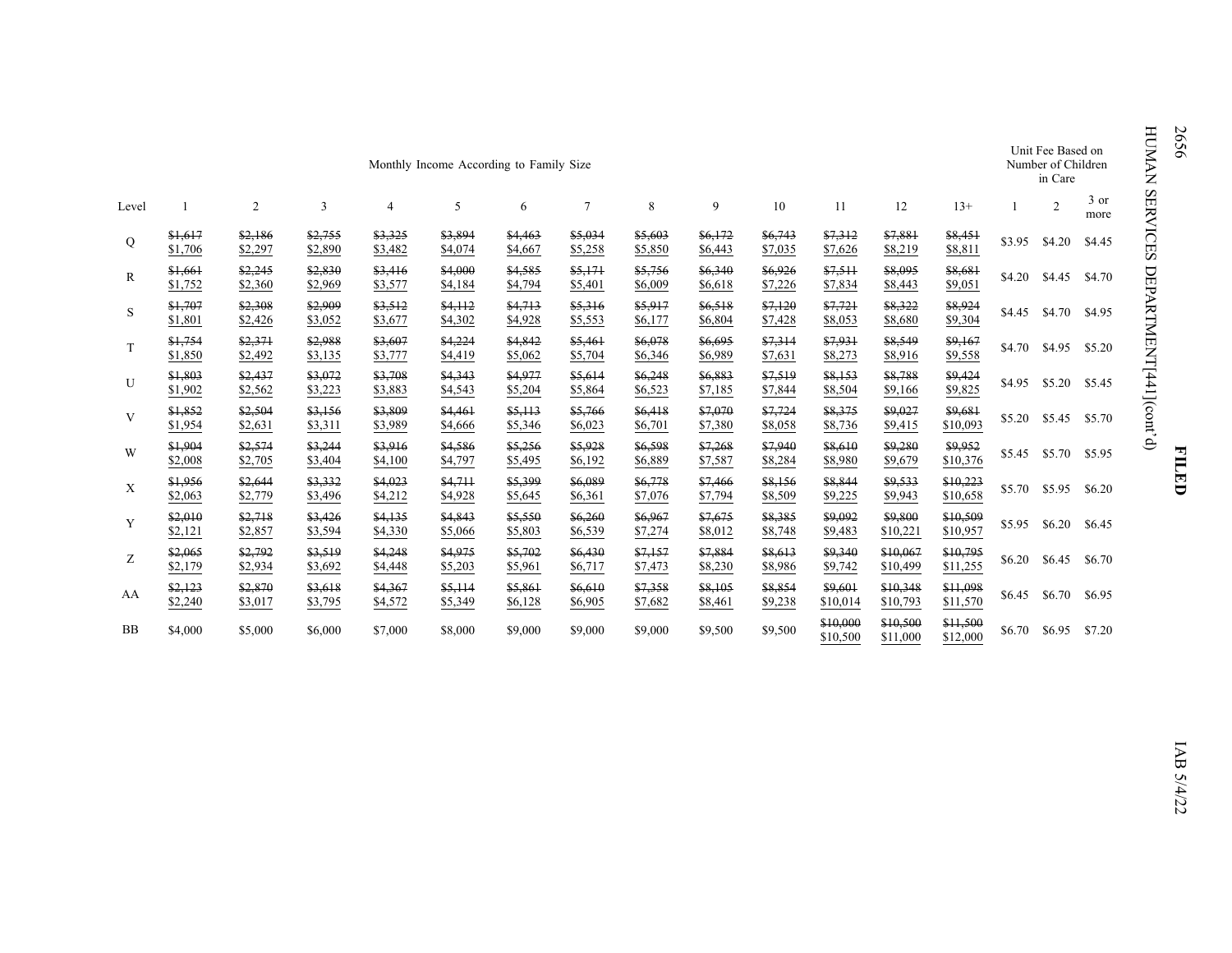| Level | Monthly Income According to Family Size | | | | | | | | | | | | | Unit Fee Based on Number of Children in Care | | |
|---|---|---|---|---|---|---|---|---|---|---|---|---|---|---|---|---|
| | 1 | 2 | 3 | 4 | 5 | 6 | 7 | 8 | 9 | 10 | 11 | 12 | 13+ | 1 | 2 | 3 or more |
| Q | ~~$1,617~~ $1,706 | ~~$2,186~~ $2,297 | ~~$2,755~~ $2,890 | ~~$3,325~~ $3,482 | ~~$3,894~~ $4,074 | ~~$4,463~~ $4,667 | ~~$5,034~~ $5,258 | ~~$5,603~~ $5,850 | ~~$6,172~~ $6,443 | ~~$6,743~~ $7,035 | ~~$7,312~~ $7,626 | ~~$7,881~~ $8,219 | ~~$8,451~~ $8,811 | $3.95 | $4.20 | $4.45 |
| R | ~~$1,661~~ $1,752 | ~~$2,245~~ $2,360 | ~~$2,830~~ $2,969 | ~~$3,416~~ $3,577 | ~~$4,000~~ $4,184 | ~~$4,585~~ $4,794 | ~~$5,171~~ $5,401 | ~~$5,756~~ $6,009 | ~~$6,340~~ $6,618 | ~~$6,926~~ $7,226 | ~~$7,511~~ $7,834 | ~~$8,095~~ $8,443 | ~~$8,681~~ $9,051 | $4.20 | $4.45 | $4.70 |
| S | ~~$1,707~~ $1,801 | ~~$2,308~~ $2,426 | ~~$2,909~~ $3,052 | ~~$3,512~~ $3,677 | ~~$4,112~~ $4,302 | ~~$4,713~~ $4,928 | ~~$5,316~~ $5,553 | ~~$5,917~~ $6,177 | ~~$6,518~~ $6,804 | ~~$7,120~~ $7,428 | ~~$7,721~~ $8,053 | ~~$8,322~~ $8,680 | ~~$8,924~~ $9,304 | $4.45 | $4.70 | $4.95 |
| T | ~~$1,754~~ $1,850 | ~~$2,371~~ $2,492 | ~~$2,988~~ $3,135 | ~~$3,607~~ $3,777 | ~~$4,224~~ $4,419 | ~~$4,842~~ $5,062 | ~~$5,461~~ $5,704 | ~~$6,078~~ $6,346 | ~~$6,695~~ $6,989 | ~~$7,314~~ $7,631 | ~~$7,931~~ $8,273 | ~~$8,549~~ $8,916 | ~~$9,167~~ $9,558 | $4.70 | $4.95 | $5.20 |
| U | ~~$1,803~~ $1,902 | ~~$2,437~~ $2,562 | ~~$3,072~~ $3,223 | ~~$3,708~~ $3,883 | ~~$4,343~~ $4,543 | ~~$4,977~~ $5,204 | ~~$5,614~~ $5,864 | ~~$6,248~~ $6,523 | ~~$6,883~~ $7,185 | ~~$7,519~~ $7,844 | ~~$8,153~~ $8,504 | ~~$8,788~~ $9,166 | ~~$9,424~~ $9,825 | $4.95 | $5.20 | $5.45 |
| V | ~~$1,852~~ $1,954 | ~~$2,504~~ $2,631 | ~~$3,156~~ $3,311 | ~~$3,809~~ $3,989 | ~~$4,461~~ $4,666 | ~~$5,113~~ $5,346 | ~~$5,766~~ $6,023 | ~~$6,418~~ $6,701 | ~~$7,070~~ $7,380 | ~~$7,724~~ $8,058 | ~~$8,375~~ $8,736 | ~~$9,027~~ $9,415 | ~~$9,681~~ $10,093 | $5.20 | $5.45 | $5.70 |
| W | ~~$1,904~~ $2,008 | ~~$2,574~~ $2,705 | ~~$3,244~~ $3,404 | ~~$3,916~~ $4,100 | ~~$4,586~~ $4,797 | ~~$5,256~~ $5,495 | ~~$5,928~~ $6,192 | ~~$6,598~~ $6,889 | ~~$7,268~~ $7,587 | ~~$7,940~~ $8,284 | ~~$8,610~~ $8,980 | ~~$9,280~~ $9,679 | ~~$9,952~~ $10,376 | $5.45 | $5.70 | $5.95 |
| X | ~~$1,956~~ $2,063 | ~~$2,644~~ $2,779 | ~~$3,332~~ $3,496 | ~~$4,023~~ $4,212 | ~~$4,711~~ $4,928 | ~~$5,399~~ $5,645 | ~~$6,089~~ $6,361 | ~~$6,778~~ $7,076 | ~~$7,466~~ $7,794 | ~~$8,156~~ $8,509 | ~~$8,844~~ $9,225 | ~~$9,533~~ $9,943 | ~~$10,223~~ $10,658 | $5.70 | $5.95 | $6.20 |
| Y | ~~$2,010~~ $2,121 | ~~$2,718~~ $2,857 | ~~$3,426~~ $3,594 | ~~$4,135~~ $4,330 | ~~$4,843~~ $5,066 | ~~$5,550~~ $5,803 | ~~$6,260~~ $6,539 | ~~$6,967~~ $7,274 | ~~$7,675~~ $8,012 | ~~$8,385~~ $8,748 | ~~$9,092~~ $9,483 | ~~$9,800~~ $10,221 | ~~$10,509~~ $10,957 | $5.95 | $6.20 | $6.45 |
| Z | ~~$2,065~~ $2,179 | ~~$2,792~~ $2,934 | ~~$3,519~~ $3,692 | ~~$4,248~~ $4,448 | ~~$4,975~~ $5,203 | ~~$5,702~~ $5,961 | ~~$6,430~~ $6,717 | ~~$7,157~~ $7,473 | ~~$7,884~~ $8,230 | ~~$8,613~~ $8,986 | ~~$9,340~~ $9,742 | ~~$10,067~~ $10,499 | ~~$10,795~~ $11,255 | $6.20 | $6.45 | $6.70 |
| AA | ~~$2,123~~ $2,240 | ~~$2,870~~ $3,017 | ~~$3,618~~ $3,795 | ~~$4,367~~ $4,572 | ~~$5,114~~ $5,349 | ~~$5,861~~ $6,128 | ~~$6,610~~ $6,905 | ~~$7,358~~ $7,682 | ~~$8,105~~ $8,461 | ~~$8,854~~ $9,238 | ~~$9,601~~ $10,014 | ~~$10,348~~ $10,793 | ~~$11,098~~ $11,570 | $6.45 | $6.70 | $6.95 |
| BB | $4,000 | $5,000 | $6,000 | $7,000 | $8,000 | $9,000 | $9,000 | $9,000 | $9,500 | $9,500 | ~~$10,000~~ $10,500 | ~~$10,500~~ $11,000 | ~~$11,500~~ $12,000 | $6.70 | $6.95 | $7.20 |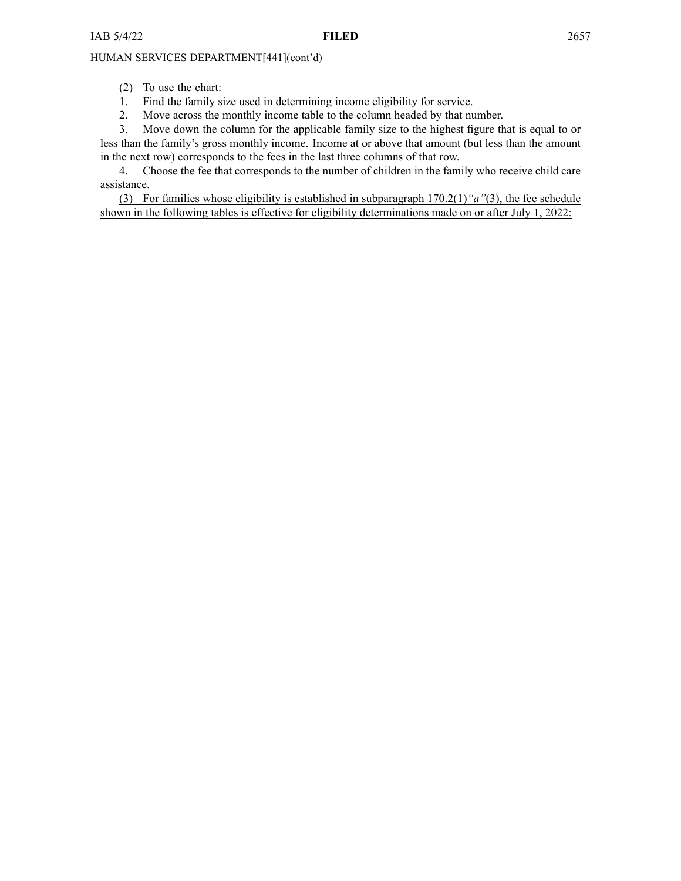(2) To use the chart:

1. Find the family size used in determining income eligibility for service.
2. Move across the monthly income table to the column headed by that number.
3. Move down the column for the applicable family size to the highest figure that is equal to or less than the family's gross monthly income. Income at or above that amount (but less than the amount in the next row) corresponds to the fees in the last three columns of that row.
4. Choose the fee that corresponds to the number of children in the family who receive child care assistance.

<u>(3) For families whose eligibility is established in subparagraph 170.2(1)*"a"*(3), the fee schedule shown in the following tables is effective for eligibility determinations made on or after July 1, 2022:</u>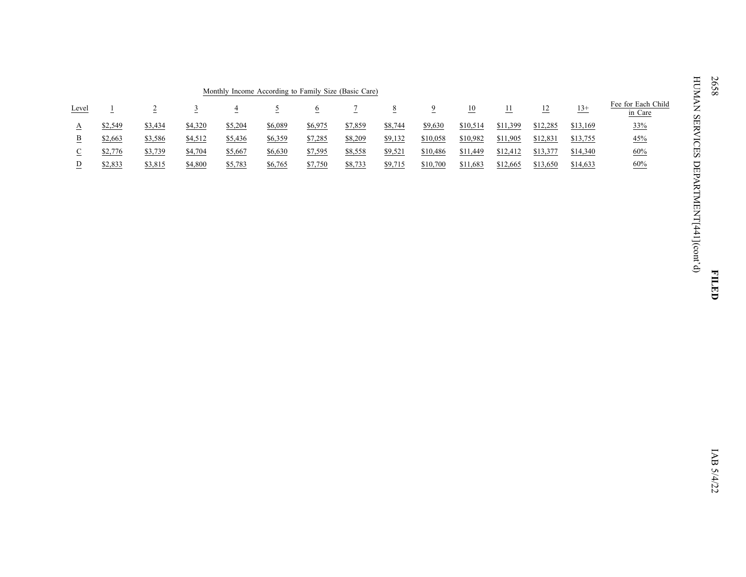Monthly Income According to Family Size (Basic Care)

| Level | 1 | 2 | 3 | 4 | 5 | 6 | 7 | 8 | 9 | 10 | 11 | 12 | 13+ | Fee for Each Child in Care |
|---|---|---|---|---|---|---|---|---|---|---|---|---|---|---|
| A | $2,549 | $3,434 | $4,320 | $5,204 | $6,089 | $6,975 | $7,859 | $8,744 | $9,630 | $10,514 | $11,399 | $12,285 | $13,169 | 33% |
| B | $2,663 | $3,586 | $4,512 | $5,436 | $6,359 | $7,285 | $8,209 | $9,132 | $10,058 | $10,982 | $11,905 | $12,831 | $13,755 | 45% |
| C | $2,776 | $3,739 | $4,704 | $5,667 | $6,630 | $7,595 | $8,558 | $9,521 | $10,486 | $11,449 | $12,412 | $13,377 | $14,340 | 60% |
| D | $2,833 | $3,815 | $4,800 | $5,783 | $6,765 | $7,750 | $8,733 | $9,715 | $10,700 | $11,683 | $12,665 | $13,650 | $14,633 | 60% |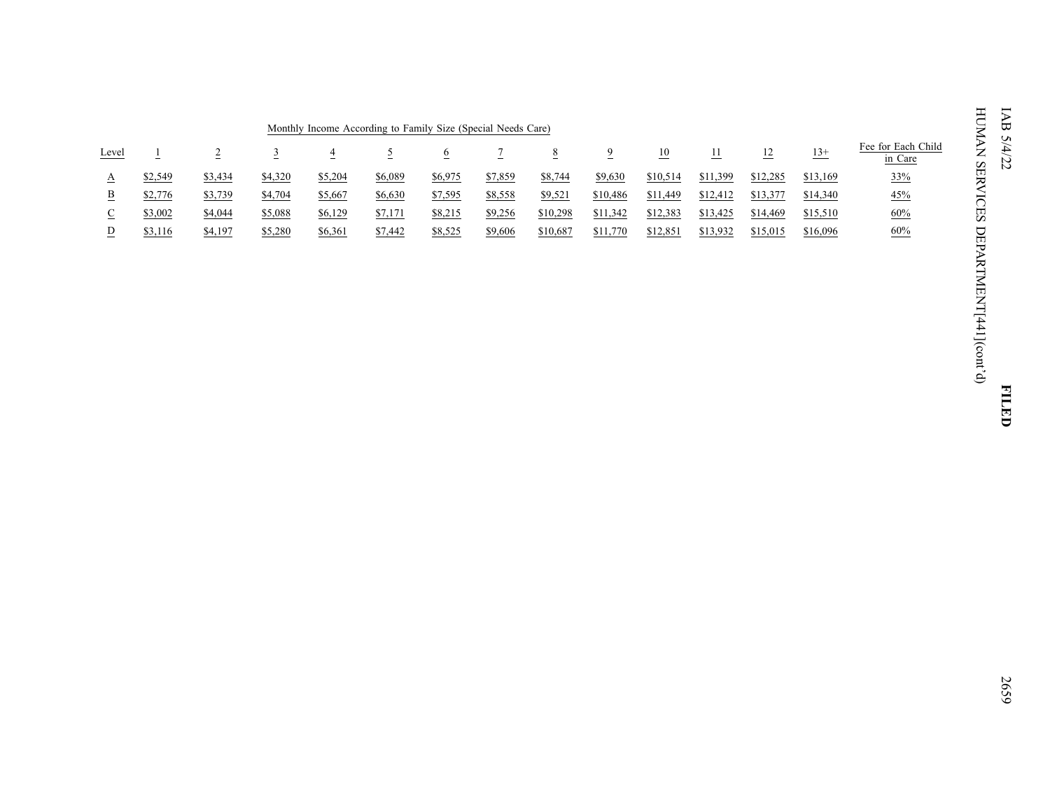Monthly Income According to Family Size (Special Needs Care)

| Level | 1 | 2 | 3 | 4 | 5 | 6 | 7 | 8 | 9 | 10 | 11 | 12 | 13+ | Fee for Each Child in Care |
|---|---|---|---|---|---|---|---|---|---|---|---|---|---|---|
| A | $2,549 | $3,434 | $4,320 | $5,204 | $6,089 | $6,975 | $7,859 | $8,744 | $9,630 | $10,514 | $11,399 | $12,285 | $13,169 | 33% |
| B | $2,776 | $3,739 | $4,704 | $5,667 | $6,630 | $7,595 | $8,558 | $9,521 | $10,486 | $11,449 | $12,412 | $13,377 | $14,340 | 45% |
| C | $3,002 | $4,044 | $5,088 | $6,129 | $7,171 | $8,215 | $9,256 | $10,298 | $11,342 | $12,383 | $13,425 | $14,469 | $15,510 | 60% |
| D | $3,116 | $4,197 | $5,280 | $6,361 | $7,442 | $8,525 | $9,606 | $10,687 | $11,770 | $12,851 | $13,932 | $15,015 | $16,096 | 60% |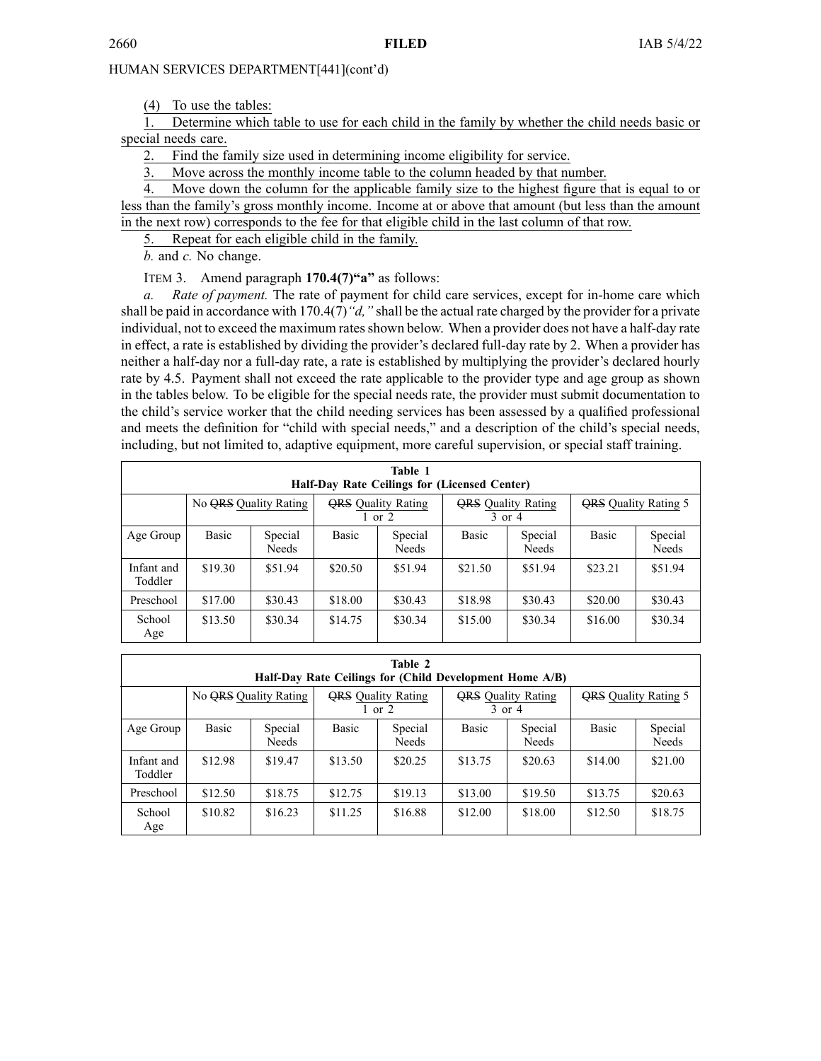HUMAN SERVICES DEPARTMENT[441](cont'd)

(4) To use the tables:

1. Determine which table to use for each child in the family by whether the child needs basic or special needs care.

2. Find the family size used in determining income eligibility for service.

3. Move across the monthly income table to the column headed by that number.

4. Move down the column for the applicable family size to the highest figure that is equal to or less than the family's gross monthly income. Income at or above that amount (but less than the amount in the next row) corresponds to the fee for that eligible child in the last column of that row.

5. Repeat for each eligible child in the family.

*b.* and *c.* No change.

ITEM 3. Amend paragraph **170.4(7)"a"** as follows:

*a. Rate of payment.* The rate of payment for child care services, except for in-home care which shall be paid in accordance with 170.4(7)*"d,"* shall be the actual rate charged by the provider for a private individual, not to exceed the maximum rates shown below. When a provider does not have a half-day rate in effect, a rate is established by dividing the provider's declared full-day rate by 2. When a provider has neither a half-day nor a full-day rate, a rate is established by multiplying the provider's declared hourly rate by 4.5. Payment shall not exceed the rate applicable to the provider type and age group as shown in the tables below. To be eligible for the special needs rate, the provider must submit documentation to the child's service worker that the child needing services has been assessed by a qualified professional and meets the definition for "child with special needs," and a description of the child's special needs, including, but not limited to, adaptive equipment, more careful supervision, or special staff training.

**Table 1**
**Half-Day Rate Ceilings for (Licensed Center)**

| | No ~~QRS~~ Quality Rating | | ~~QRS~~ Quality Rating 1 or 2 | | ~~QRS~~ Quality Rating 3 or 4 | | ~~QRS~~ Quality Rating 5 | |
|---|---|---|---|---|---|---|---|---|
| Age Group | Basic | Special Needs | Basic | Special Needs | Basic | Special Needs | Basic | Special Needs |
| Infant and Toddler | $19.30 | $51.94 | $20.50 | $51.94 | $21.50 | $51.94 | $23.21 | $51.94 |
| Preschool | $17.00 | $30.43 | $18.00 | $30.43 | $18.98 | $30.43 | $20.00 | $30.43 |
| School Age | $13.50 | $30.34 | $14.75 | $30.34 | $15.00 | $30.34 | $16.00 | $30.34 |

**Table 2**
**Half-Day Rate Ceilings for (Child Development Home A/B)**

| | No ~~QRS~~ Quality Rating | | ~~QRS~~ Quality Rating 1 or 2 | | ~~QRS~~ Quality Rating 3 or 4 | | ~~QRS~~ Quality Rating 5 | |
|---|---|---|---|---|---|---|---|---|
| Age Group | Basic | Special Needs | Basic | Special Needs | Basic | Special Needs | Basic | Special Needs |
| Infant and Toddler | $12.98 | $19.47 | $13.50 | $20.25 | $13.75 | $20.63 | $14.00 | $21.00 |
| Preschool | $12.50 | $18.75 | $12.75 | $19.13 | $13.00 | $19.50 | $13.75 | $20.63 |
| School Age | $10.82 | $16.23 | $11.25 | $16.88 | $12.00 | $18.00 | $12.50 | $18.75 |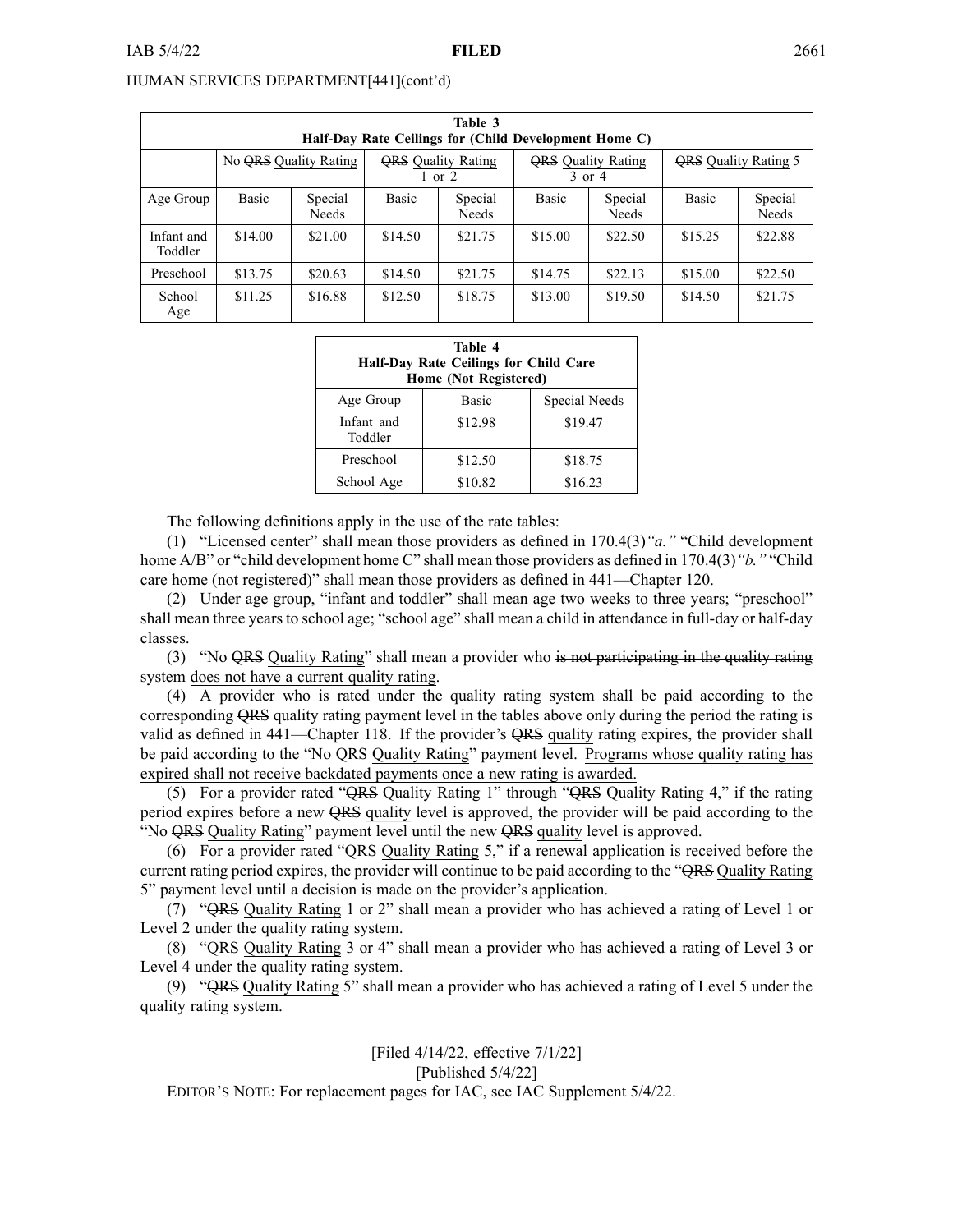HUMAN SERVICES DEPARTMENT[441](cont'd)

| Table 3 Half-Day Rate Ceilings for (Child Development Home C) | | | | | | | | |
|---|---|---|---|---|---|---|---|---|
| | No ~~QRS~~ Quality Rating | | ~~QRS~~ Quality Rating 1 or 2 | | ~~QRS~~ Quality Rating 3 or 4 | | ~~QRS~~ Quality Rating 5 | |
| Age Group | Basic | Special Needs | Basic | Special Needs | Basic | Special Needs | Basic | Special Needs |
| Infant and Toddler | $14.00 | $21.00 | $14.50 | $21.75 | $15.00 | $22.50 | $15.25 | $22.88 |
| Preschool | $13.75 | $20.63 | $14.50 | $21.75 | $14.75 | $22.13 | $15.00 | $22.50 |
| School Age | $11.25 | $16.88 | $12.50 | $18.75 | $13.00 | $19.50 | $14.50 | $21.75 |

| Table 4 Half-Day Rate Ceilings for Child Care Home (Not Registered) | | |
|---|---|---|
| Age Group | Basic | Special Needs |
| Infant and Toddler | $12.98 | $19.47 |
| Preschool | $12.50 | $18.75 |
| School Age | $10.82 | $16.23 |

The following definitions apply in the use of the rate tables:

(1) "Licensed center" shall mean those providers as defined in 170.4(3)*"a."* "Child development home A/B" or "child development home C" shall mean those providers as defined in 170.4(3)*"b."* "Child care home (not registered)" shall mean those providers as defined in 441—Chapter 120.

(2) Under age group, "infant and toddler" shall mean age two weeks to three years; "preschool" shall mean three years to school age; "school age" shall mean a child in attendance in full-day or half-day classes.

(3) "No ~~QRS~~ Quality Rating" shall mean a provider who ~~is not participating in the quality rating system~~ does not have a current quality rating.

(4) A provider who is rated under the quality rating system shall be paid according to the corresponding ~~QRS~~ quality rating payment level in the tables above only during the period the rating is valid as defined in 441—Chapter 118. If the provider's ~~QRS~~ quality rating expires, the provider shall be paid according to the "No ~~QRS~~ Quality Rating" payment level. Programs whose quality rating has expired shall not receive backdated payments once a new rating is awarded.

(5) For a provider rated "~~QRS~~ Quality Rating 1" through "~~QRS~~ Quality Rating 4," if the rating period expires before a new ~~QRS~~ quality level is approved, the provider will be paid according to the "No ~~QRS~~ Quality Rating" payment level until the new ~~QRS~~ quality level is approved.

(6) For a provider rated "~~QRS~~ Quality Rating 5," if a renewal application is received before the current rating period expires, the provider will continue to be paid according to the "~~QRS~~ Quality Rating 5" payment level until a decision is made on the provider's application.

(7) "~~QRS~~ Quality Rating 1 or 2" shall mean a provider who has achieved a rating of Level 1 or Level 2 under the quality rating system.

(8) "~~QRS~~ Quality Rating 3 or 4" shall mean a provider who has achieved a rating of Level 3 or Level 4 under the quality rating system.

(9) "~~QRS~~ Quality Rating 5" shall mean a provider who has achieved a rating of Level 5 under the quality rating system.

[Filed 4/14/22, effective 7/1/22]
[Published 5/4/22]

EDITOR'S NOTE: For replacement pages for IAC, see IAC Supplement 5/4/22.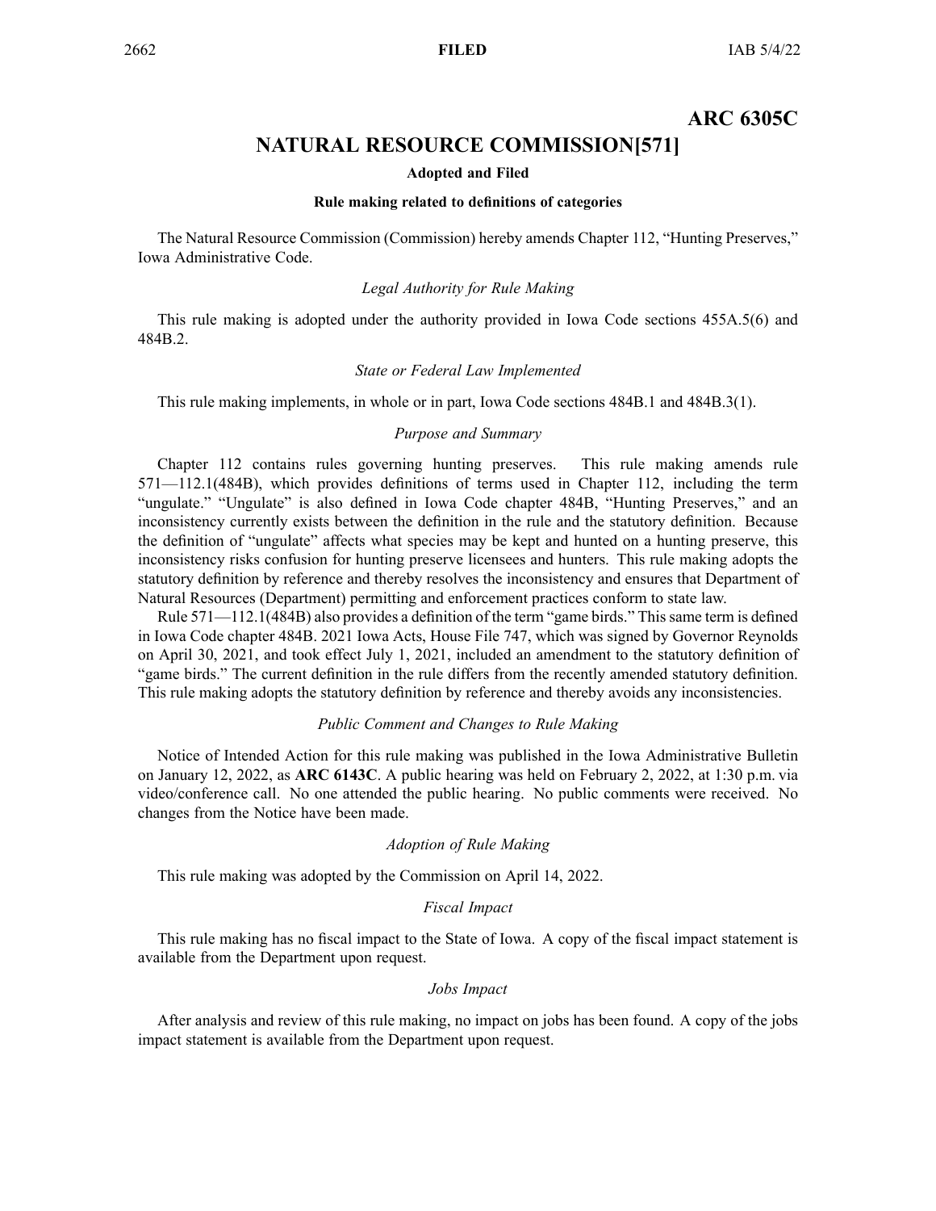**ARC 6305C**

# NATURAL RESOURCE COMMISSION[571]

**Adopted and Filed**

**Rule making related to definitions of categories**

The Natural Resource Commission (Commission) hereby amends Chapter 112, "Hunting Preserves," Iowa Administrative Code.

*Legal Authority for Rule Making*

This rule making is adopted under the authority provided in Iowa Code sections 455A.5(6) and 484B.2.

*State or Federal Law Implemented*

This rule making implements, in whole or in part, Iowa Code sections 484B.1 and 484B.3(1).

*Purpose and Summary*

Chapter 112 contains rules governing hunting preserves. This rule making amends rule 571—112.1(484B), which provides definitions of terms used in Chapter 112, including the term "ungulate." "Ungulate" is also defined in Iowa Code chapter 484B, "Hunting Preserves," and an inconsistency currently exists between the definition in the rule and the statutory definition. Because the definition of "ungulate" affects what species may be kept and hunted on a hunting preserve, this inconsistency risks confusion for hunting preserve licensees and hunters. This rule making adopts the statutory definition by reference and thereby resolves the inconsistency and ensures that Department of Natural Resources (Department) permitting and enforcement practices conform to state law.

Rule 571—112.1(484B) also provides a definition of the term "game birds." This same term is defined in Iowa Code chapter 484B. 2021 Iowa Acts, House File 747, which was signed by Governor Reynolds on April 30, 2021, and took effect July 1, 2021, included an amendment to the statutory definition of "game birds." The current definition in the rule differs from the recently amended statutory definition. This rule making adopts the statutory definition by reference and thereby avoids any inconsistencies.

*Public Comment and Changes to Rule Making*

Notice of Intended Action for this rule making was published in the Iowa Administrative Bulletin on January 12, 2022, as **ARC 6143C**. A public hearing was held on February 2, 2022, at 1:30 p.m. via video/conference call. No one attended the public hearing. No public comments were received. No changes from the Notice have been made.

*Adoption of Rule Making*

This rule making was adopted by the Commission on April 14, 2022.

*Fiscal Impact*

This rule making has no fiscal impact to the State of Iowa. A copy of the fiscal impact statement is available from the Department upon request.

*Jobs Impact*

After analysis and review of this rule making, no impact on jobs has been found. A copy of the jobs impact statement is available from the Department upon request.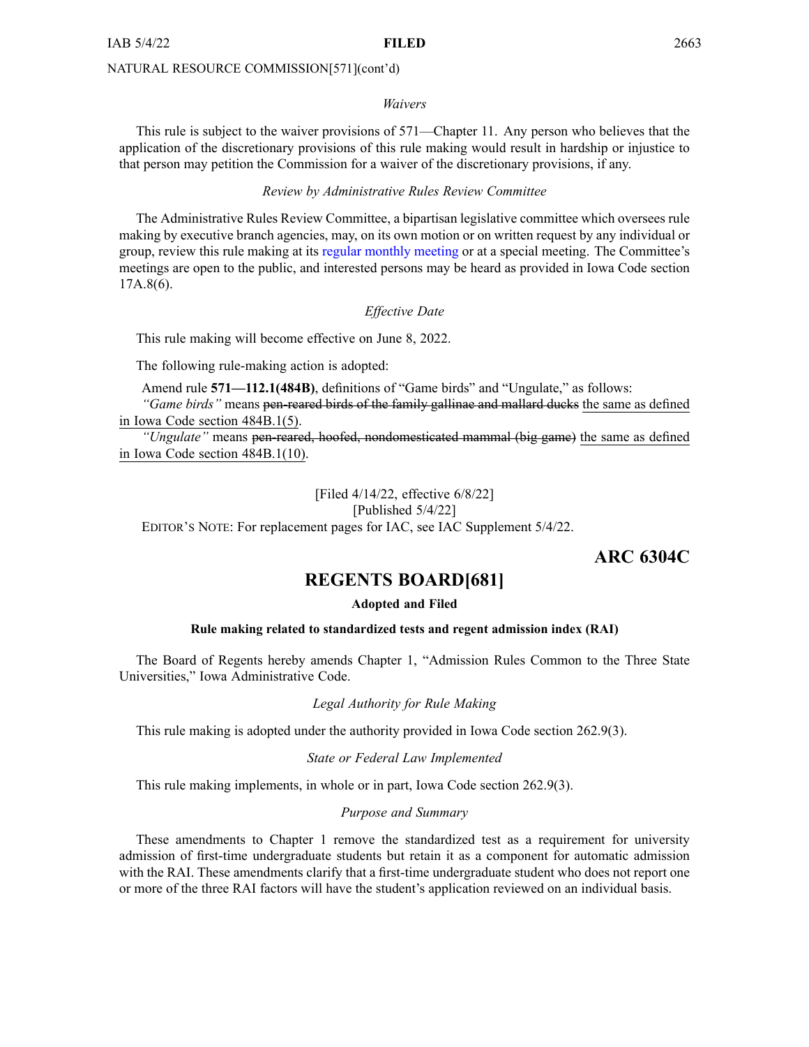NATURAL RESOURCE COMMISSION[571](cont'd)

*Waivers*

This rule is subject to the waiver provisions of 571—Chapter 11. Any person who believes that the application of the discretionary provisions of this rule making would result in hardship or injustice to that person may petition the Commission for a waiver of the discretionary provisions, if any.

*Review by Administrative Rules Review Committee*

The Administrative Rules Review Committee, a bipartisan legislative committee which oversees rule making by executive branch agencies, may, on its own motion or on written request by any individual or group, review this rule making at its regular monthly meeting or at a special meeting. The Committee's meetings are open to the public, and interested persons may be heard as provided in Iowa Code section 17A.8(6).

*Effective Date*

This rule making will become effective on June 8, 2022.

The following rule-making action is adopted:

Amend rule **571—112.1(484B)**, definitions of "Game birds" and "Ungulate," as follows:

*"Game birds"* means ~~pen-reared birds of the family gallinae and mallard ducks~~ <u>the same as defined in Iowa Code section 484B.1(5)</u>.

*"Ungulate"* means ~~pen-reared, hoofed, nondomesticated mammal (big game)~~ <u>the same as defined in Iowa Code section 484B.1(10)</u>.

[Filed 4/14/22, effective 6/8/22]
[Published 5/4/22]

EDITOR'S NOTE: For replacement pages for IAC, see IAC Supplement 5/4/22.

**ARC 6304C**

## REGENTS BOARD[681]

**Adopted and Filed**

**Rule making related to standardized tests and regent admission index (RAI)**

The Board of Regents hereby amends Chapter 1, "Admission Rules Common to the Three State Universities," Iowa Administrative Code.

*Legal Authority for Rule Making*

This rule making is adopted under the authority provided in Iowa Code section 262.9(3).

*State or Federal Law Implemented*

This rule making implements, in whole or in part, Iowa Code section 262.9(3).

*Purpose and Summary*

These amendments to Chapter 1 remove the standardized test as a requirement for university admission of first-time undergraduate students but retain it as a component for automatic admission with the RAI. These amendments clarify that a first-time undergraduate student who does not report one or more of the three RAI factors will have the student's application reviewed on an individual basis.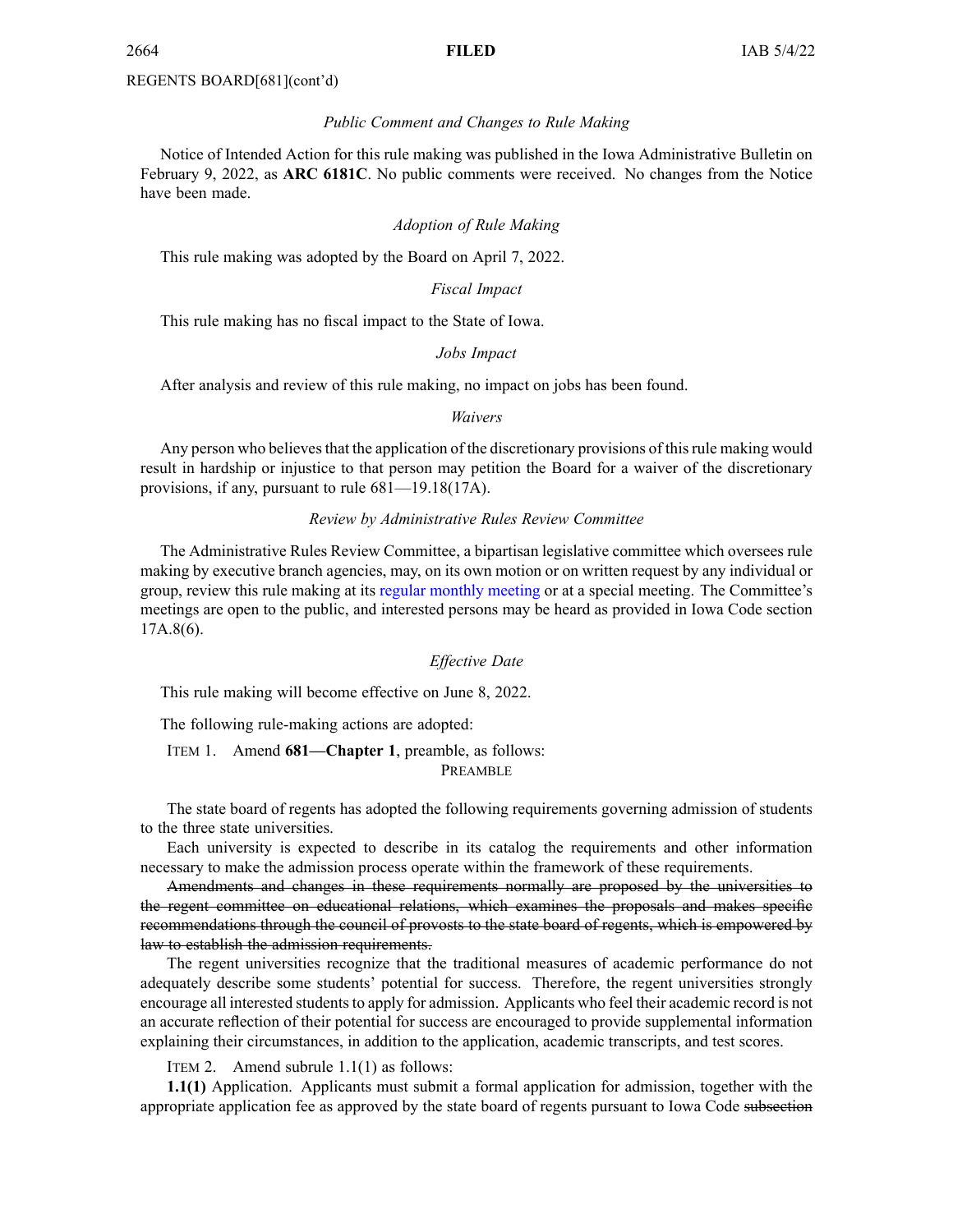REGENTS BOARD[681](cont'd)

*Public Comment and Changes to Rule Making*

Notice of Intended Action for this rule making was published in the Iowa Administrative Bulletin on February 9, 2022, as **ARC 6181C**. No public comments were received. No changes from the Notice have been made.

*Adoption of Rule Making*

This rule making was adopted by the Board on April 7, 2022.

*Fiscal Impact*

This rule making has no fiscal impact to the State of Iowa.

*Jobs Impact*

After analysis and review of this rule making, no impact on jobs has been found.

*Waivers*

Any person who believes that the application of the discretionary provisions of this rule making would result in hardship or injustice to that person may petition the Board for a waiver of the discretionary provisions, if any, pursuant to rule 681—19.18(17A).

*Review by Administrative Rules Review Committee*

The Administrative Rules Review Committee, a bipartisan legislative committee which oversees rule making by executive branch agencies, may, on its own motion or on written request by any individual or group, review this rule making at its regular monthly meeting or at a special meeting. The Committee's meetings are open to the public, and interested persons may be heard as provided in Iowa Code section 17A.8(6).

*Effective Date*

This rule making will become effective on June 8, 2022.

The following rule-making actions are adopted:

ITEM 1. Amend **681—Chapter 1**, preamble, as follows:

PREAMBLE

The state board of regents has adopted the following requirements governing admission of students to the three state universities.

Each university is expected to describe in its catalog the requirements and other information necessary to make the admission process operate within the framework of these requirements.

~~Amendments and changes in these requirements normally are proposed by the universities to the regent committee on educational relations, which examines the proposals and makes specific recommendations through the council of provosts to the state board of regents, which is empowered by law to establish the admission requirements.~~

The regent universities recognize that the traditional measures of academic performance do not adequately describe some students' potential for success. Therefore, the regent universities strongly encourage all interested students to apply for admission. Applicants who feel their academic record is not an accurate reflection of their potential for success are encouraged to provide supplemental information explaining their circumstances, in addition to the application, academic transcripts, and test scores.

ITEM 2. Amend subrule 1.1(1) as follows:

**1.1(1)** Application. Applicants must submit a formal application for admission, together with the appropriate application fee as approved by the state board of regents pursuant to Iowa Code ~~subsection~~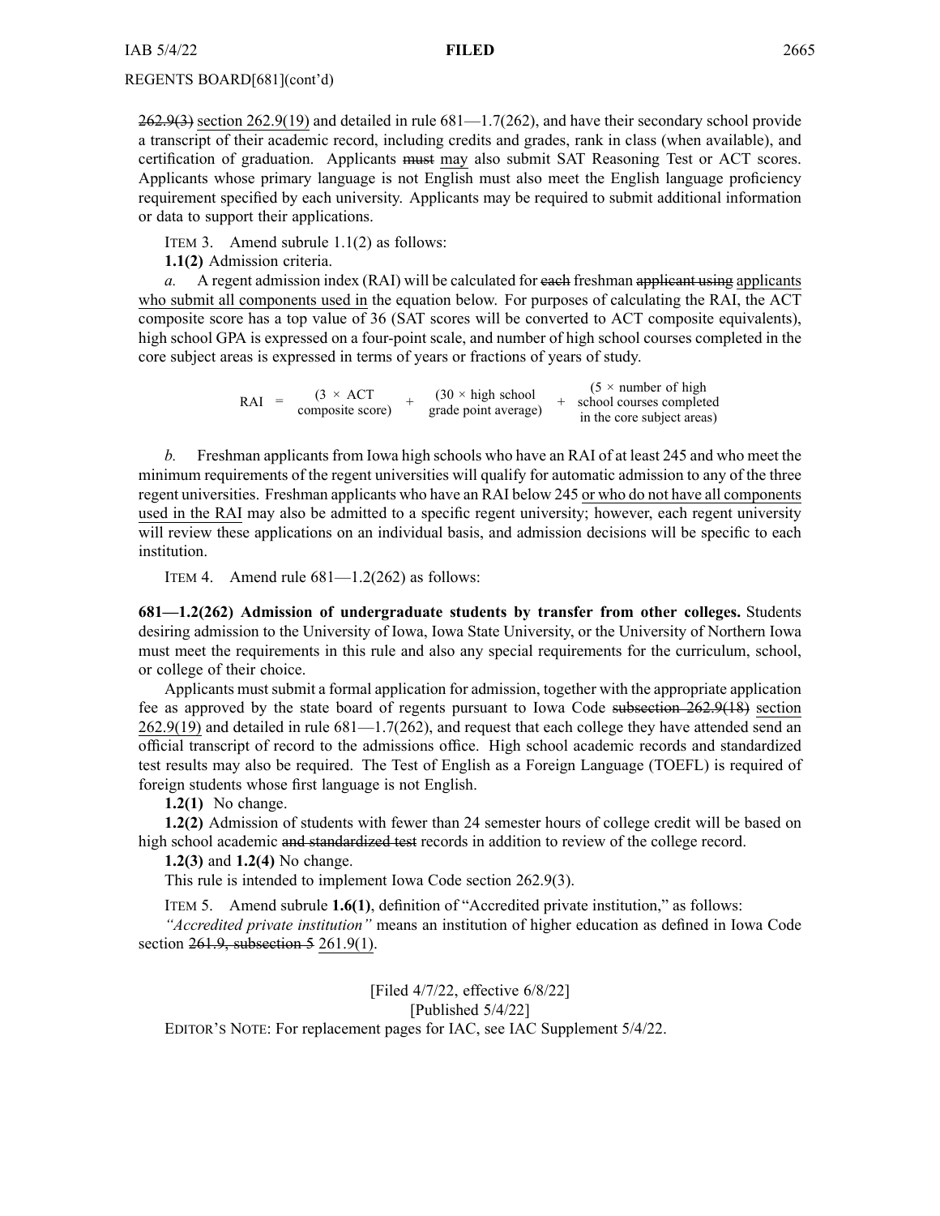262.9(3) section 262.9(19) and detailed in rule 681—1.7(262), and have their secondary school provide a transcript of their academic record, including credits and grades, rank in class (when available), and certification of graduation. Applicants must may also submit SAT Reasoning Test or ACT scores. Applicants whose primary language is not English must also meet the English language proficiency requirement specified by each university. Applicants may be required to submit additional information or data to support their applications.

ITEM 3. Amend subrule 1.1(2) as follows:

**1.1(2)** Admission criteria.

*a.* A regent admission index (RAI) will be calculated for each freshman applicant using applicants who submit all components used in the equation below. For purposes of calculating the RAI, the ACT composite score has a top value of 36 (SAT scores will be converted to ACT composite equivalents), high school GPA is expressed on a four-point scale, and number of high school courses completed in the core subject areas is expressed in terms of years or fractions of years of study.

$$\text{RAI} = (3 \times \text{ACT composite score}) + (30 \times \text{high school grade point average}) + (5 \times \text{number of high school courses completed in the core subject areas})$$

*b.* Freshman applicants from Iowa high schools who have an RAI of at least 245 and who meet the minimum requirements of the regent universities will qualify for automatic admission to any of the three regent universities. Freshman applicants who have an RAI below 245 or who do not have all components used in the RAI may also be admitted to a specific regent university; however, each regent university will review these applications on an individual basis, and admission decisions will be specific to each institution.

ITEM 4. Amend rule 681—1.2(262) as follows:

**681—1.2(262) Admission of undergraduate students by transfer from other colleges.** Students desiring admission to the University of Iowa, Iowa State University, or the University of Northern Iowa must meet the requirements in this rule and also any special requirements for the curriculum, school, or college of their choice.

Applicants must submit a formal application for admission, together with the appropriate application fee as approved by the state board of regents pursuant to Iowa Code subsection 262.9(18) section 262.9(19) and detailed in rule 681—1.7(262), and request that each college they have attended send an official transcript of record to the admissions office. High school academic records and standardized test results may also be required. The Test of English as a Foreign Language (TOEFL) is required of foreign students whose first language is not English.

**1.2(1)** No change.

**1.2(2)** Admission of students with fewer than 24 semester hours of college credit will be based on high school academic and standardized test records in addition to review of the college record.

**1.2(3)** and **1.2(4)** No change.

This rule is intended to implement Iowa Code section 262.9(3).

ITEM 5. Amend subrule **1.6(1)**, definition of "Accredited private institution," as follows:

*"Accredited private institution"* means an institution of higher education as defined in Iowa Code section 261.9, subsection 5 261.9(1).

[Filed 4/7/22, effective 6/8/22]
[Published 5/4/22]

EDITOR'S NOTE: For replacement pages for IAC, see IAC Supplement 5/4/22.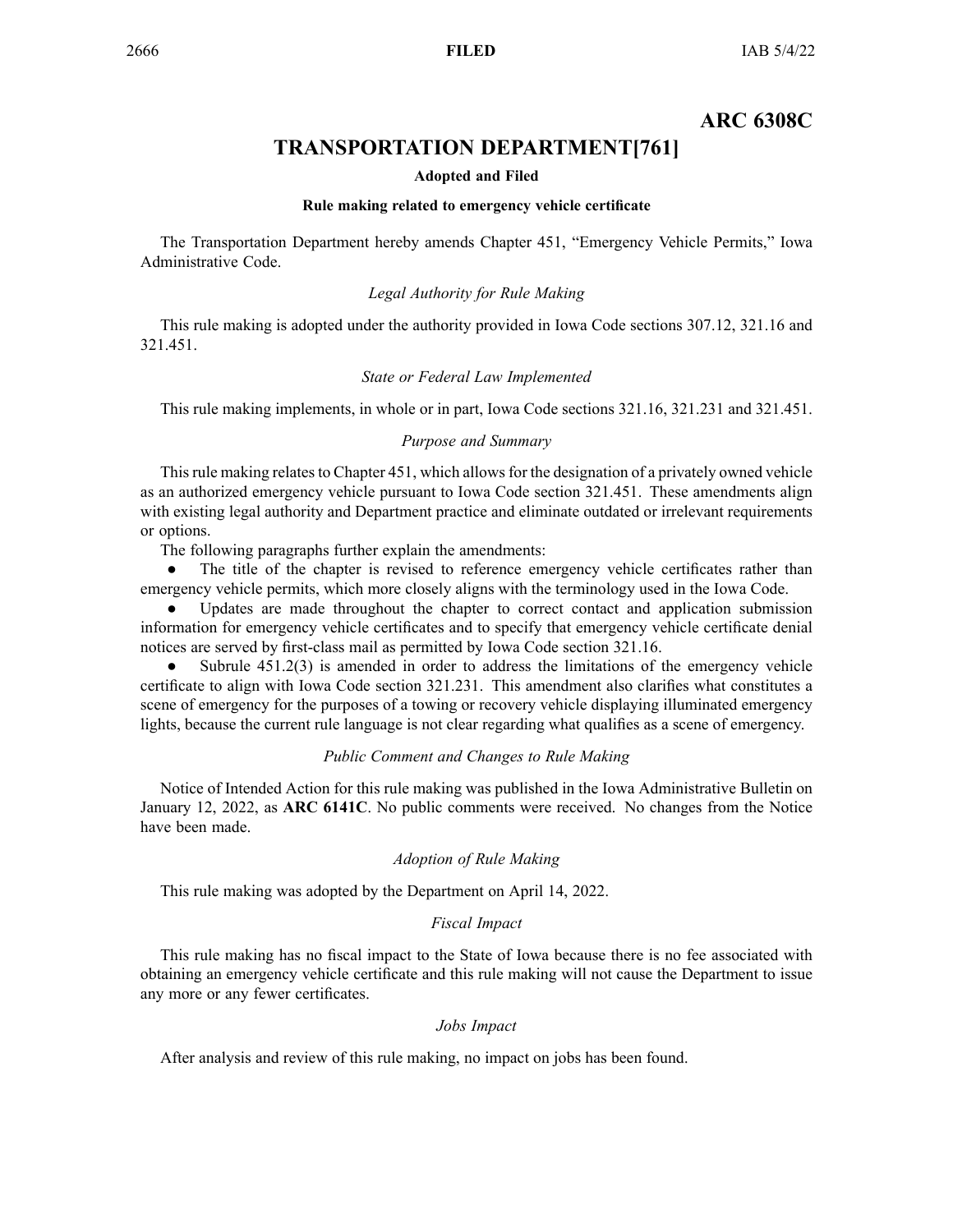## ARC 6308C

# TRANSPORTATION DEPARTMENT[761]

**Adopted and Filed**

**Rule making related to emergency vehicle certificate**

The Transportation Department hereby amends Chapter 451, "Emergency Vehicle Permits," Iowa Administrative Code.

### *Legal Authority for Rule Making*

This rule making is adopted under the authority provided in Iowa Code sections 307.12, 321.16 and 321.451.

### *State or Federal Law Implemented*

This rule making implements, in whole or in part, Iowa Code sections 321.16, 321.231 and 321.451.

### *Purpose and Summary*

This rule making relates to Chapter 451, which allows for the designation of a privately owned vehicle as an authorized emergency vehicle pursuant to Iowa Code section 321.451. These amendments align with existing legal authority and Department practice and eliminate outdated or irrelevant requirements or options.

The following paragraphs further explain the amendments:

- The title of the chapter is revised to reference emergency vehicle certificates rather than emergency vehicle permits, which more closely aligns with the terminology used in the Iowa Code.
- Updates are made throughout the chapter to correct contact and application submission information for emergency vehicle certificates and to specify that emergency vehicle certificate denial notices are served by first-class mail as permitted by Iowa Code section 321.16.
- Subrule 451.2(3) is amended in order to address the limitations of the emergency vehicle certificate to align with Iowa Code section 321.231. This amendment also clarifies what constitutes a scene of emergency for the purposes of a towing or recovery vehicle displaying illuminated emergency lights, because the current rule language is not clear regarding what qualifies as a scene of emergency.

### *Public Comment and Changes to Rule Making*

Notice of Intended Action for this rule making was published in the Iowa Administrative Bulletin on January 12, 2022, as **ARC 6141C**. No public comments were received. No changes from the Notice have been made.

### *Adoption of Rule Making*

This rule making was adopted by the Department on April 14, 2022.

### *Fiscal Impact*

This rule making has no fiscal impact to the State of Iowa because there is no fee associated with obtaining an emergency vehicle certificate and this rule making will not cause the Department to issue any more or any fewer certificates.

### *Jobs Impact*

After analysis and review of this rule making, no impact on jobs has been found.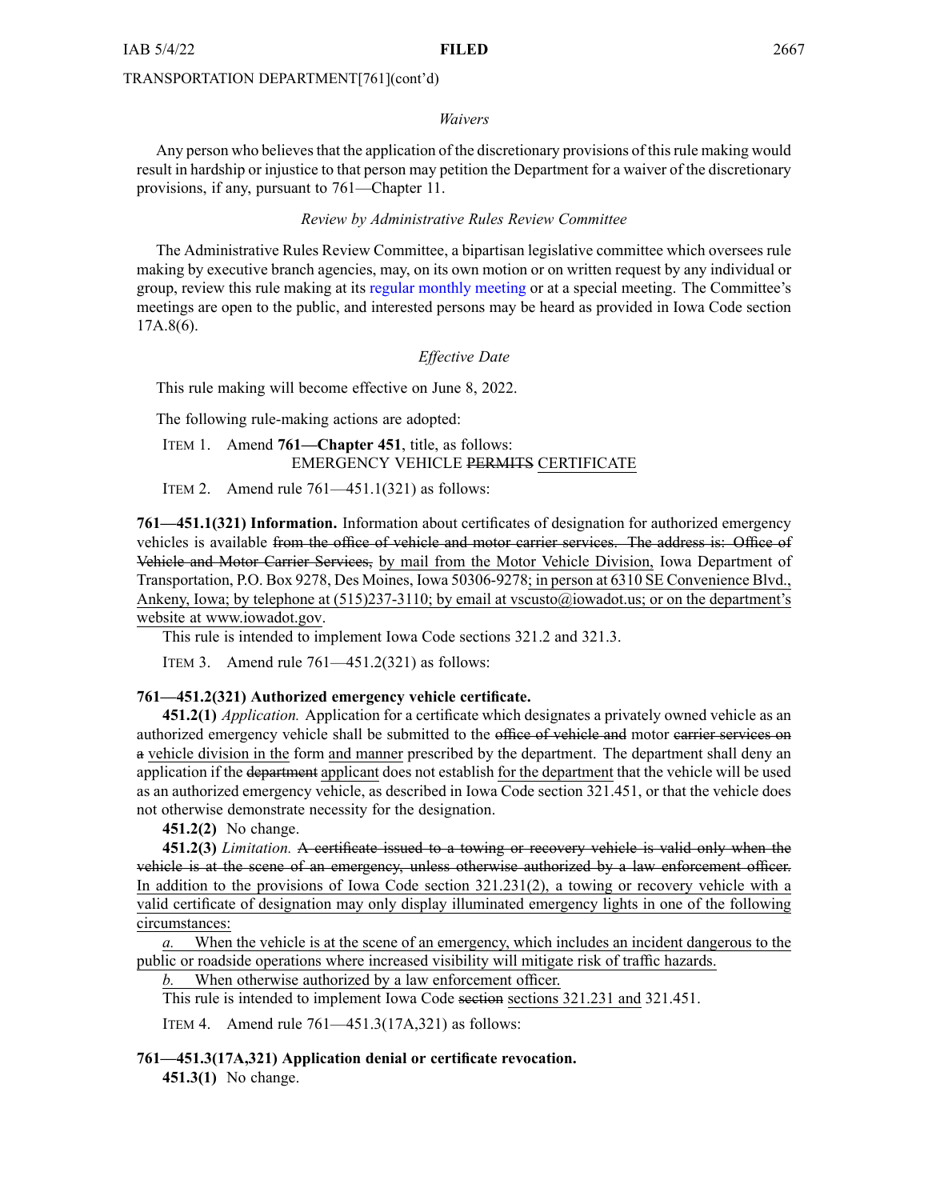TRANSPORTATION DEPARTMENT[761](cont'd)

*Waivers*

Any person who believes that the application of the discretionary provisions of this rule making would result in hardship or injustice to that person may petition the Department for a waiver of the discretionary provisions, if any, pursuant to 761—Chapter 11.

*Review by Administrative Rules Review Committee*

The Administrative Rules Review Committee, a bipartisan legislative committee which oversees rule making by executive branch agencies, may, on its own motion or on written request by any individual or group, review this rule making at its regular monthly meeting or at a special meeting. The Committee's meetings are open to the public, and interested persons may be heard as provided in Iowa Code section 17A.8(6).

*Effective Date*

This rule making will become effective on June 8, 2022.

The following rule-making actions are adopted:

ITEM 1. Amend **761—Chapter 451**, title, as follows:

EMERGENCY VEHICLE ~~PERMITS~~ CERTIFICATE

ITEM 2. Amend rule 761—451.1(321) as follows:

**761—451.1(321) Information.** Information about certificates of designation for authorized emergency vehicles is available ~~from the office of vehicle and motor carrier services. The address is: Office of Vehicle and Motor Carrier Services,~~ by mail from the Motor Vehicle Division, Iowa Department of Transportation, P.O. Box 9278, Des Moines, Iowa 50306-9278; in person at 6310 SE Convenience Blvd., Ankeny, Iowa; by telephone at (515)237-3110; by email at vscusto@iowadot.us; or on the department's website at www.iowadot.gov.

This rule is intended to implement Iowa Code sections 321.2 and 321.3.

ITEM 3. Amend rule 761—451.2(321) as follows:

**761—451.2(321) Authorized emergency vehicle certificate.**

**451.2(1)** *Application.* Application for a certificate which designates a privately owned vehicle as an authorized emergency vehicle shall be submitted to the ~~office of vehicle and~~ motor ~~carrier services on a~~ vehicle division in the form and manner prescribed by the department. The department shall deny an application if the ~~department~~ applicant does not establish for the department that the vehicle will be used as an authorized emergency vehicle, as described in Iowa Code section 321.451, or that the vehicle does not otherwise demonstrate necessity for the designation.

**451.2(2)** No change.

**451.2(3)** *Limitation.* ~~A certificate issued to a towing or recovery vehicle is valid only when the vehicle is at the scene of an emergency, unless otherwise authorized by a law enforcement officer.~~ In addition to the provisions of Iowa Code section 321.231(2), a towing or recovery vehicle with a valid certificate of designation may only display illuminated emergency lights in one of the following circumstances:

*a.* When the vehicle is at the scene of an emergency, which includes an incident dangerous to the public or roadside operations where increased visibility will mitigate risk of traffic hazards.

*b.* When otherwise authorized by a law enforcement officer.

This rule is intended to implement Iowa Code ~~section~~ sections 321.231 and 321.451.

ITEM 4. Amend rule 761—451.3(17A,321) as follows:

**761—451.3(17A,321) Application denial or certificate revocation.**

**451.3(1)** No change.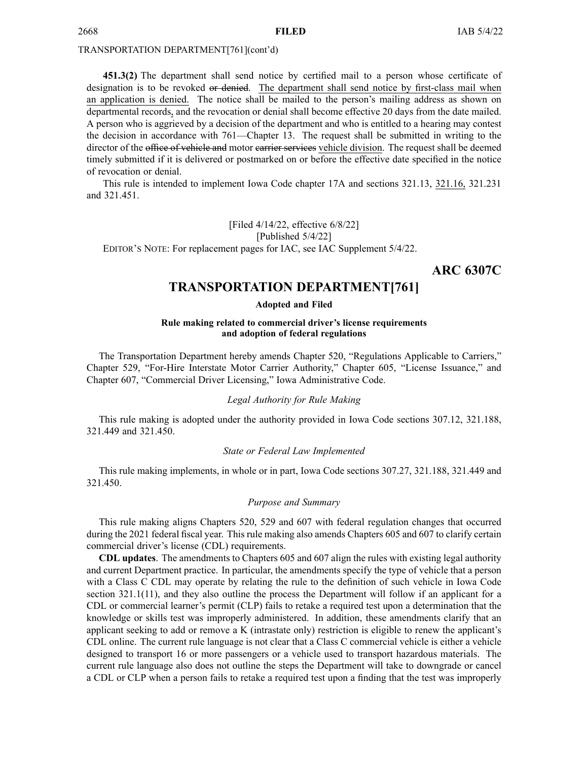TRANSPORTATION DEPARTMENT[761](cont'd)

**451.3(2)** The department shall send notice by certified mail to a person whose certificate of designation is to be revoked ~~or denied~~. The department shall send notice by first-class mail when an application is denied. The notice shall be mailed to the person's mailing address as shown on departmental records, and the revocation or denial shall become effective 20 days from the date mailed. A person who is aggrieved by a decision of the department and who is entitled to a hearing may contest the decision in accordance with 761—Chapter 13. The request shall be submitted in writing to the director of the ~~office of vehicle and~~ motor ~~carrier services~~ vehicle division. The request shall be deemed timely submitted if it is delivered or postmarked on or before the effective date specified in the notice of revocation or denial.

This rule is intended to implement Iowa Code chapter 17A and sections 321.13, 321.16, 321.231 and 321.451.

[Filed 4/14/22, effective 6/8/22]
[Published 5/4/22]
EDITOR'S NOTE: For replacement pages for IAC, see IAC Supplement 5/4/22.

**ARC 6307C**

## TRANSPORTATION DEPARTMENT[761]

**Adopted and Filed**

**Rule making related to commercial driver's license requirements and adoption of federal regulations**

The Transportation Department hereby amends Chapter 520, "Regulations Applicable to Carriers," Chapter 529, "For-Hire Interstate Motor Carrier Authority," Chapter 605, "License Issuance," and Chapter 607, "Commercial Driver Licensing," Iowa Administrative Code.

*Legal Authority for Rule Making*

This rule making is adopted under the authority provided in Iowa Code sections 307.12, 321.188, 321.449 and 321.450.

*State or Federal Law Implemented*

This rule making implements, in whole or in part, Iowa Code sections 307.27, 321.188, 321.449 and 321.450.

*Purpose and Summary*

This rule making aligns Chapters 520, 529 and 607 with federal regulation changes that occurred during the 2021 federal fiscal year. This rule making also amends Chapters 605 and 607 to clarify certain commercial driver's license (CDL) requirements.

**CDL updates**. The amendments to Chapters 605 and 607 align the rules with existing legal authority and current Department practice. In particular, the amendments specify the type of vehicle that a person with a Class C CDL may operate by relating the rule to the definition of such vehicle in Iowa Code section 321.1(11), and they also outline the process the Department will follow if an applicant for a CDL or commercial learner's permit (CLP) fails to retake a required test upon a determination that the knowledge or skills test was improperly administered. In addition, these amendments clarify that an applicant seeking to add or remove a K (intrastate only) restriction is eligible to renew the applicant's CDL online. The current rule language is not clear that a Class C commercial vehicle is either a vehicle designed to transport 16 or more passengers or a vehicle used to transport hazardous materials. The current rule language also does not outline the steps the Department will take to downgrade or cancel a CDL or CLP when a person fails to retake a required test upon a finding that the test was improperly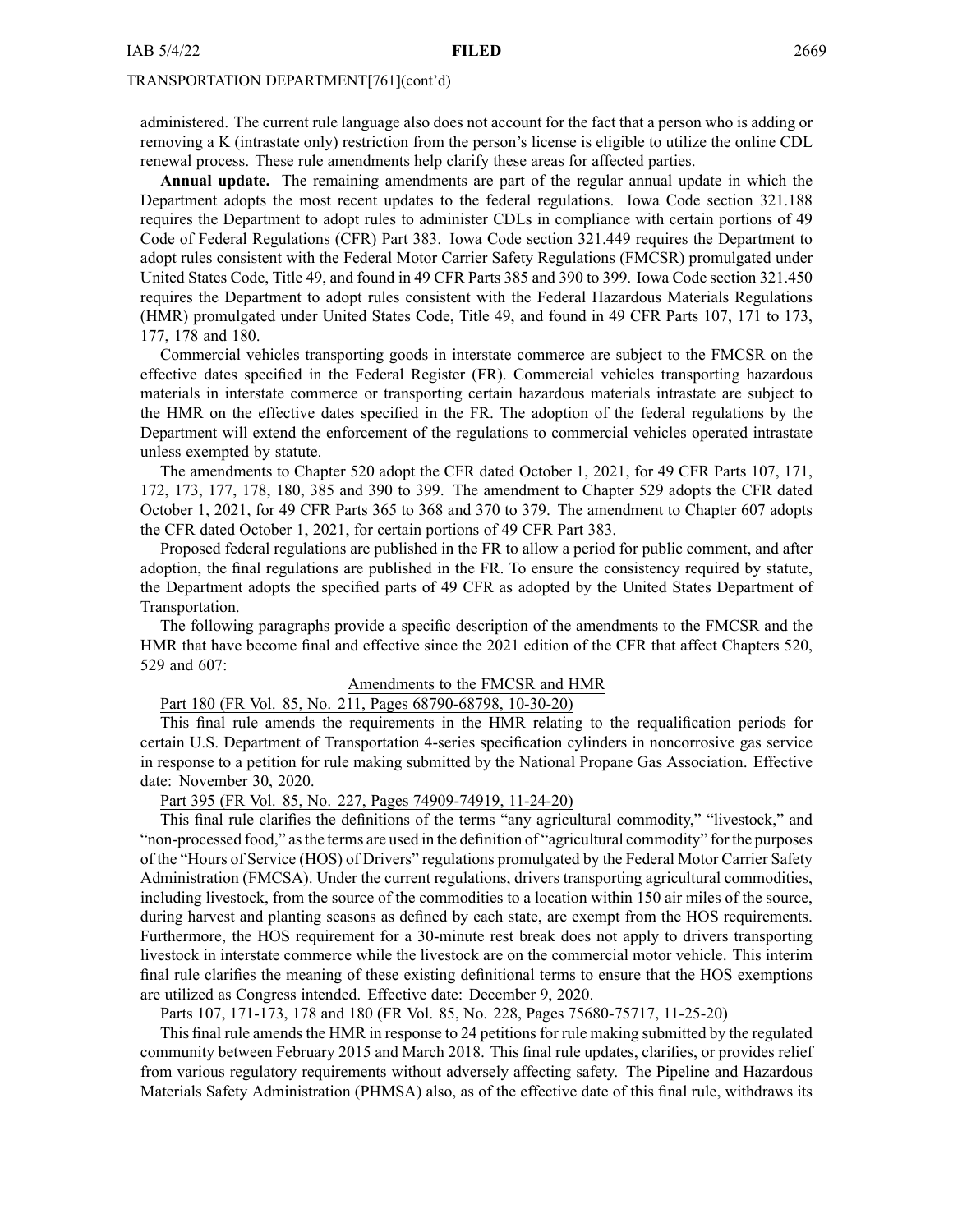administered. The current rule language also does not account for the fact that a person who is adding or removing a K (intrastate only) restriction from the person's license is eligible to utilize the online CDL renewal process. These rule amendments help clarify these areas for affected parties.

**Annual update.** The remaining amendments are part of the regular annual update in which the Department adopts the most recent updates to the federal regulations. Iowa Code section 321.188 requires the Department to adopt rules to administer CDLs in compliance with certain portions of 49 Code of Federal Regulations (CFR) Part 383. Iowa Code section 321.449 requires the Department to adopt rules consistent with the Federal Motor Carrier Safety Regulations (FMCSR) promulgated under United States Code, Title 49, and found in 49 CFR Parts 385 and 390 to 399. Iowa Code section 321.450 requires the Department to adopt rules consistent with the Federal Hazardous Materials Regulations (HMR) promulgated under United States Code, Title 49, and found in 49 CFR Parts 107, 171 to 173, 177, 178 and 180.

Commercial vehicles transporting goods in interstate commerce are subject to the FMCSR on the effective dates specified in the Federal Register (FR). Commercial vehicles transporting hazardous materials in interstate commerce or transporting certain hazardous materials intrastate are subject to the HMR on the effective dates specified in the FR. The adoption of the federal regulations by the Department will extend the enforcement of the regulations to commercial vehicles operated intrastate unless exempted by statute.

The amendments to Chapter 520 adopt the CFR dated October 1, 2021, for 49 CFR Parts 107, 171, 172, 173, 177, 178, 180, 385 and 390 to 399. The amendment to Chapter 529 adopts the CFR dated October 1, 2021, for 49 CFR Parts 365 to 368 and 370 to 379. The amendment to Chapter 607 adopts the CFR dated October 1, 2021, for certain portions of 49 CFR Part 383.

Proposed federal regulations are published in the FR to allow a period for public comment, and after adoption, the final regulations are published in the FR. To ensure the consistency required by statute, the Department adopts the specified parts of 49 CFR as adopted by the United States Department of Transportation.

The following paragraphs provide a specific description of the amendments to the FMCSR and the HMR that have become final and effective since the 2021 edition of the CFR that affect Chapters 520, 529 and 607:

Amendments to the FMCSR and HMR

Part 180 (FR Vol. 85, No. 211, Pages 68790-68798, 10-30-20)

This final rule amends the requirements in the HMR relating to the requalification periods for certain U.S. Department of Transportation 4-series specification cylinders in noncorrosive gas service in response to a petition for rule making submitted by the National Propane Gas Association. Effective date: November 30, 2020.

Part 395 (FR Vol. 85, No. 227, Pages 74909-74919, 11-24-20)

This final rule clarifies the definitions of the terms "any agricultural commodity," "livestock," and "non-processed food," as the terms are used in the definition of "agricultural commodity" for the purposes of the "Hours of Service (HOS) of Drivers" regulations promulgated by the Federal Motor Carrier Safety Administration (FMCSA). Under the current regulations, drivers transporting agricultural commodities, including livestock, from the source of the commodities to a location within 150 air miles of the source, during harvest and planting seasons as defined by each state, are exempt from the HOS requirements. Furthermore, the HOS requirement for a 30-minute rest break does not apply to drivers transporting livestock in interstate commerce while the livestock are on the commercial motor vehicle. This interim final rule clarifies the meaning of these existing definitional terms to ensure that the HOS exemptions are utilized as Congress intended. Effective date: December 9, 2020.

Parts 107, 171-173, 178 and 180 (FR Vol. 85, No. 228, Pages 75680-75717, 11-25-20)

This final rule amends the HMR in response to 24 petitions for rule making submitted by the regulated community between February 2015 and March 2018. This final rule updates, clarifies, or provides relief from various regulatory requirements without adversely affecting safety. The Pipeline and Hazardous Materials Safety Administration (PHMSA) also, as of the effective date of this final rule, withdraws its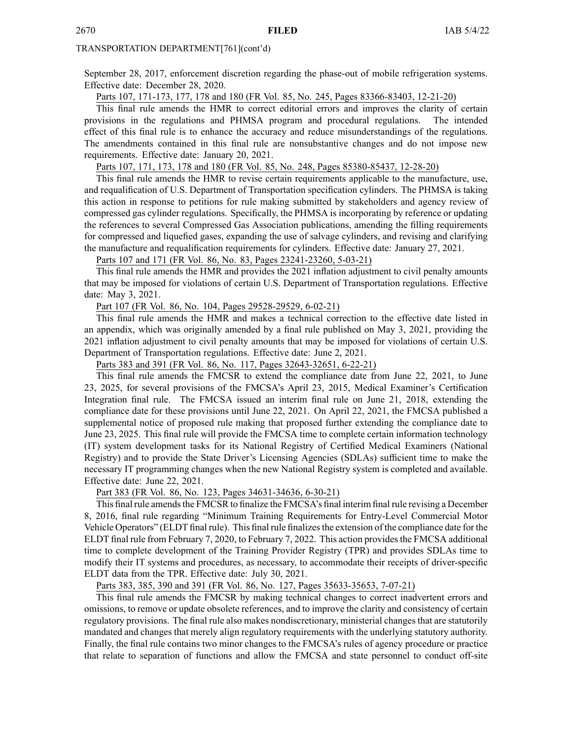TRANSPORTATION DEPARTMENT[761](cont'd)

September 28, 2017, enforcement discretion regarding the phase-out of mobile refrigeration systems. Effective date: December 28, 2020.

Parts 107, 171-173, 177, 178 and 180 (FR Vol. 85, No. 245, Pages 83366-83403, 12-21-20)

This final rule amends the HMR to correct editorial errors and improves the clarity of certain provisions in the regulations and PHMSA program and procedural regulations. The intended effect of this final rule is to enhance the accuracy and reduce misunderstandings of the regulations. The amendments contained in this final rule are nonsubstantive changes and do not impose new requirements. Effective date: January 20, 2021.

Parts 107, 171, 173, 178 and 180 (FR Vol. 85, No. 248, Pages 85380-85437, 12-28-20)

This final rule amends the HMR to revise certain requirements applicable to the manufacture, use, and requalification of U.S. Department of Transportation specification cylinders. The PHMSA is taking this action in response to petitions for rule making submitted by stakeholders and agency review of compressed gas cylinder regulations. Specifically, the PHMSA is incorporating by reference or updating the references to several Compressed Gas Association publications, amending the filling requirements for compressed and liquefied gases, expanding the use of salvage cylinders, and revising and clarifying the manufacture and requalification requirements for cylinders. Effective date: January 27, 2021.

Parts 107 and 171 (FR Vol. 86, No. 83, Pages 23241-23260, 5-03-21)

This final rule amends the HMR and provides the 2021 inflation adjustment to civil penalty amounts that may be imposed for violations of certain U.S. Department of Transportation regulations. Effective date: May 3, 2021.

Part 107 (FR Vol. 86, No. 104, Pages 29528-29529, 6-02-21)

This final rule amends the HMR and makes a technical correction to the effective date listed in an appendix, which was originally amended by a final rule published on May 3, 2021, providing the 2021 inflation adjustment to civil penalty amounts that may be imposed for violations of certain U.S. Department of Transportation regulations. Effective date: June 2, 2021.

Parts 383 and 391 (FR Vol. 86, No. 117, Pages 32643-32651, 6-22-21)

This final rule amends the FMCSR to extend the compliance date from June 22, 2021, to June 23, 2025, for several provisions of the FMCSA's April 23, 2015, Medical Examiner's Certification Integration final rule. The FMCSA issued an interim final rule on June 21, 2018, extending the compliance date for these provisions until June 22, 2021. On April 22, 2021, the FMCSA published a supplemental notice of proposed rule making that proposed further extending the compliance date to June 23, 2025. This final rule will provide the FMCSA time to complete certain information technology (IT) system development tasks for its National Registry of Certified Medical Examiners (National Registry) and to provide the State Driver's Licensing Agencies (SDLAs) sufficient time to make the necessary IT programming changes when the new National Registry system is completed and available. Effective date: June 22, 2021.

Part 383 (FR Vol. 86, No. 123, Pages 34631-34636, 6-30-21)

This final rule amends the FMCSR to finalize the FMCSA's final interim final rule revising a December 8, 2016, final rule regarding "Minimum Training Requirements for Entry-Level Commercial Motor Vehicle Operators" (ELDT final rule). This final rule finalizes the extension of the compliance date for the ELDT final rule from February 7, 2020, to February 7, 2022. This action provides the FMCSA additional time to complete development of the Training Provider Registry (TPR) and provides SDLAs time to modify their IT systems and procedures, as necessary, to accommodate their receipts of driver-specific ELDT data from the TPR. Effective date: July 30, 2021.

Parts 383, 385, 390 and 391 (FR Vol. 86, No. 127, Pages 35633-35653, 7-07-21)

This final rule amends the FMCSR by making technical changes to correct inadvertent errors and omissions, to remove or update obsolete references, and to improve the clarity and consistency of certain regulatory provisions. The final rule also makes nondiscretionary, ministerial changes that are statutorily mandated and changes that merely align regulatory requirements with the underlying statutory authority. Finally, the final rule contains two minor changes to the FMCSA's rules of agency procedure or practice that relate to separation of functions and allow the FMCSA and state personnel to conduct off-site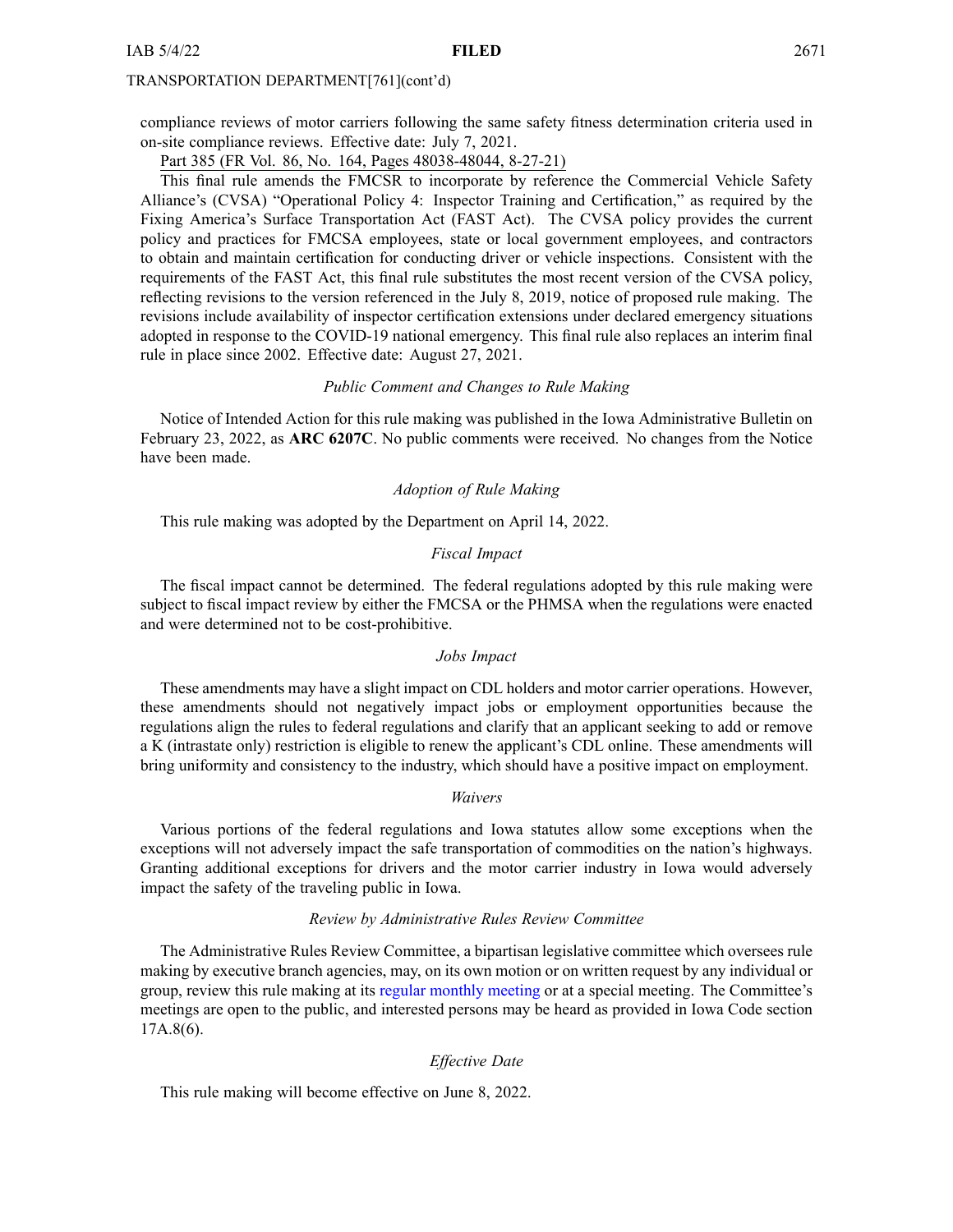compliance reviews of motor carriers following the same safety fitness determination criteria used in on-site compliance reviews. Effective date: July 7, 2021.

Part 385 (FR Vol. 86, No. 164, Pages 48038-48044, 8-27-21)

This final rule amends the FMCSR to incorporate by reference the Commercial Vehicle Safety Alliance's (CVSA) "Operational Policy 4: Inspector Training and Certification," as required by the Fixing America's Surface Transportation Act (FAST Act). The CVSA policy provides the current policy and practices for FMCSA employees, state or local government employees, and contractors to obtain and maintain certification for conducting driver or vehicle inspections. Consistent with the requirements of the FAST Act, this final rule substitutes the most recent version of the CVSA policy, reflecting revisions to the version referenced in the July 8, 2019, notice of proposed rule making. The revisions include availability of inspector certification extensions under declared emergency situations adopted in response to the COVID-19 national emergency. This final rule also replaces an interim final rule in place since 2002. Effective date: August 27, 2021.

*Public Comment and Changes to Rule Making*

Notice of Intended Action for this rule making was published in the Iowa Administrative Bulletin on February 23, 2022, as **ARC 6207C**. No public comments were received. No changes from the Notice have been made.

*Adoption of Rule Making*

This rule making was adopted by the Department on April 14, 2022.

*Fiscal Impact*

The fiscal impact cannot be determined. The federal regulations adopted by this rule making were subject to fiscal impact review by either the FMCSA or the PHMSA when the regulations were enacted and were determined not to be cost-prohibitive.

*Jobs Impact*

These amendments may have a slight impact on CDL holders and motor carrier operations. However, these amendments should not negatively impact jobs or employment opportunities because the regulations align the rules to federal regulations and clarify that an applicant seeking to add or remove a K (intrastate only) restriction is eligible to renew the applicant's CDL online. These amendments will bring uniformity and consistency to the industry, which should have a positive impact on employment.

*Waivers*

Various portions of the federal regulations and Iowa statutes allow some exceptions when the exceptions will not adversely impact the safe transportation of commodities on the nation's highways. Granting additional exceptions for drivers and the motor carrier industry in Iowa would adversely impact the safety of the traveling public in Iowa.

*Review by Administrative Rules Review Committee*

The Administrative Rules Review Committee, a bipartisan legislative committee which oversees rule making by executive branch agencies, may, on its own motion or on written request by any individual or group, review this rule making at its regular monthly meeting or at a special meeting. The Committee's meetings are open to the public, and interested persons may be heard as provided in Iowa Code section 17A.8(6).

*Effective Date*

This rule making will become effective on June 8, 2022.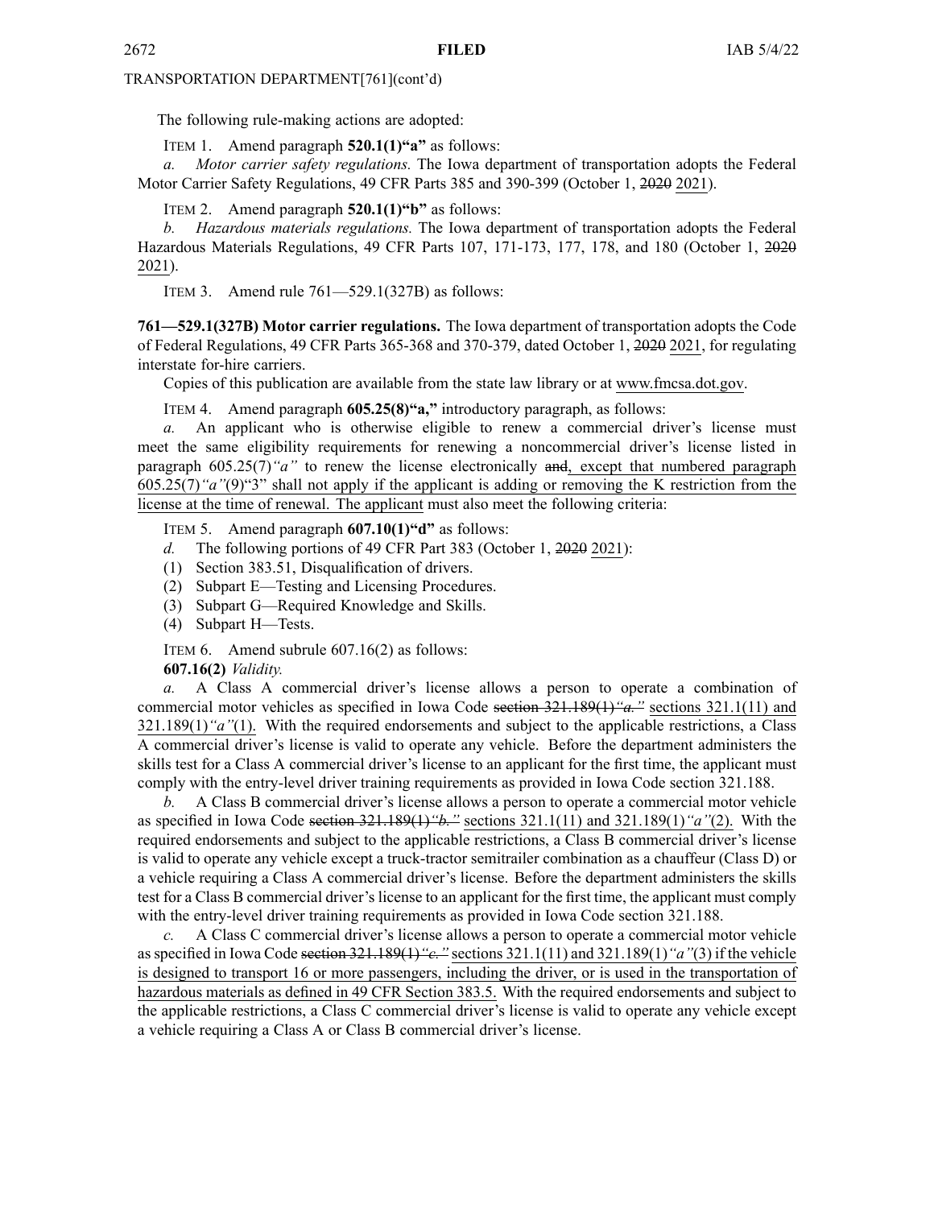TRANSPORTATION DEPARTMENT[761](cont'd)

The following rule-making actions are adopted:

ITEM 1. Amend paragraph **520.1(1)"a"** as follows:

*a. Motor carrier safety regulations.* The Iowa department of transportation adopts the Federal Motor Carrier Safety Regulations, 49 CFR Parts 385 and 390-399 (October 1, ~~2020~~ 2021).

ITEM 2. Amend paragraph **520.1(1)"b"** as follows:

*b. Hazardous materials regulations.* The Iowa department of transportation adopts the Federal Hazardous Materials Regulations, 49 CFR Parts 107, 171-173, 177, 178, and 180 (October 1, ~~2020~~ 2021).

ITEM 3. Amend rule 761—529.1(327B) as follows:

**761—529.1(327B) Motor carrier regulations.** The Iowa department of transportation adopts the Code of Federal Regulations, 49 CFR Parts 365-368 and 370-379, dated October 1, ~~2020~~ 2021, for regulating interstate for-hire carriers.

Copies of this publication are available from the state law library or at www.fmcsa.dot.gov.

ITEM 4. Amend paragraph **605.25(8)"a,"** introductory paragraph, as follows:

*a.* An applicant who is otherwise eligible to renew a commercial driver's license must meet the same eligibility requirements for renewing a noncommercial driver's license listed in paragraph 605.25(7)*"a"* to renew the license electronically ~~and~~, except that numbered paragraph 605.25(7)*"a"*(9)"3" shall not apply if the applicant is adding or removing the K restriction from the license at the time of renewal. The applicant must also meet the following criteria:

ITEM 5. Amend paragraph **607.10(1)"d"** as follows:

*d.* The following portions of 49 CFR Part 383 (October 1, ~~2020~~ 2021):

(1) Section 383.51, Disqualification of drivers.

(2) Subpart E—Testing and Licensing Procedures.

(3) Subpart G—Required Knowledge and Skills.

(4) Subpart H—Tests.

ITEM 6. Amend subrule 607.16(2) as follows:

**607.16(2)** *Validity.*

*a.* A Class A commercial driver's license allows a person to operate a combination of commercial motor vehicles as specified in Iowa Code ~~section 321.189(1)*"a."*~~ sections 321.1(11) and 321.189(1)*"a"*(1). With the required endorsements and subject to the applicable restrictions, a Class A commercial driver's license is valid to operate any vehicle. Before the department administers the skills test for a Class A commercial driver's license to an applicant for the first time, the applicant must comply with the entry-level driver training requirements as provided in Iowa Code section 321.188.

*b.* A Class B commercial driver's license allows a person to operate a commercial motor vehicle as specified in Iowa Code ~~section 321.189(1)*"b."*~~ sections 321.1(11) and 321.189(1)*"a"*(2). With the required endorsements and subject to the applicable restrictions, a Class B commercial driver's license is valid to operate any vehicle except a truck-tractor semitrailer combination as a chauffeur (Class D) or a vehicle requiring a Class A commercial driver's license. Before the department administers the skills test for a Class B commercial driver's license to an applicant for the first time, the applicant must comply with the entry-level driver training requirements as provided in Iowa Code section 321.188.

*c.* A Class C commercial driver's license allows a person to operate a commercial motor vehicle as specified in Iowa Code ~~section 321.189(1)*"c."*~~ sections 321.1(11) and 321.189(1)*"a"*(3) if the vehicle is designed to transport 16 or more passengers, including the driver, or is used in the transportation of hazardous materials as defined in 49 CFR Section 383.5. With the required endorsements and subject to the applicable restrictions, a Class C commercial driver's license is valid to operate any vehicle except a vehicle requiring a Class A or Class B commercial driver's license.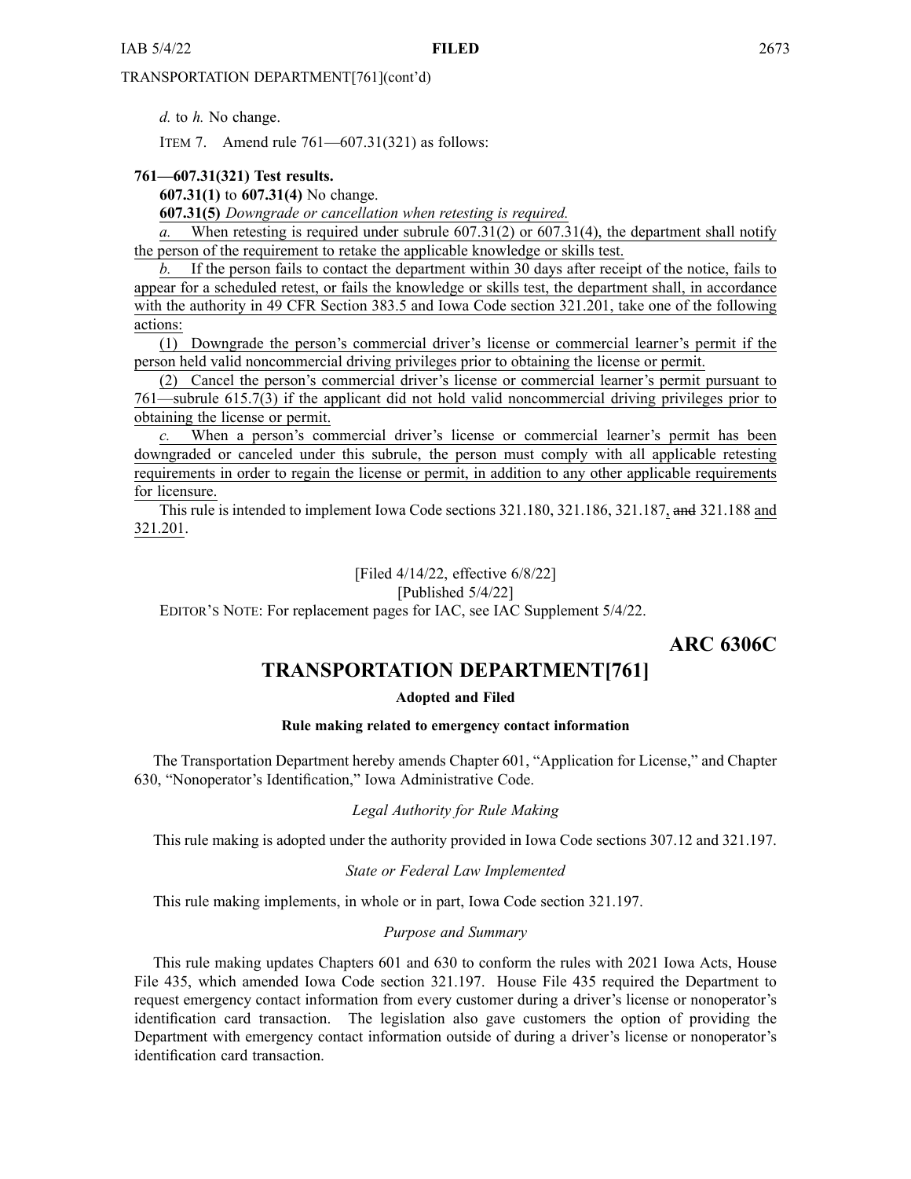TRANSPORTATION DEPARTMENT[761](cont'd)

*d.* to *h.* No change.

ITEM 7. Amend rule 761—607.31(321) as follows:

**761—607.31(321) Test results.**

**607.31(1)** to **607.31(4)** No change.

**607.31(5)** *Downgrade or cancellation when retesting is required.*

*a.* When retesting is required under subrule 607.31(2) or 607.31(4), the department shall notify the person of the requirement to retake the applicable knowledge or skills test.

*b.* If the person fails to contact the department within 30 days after receipt of the notice, fails to appear for a scheduled retest, or fails the knowledge or skills test, the department shall, in accordance with the authority in 49 CFR Section 383.5 and Iowa Code section 321.201, take one of the following actions:

(1) Downgrade the person's commercial driver's license or commercial learner's permit if the person held valid noncommercial driving privileges prior to obtaining the license or permit.

(2) Cancel the person's commercial driver's license or commercial learner's permit pursuant to 761—subrule 615.7(3) if the applicant did not hold valid noncommercial driving privileges prior to obtaining the license or permit.

*c.* When a person's commercial driver's license or commercial learner's permit has been downgraded or canceled under this subrule, the person must comply with all applicable retesting requirements in order to regain the license or permit, in addition to any other applicable requirements for licensure.

This rule is intended to implement Iowa Code sections 321.180, 321.186, 321.187, ~~and~~ 321.188 and 321.201.

[Filed 4/14/22, effective 6/8/22]
[Published 5/4/22]

EDITOR'S NOTE: For replacement pages for IAC, see IAC Supplement 5/4/22.

**ARC 6306C**

# TRANSPORTATION DEPARTMENT[761]

**Adopted and Filed**

**Rule making related to emergency contact information**

The Transportation Department hereby amends Chapter 601, "Application for License," and Chapter 630, "Nonoperator's Identification," Iowa Administrative Code.

*Legal Authority for Rule Making*

This rule making is adopted under the authority provided in Iowa Code sections 307.12 and 321.197.

*State or Federal Law Implemented*

This rule making implements, in whole or in part, Iowa Code section 321.197.

*Purpose and Summary*

This rule making updates Chapters 601 and 630 to conform the rules with 2021 Iowa Acts, House File 435, which amended Iowa Code section 321.197. House File 435 required the Department to request emergency contact information from every customer during a driver's license or nonoperator's identification card transaction. The legislation also gave customers the option of providing the Department with emergency contact information outside of during a driver's license or nonoperator's identification card transaction.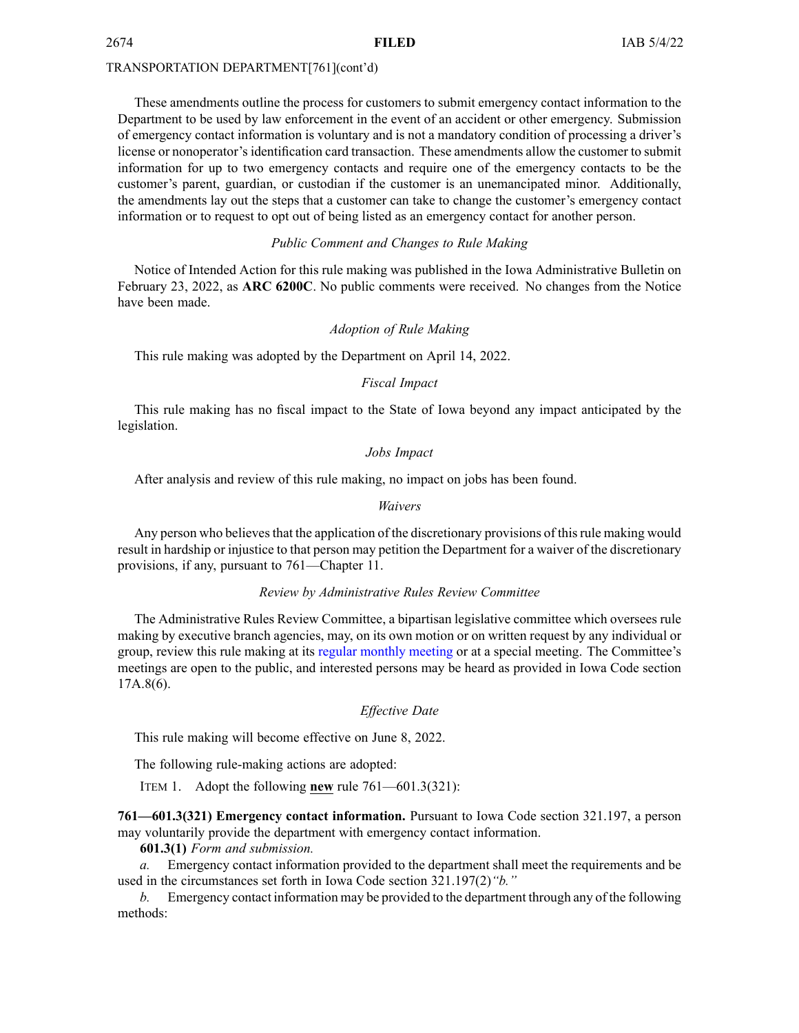TRANSPORTATION DEPARTMENT[761](cont'd)

These amendments outline the process for customers to submit emergency contact information to the Department to be used by law enforcement in the event of an accident or other emergency. Submission of emergency contact information is voluntary and is not a mandatory condition of processing a driver's license or nonoperator's identification card transaction. These amendments allow the customer to submit information for up to two emergency contacts and require one of the emergency contacts to be the customer's parent, guardian, or custodian if the customer is an unemancipated minor. Additionally, the amendments lay out the steps that a customer can take to change the customer's emergency contact information or to request to opt out of being listed as an emergency contact for another person.

*Public Comment and Changes to Rule Making*

Notice of Intended Action for this rule making was published in the Iowa Administrative Bulletin on February 23, 2022, as **ARC 6200C**. No public comments were received. No changes from the Notice have been made.

*Adoption of Rule Making*

This rule making was adopted by the Department on April 14, 2022.

*Fiscal Impact*

This rule making has no fiscal impact to the State of Iowa beyond any impact anticipated by the legislation.

*Jobs Impact*

After analysis and review of this rule making, no impact on jobs has been found.

*Waivers*

Any person who believes that the application of the discretionary provisions of this rule making would result in hardship or injustice to that person may petition the Department for a waiver of the discretionary provisions, if any, pursuant to 761—Chapter 11.

*Review by Administrative Rules Review Committee*

The Administrative Rules Review Committee, a bipartisan legislative committee which oversees rule making by executive branch agencies, may, on its own motion or on written request by any individual or group, review this rule making at its regular monthly meeting or at a special meeting. The Committee's meetings are open to the public, and interested persons may be heard as provided in Iowa Code section 17A.8(6).

*Effective Date*

This rule making will become effective on June 8, 2022.

The following rule-making actions are adopted:

ITEM 1. Adopt the following **new** rule 761—601.3(321):

**761—601.3(321) Emergency contact information.** Pursuant to Iowa Code section 321.197, a person may voluntarily provide the department with emergency contact information.

**601.3(1)** *Form and submission.*

*a.* Emergency contact information provided to the department shall meet the requirements and be used in the circumstances set forth in Iowa Code section 321.197(2)*"b."*

*b.* Emergency contact information may be provided to the department through any of the following methods: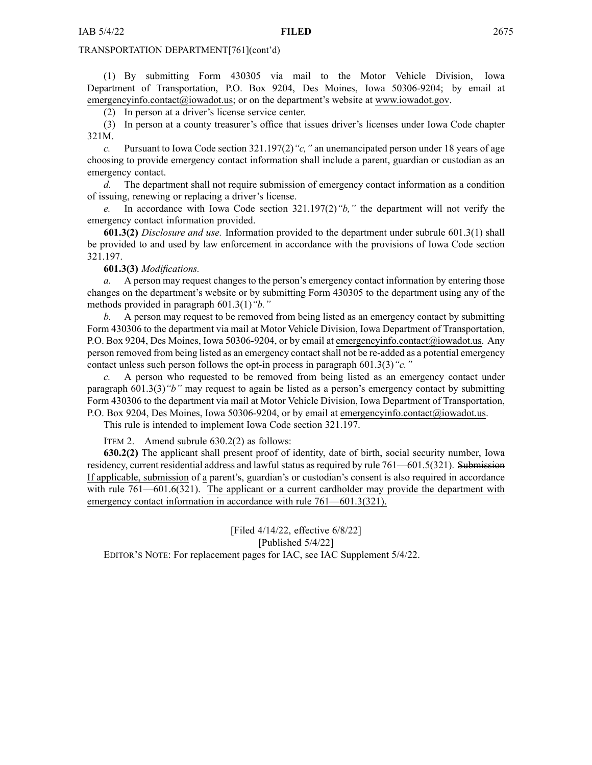(1) By submitting Form 430305 via mail to the Motor Vehicle Division, Iowa Department of Transportation, P.O. Box 9204, Des Moines, Iowa 50306-9204; by email at emergencyinfo.contact@iowadot.us; or on the department's website at www.iowadot.gov.

(2) In person at a driver's license service center.

(3) In person at a county treasurer's office that issues driver's licenses under Iowa Code chapter 321M.

*c.* Pursuant to Iowa Code section 321.197(2)*"c,"* an unemancipated person under 18 years of age choosing to provide emergency contact information shall include a parent, guardian or custodian as an emergency contact.

*d.* The department shall not require submission of emergency contact information as a condition of issuing, renewing or replacing a driver's license.

*e.* In accordance with Iowa Code section 321.197(2)*"b,"* the department will not verify the emergency contact information provided.

**601.3(2)** *Disclosure and use.* Information provided to the department under subrule 601.3(1) shall be provided to and used by law enforcement in accordance with the provisions of Iowa Code section 321.197.

**601.3(3)** *Modifications.*

*a.* A person may request changes to the person's emergency contact information by entering those changes on the department's website or by submitting Form 430305 to the department using any of the methods provided in paragraph 601.3(1)*"b."*

*b.* A person may request to be removed from being listed as an emergency contact by submitting Form 430306 to the department via mail at Motor Vehicle Division, Iowa Department of Transportation, P.O. Box 9204, Des Moines, Iowa 50306-9204, or by email at emergencyinfo.contact@iowadot.us. Any person removed from being listed as an emergency contact shall not be re-added as a potential emergency contact unless such person follows the opt-in process in paragraph 601.3(3)*"c."*

*c.* A person who requested to be removed from being listed as an emergency contact under paragraph 601.3(3)*"b"* may request to again be listed as a person's emergency contact by submitting Form 430306 to the department via mail at Motor Vehicle Division, Iowa Department of Transportation, P.O. Box 9204, Des Moines, Iowa 50306-9204, or by email at emergencyinfo.contact@iowadot.us.

This rule is intended to implement Iowa Code section 321.197.

ITEM 2. Amend subrule 630.2(2) as follows:

**630.2(2)** The applicant shall present proof of identity, date of birth, social security number, Iowa residency, current residential address and lawful status as required by rule 761—601.5(321). ~~Submission~~ If applicable, submission of a parent's, guardian's or custodian's consent is also required in accordance with rule 761—601.6(321). The applicant or a current cardholder may provide the department with emergency contact information in accordance with rule 761—601.3(321).

[Filed 4/14/22, effective 6/8/22]

[Published 5/4/22]

EDITOR'S NOTE: For replacement pages for IAC, see IAC Supplement 5/4/22.